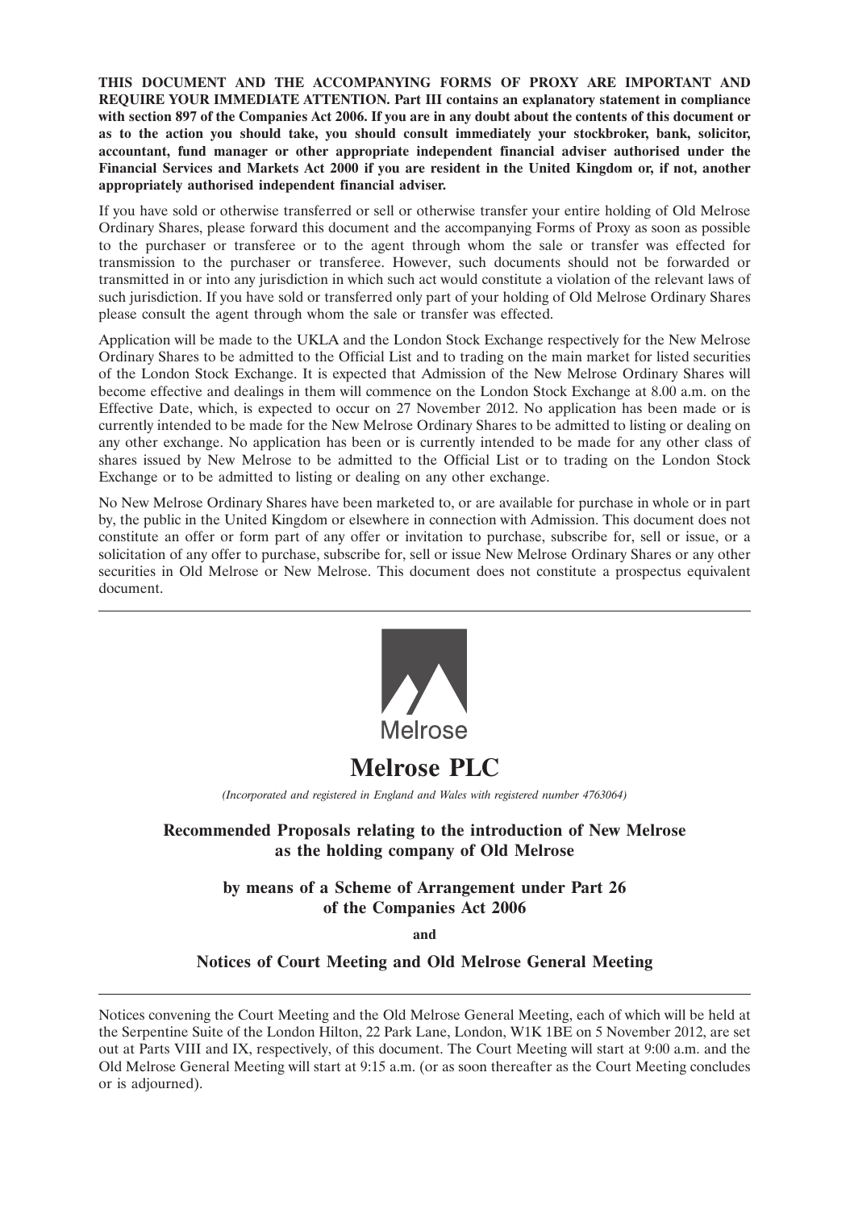**THIS DOCUMENT AND THE ACCOMPANYING FORMS OF PROXY ARE IMPORTANT AND REQUIRE YOUR IMMEDIATE ATTENTION. Part III contains an explanatory statement in compliance with section 897 of the Companies Act 2006. If you are in any doubt about the contents of this document or as to the action you should take, you should consult immediately your stockbroker, bank, solicitor, accountant, fund manager or other appropriate independent financial adviser authorised under the Financial Services and Markets Act 2000 if you are resident in the United Kingdom or, if not, another appropriately authorised independent financial adviser.**

If you have sold or otherwise transferred or sell or otherwise transfer your entire holding of Old Melrose Ordinary Shares, please forward this document and the accompanying Forms of Proxy as soon as possible to the purchaser or transferee or to the agent through whom the sale or transfer was effected for transmission to the purchaser or transferee. However, such documents should not be forwarded or transmitted in or into any jurisdiction in which such act would constitute a violation of the relevant laws of such jurisdiction. If you have sold or transferred only part of your holding of Old Melrose Ordinary Shares please consult the agent through whom the sale or transfer was effected.

Application will be made to the UKLA and the London Stock Exchange respectively for the New Melrose Ordinary Shares to be admitted to the Official List and to trading on the main market for listed securities of the London Stock Exchange. It is expected that Admission of the New Melrose Ordinary Shares will become effective and dealings in them will commence on the London Stock Exchange at 8.00 a.m. on the Effective Date, which, is expected to occur on 27 November 2012. No application has been made or is currently intended to be made for the New Melrose Ordinary Shares to be admitted to listing or dealing on any other exchange. No application has been or is currently intended to be made for any other class of shares issued by New Melrose to be admitted to the Official List or to trading on the London Stock Exchange or to be admitted to listing or dealing on any other exchange.

No New Melrose Ordinary Shares have been marketed to, or are available for purchase in whole or in part by, the public in the United Kingdom or elsewhere in connection with Admission. This document does not constitute an offer or form part of any offer or invitation to purchase, subscribe for, sell or issue, or a solicitation of any offer to purchase, subscribe for, sell or issue New Melrose Ordinary Shares or any other securities in Old Melrose or New Melrose. This document does not constitute a prospectus equivalent document.

---

Melrose

# Melrose PLC

*(Incorporated and registered in England and Wales with registered number 4763064)*

## Recommended Proposals relating to the introduction of New Melrose as the holding company of Old Melrose

### by means of a Scheme of Arrangement under Part 26 of the Companies Act 2006

**and**

### Notices of Court Meeting and Old Melrose General Meeting

---

Notices convening the Court Meeting and the Old Melrose General Meeting, each of which will be held at the Serpentine Suite of the London Hilton, 22 Park Lane, London, W1K 1BE on 5 November 2012, are set out at Parts VIII and IX, respectively, of this document. The Court Meeting will start at 9:00 a.m. and the Old Melrose General Meeting will start at 9:15 a.m. (or as soon thereafter as the Court Meeting concludes or is adjourned).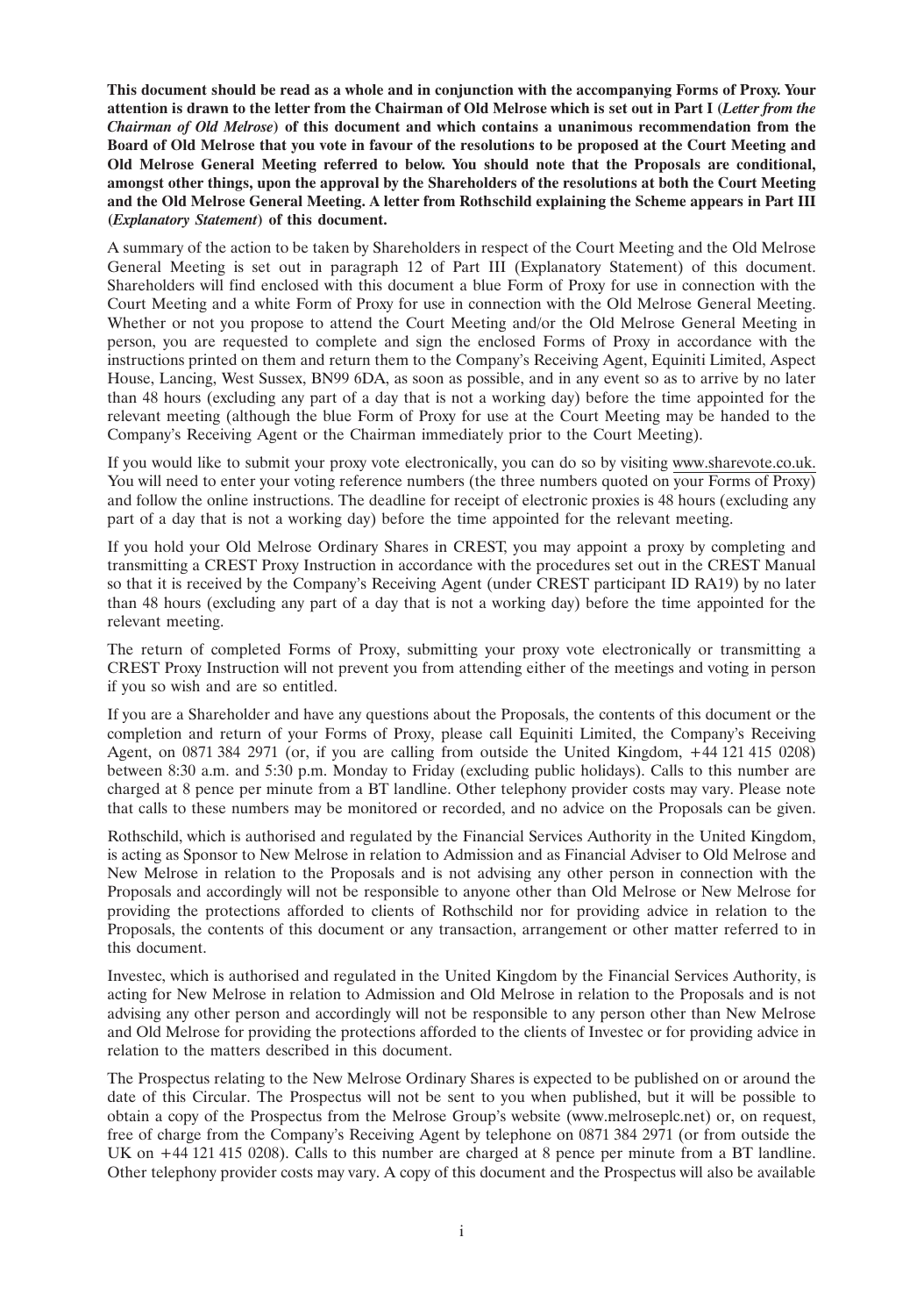**This document should be read as a whole and in conjunction with the accompanying Forms of Proxy. Your attention is drawn to the letter from the Chairman of Old Melrose which is set out in Part I (*Letter from the Chairman of Old Melrose*) of this document and which contains a unanimous recommendation from the Board of Old Melrose that you vote in favour of the resolutions to be proposed at the Court Meeting and Old Melrose General Meeting referred to below. You should note that the Proposals are conditional, amongst other things, upon the approval by the Shareholders of the resolutions at both the Court Meeting and the Old Melrose General Meeting. A letter from Rothschild explaining the Scheme appears in Part III (*Explanatory Statement*) of this document.**

A summary of the action to be taken by Shareholders in respect of the Court Meeting and the Old Melrose General Meeting is set out in paragraph 12 of Part III (Explanatory Statement) of this document. Shareholders will find enclosed with this document a blue Form of Proxy for use in connection with the Court Meeting and a white Form of Proxy for use in connection with the Old Melrose General Meeting. Whether or not you propose to attend the Court Meeting and/or the Old Melrose General Meeting in person, you are requested to complete and sign the enclosed Forms of Proxy in accordance with the instructions printed on them and return them to the Company's Receiving Agent, Equiniti Limited, Aspect House, Lancing, West Sussex, BN99 6DA, as soon as possible, and in any event so as to arrive by no later than 48 hours (excluding any part of a day that is not a working day) before the time appointed for the relevant meeting (although the blue Form of Proxy for use at the Court Meeting may be handed to the Company's Receiving Agent or the Chairman immediately prior to the Court Meeting).

If you would like to submit your proxy vote electronically, you can do so by visiting www.sharevote.co.uk. You will need to enter your voting reference numbers (the three numbers quoted on your Forms of Proxy) and follow the online instructions. The deadline for receipt of electronic proxies is 48 hours (excluding any part of a day that is not a working day) before the time appointed for the relevant meeting.

If you hold your Old Melrose Ordinary Shares in CREST, you may appoint a proxy by completing and transmitting a CREST Proxy Instruction in accordance with the procedures set out in the CREST Manual so that it is received by the Company's Receiving Agent (under CREST participant ID RA19) by no later than 48 hours (excluding any part of a day that is not a working day) before the time appointed for the relevant meeting.

The return of completed Forms of Proxy, submitting your proxy vote electronically or transmitting a CREST Proxy Instruction will not prevent you from attending either of the meetings and voting in person if you so wish and are so entitled.

If you are a Shareholder and have any questions about the Proposals, the contents of this document or the completion and return of your Forms of Proxy, please call Equiniti Limited, the Company's Receiving Agent, on 0871 384 2971 (or, if you are calling from outside the United Kingdom, +44 121 415 0208) between 8:30 a.m. and 5:30 p.m. Monday to Friday (excluding public holidays). Calls to this number are charged at 8 pence per minute from a BT landline. Other telephony provider costs may vary. Please note that calls to these numbers may be monitored or recorded, and no advice on the Proposals can be given.

Rothschild, which is authorised and regulated by the Financial Services Authority in the United Kingdom, is acting as Sponsor to New Melrose in relation to Admission and as Financial Adviser to Old Melrose and New Melrose in relation to the Proposals and is not advising any other person in connection with the Proposals and accordingly will not be responsible to anyone other than Old Melrose or New Melrose for providing the protections afforded to clients of Rothschild nor for providing advice in relation to the Proposals, the contents of this document or any transaction, arrangement or other matter referred to in this document.

Investec, which is authorised and regulated in the United Kingdom by the Financial Services Authority, is acting for New Melrose in relation to Admission and Old Melrose in relation to the Proposals and is not advising any other person and accordingly will not be responsible to any person other than New Melrose and Old Melrose for providing the protections afforded to the clients of Investec or for providing advice in relation to the matters described in this document.

The Prospectus relating to the New Melrose Ordinary Shares is expected to be published on or around the date of this Circular. The Prospectus will not be sent to you when published, but it will be possible to obtain a copy of the Prospectus from the Melrose Group's website (www.melroseplc.net) or, on request, free of charge from the Company's Receiving Agent by telephone on 0871 384 2971 (or from outside the UK on +44 121 415 0208). Calls to this number are charged at 8 pence per minute from a BT landline. Other telephony provider costs may vary. A copy of this document and the Prospectus will also be available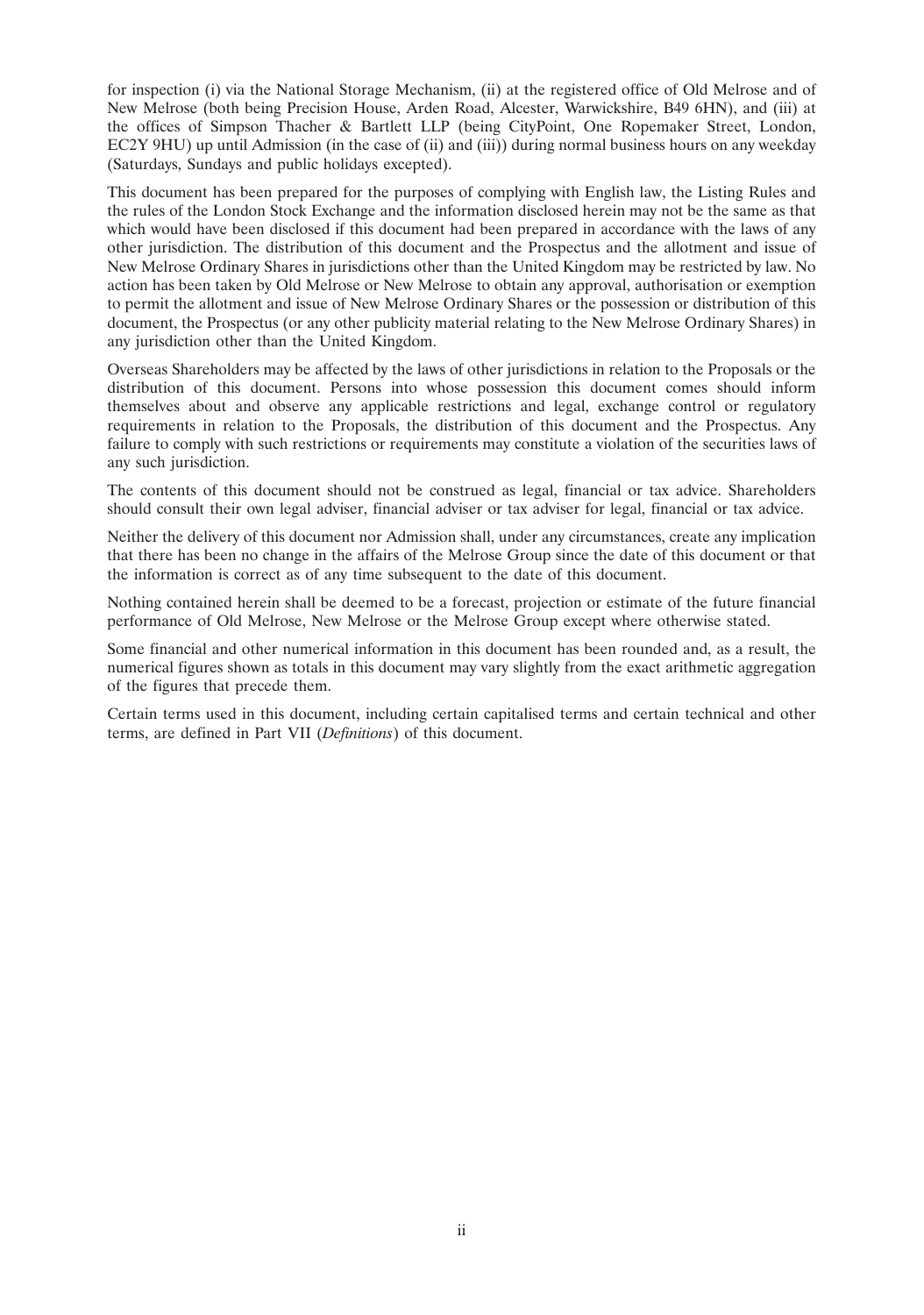for inspection (i) via the National Storage Mechanism, (ii) at the registered office of Old Melrose and of New Melrose (both being Precision House, Arden Road, Alcester, Warwickshire, B49 6HN), and (iii) at the offices of Simpson Thacher & Bartlett LLP (being CityPoint, One Ropemaker Street, London, EC2Y 9HU) up until Admission (in the case of (ii) and (iii)) during normal business hours on any weekday (Saturdays, Sundays and public holidays excepted).

This document has been prepared for the purposes of complying with English law, the Listing Rules and the rules of the London Stock Exchange and the information disclosed herein may not be the same as that which would have been disclosed if this document had been prepared in accordance with the laws of any other jurisdiction. The distribution of this document and the Prospectus and the allotment and issue of New Melrose Ordinary Shares in jurisdictions other than the United Kingdom may be restricted by law. No action has been taken by Old Melrose or New Melrose to obtain any approval, authorisation or exemption to permit the allotment and issue of New Melrose Ordinary Shares or the possession or distribution of this document, the Prospectus (or any other publicity material relating to the New Melrose Ordinary Shares) in any jurisdiction other than the United Kingdom.

Overseas Shareholders may be affected by the laws of other jurisdictions in relation to the Proposals or the distribution of this document. Persons into whose possession this document comes should inform themselves about and observe any applicable restrictions and legal, exchange control or regulatory requirements in relation to the Proposals, the distribution of this document and the Prospectus. Any failure to comply with such restrictions or requirements may constitute a violation of the securities laws of any such jurisdiction.

The contents of this document should not be construed as legal, financial or tax advice. Shareholders should consult their own legal adviser, financial adviser or tax adviser for legal, financial or tax advice.

Neither the delivery of this document nor Admission shall, under any circumstances, create any implication that there has been no change in the affairs of the Melrose Group since the date of this document or that the information is correct as of any time subsequent to the date of this document.

Nothing contained herein shall be deemed to be a forecast, projection or estimate of the future financial performance of Old Melrose, New Melrose or the Melrose Group except where otherwise stated.

Some financial and other numerical information in this document has been rounded and, as a result, the numerical figures shown as totals in this document may vary slightly from the exact arithmetic aggregation of the figures that precede them.

Certain terms used in this document, including certain capitalised terms and certain technical and other terms, are defined in Part VII (*Definitions*) of this document.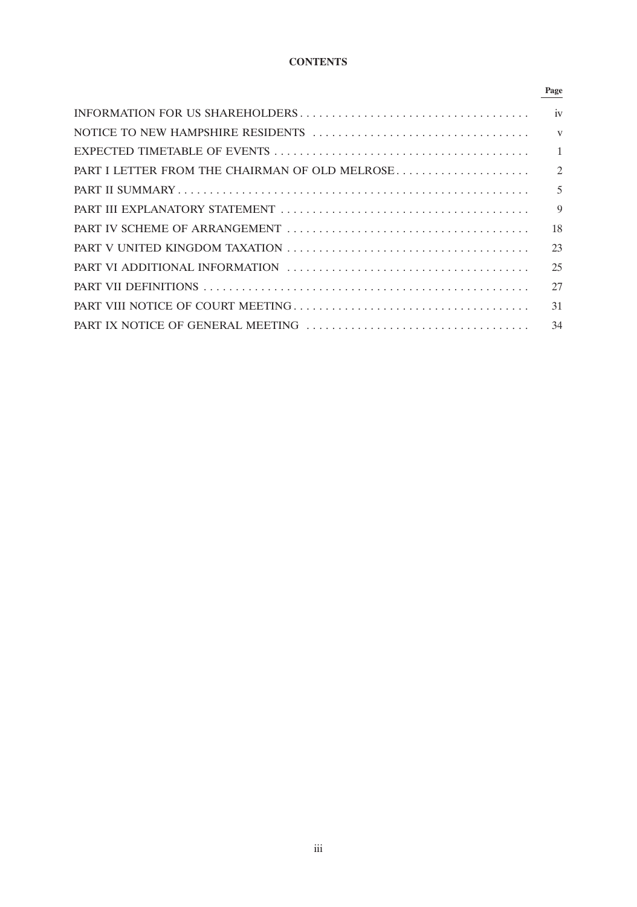# CONTENTS

| | Page |
|---|---|
| INFORMATION FOR US SHAREHOLDERS | iv |
| NOTICE TO NEW HAMPSHIRE RESIDENTS | v |
| EXPECTED TIMETABLE OF EVENTS | 1 |
| PART I LETTER FROM THE CHAIRMAN OF OLD MELROSE | 2 |
| PART II SUMMARY | 5 |
| PART III EXPLANATORY STATEMENT | 9 |
| PART IV SCHEME OF ARRANGEMENT | 18 |
| PART V UNITED KINGDOM TAXATION | 23 |
| PART VI ADDITIONAL INFORMATION | 25 |
| PART VII DEFINITIONS | 27 |
| PART VIII NOTICE OF COURT MEETING | 31 |
| PART IX NOTICE OF GENERAL MEETING | 34 |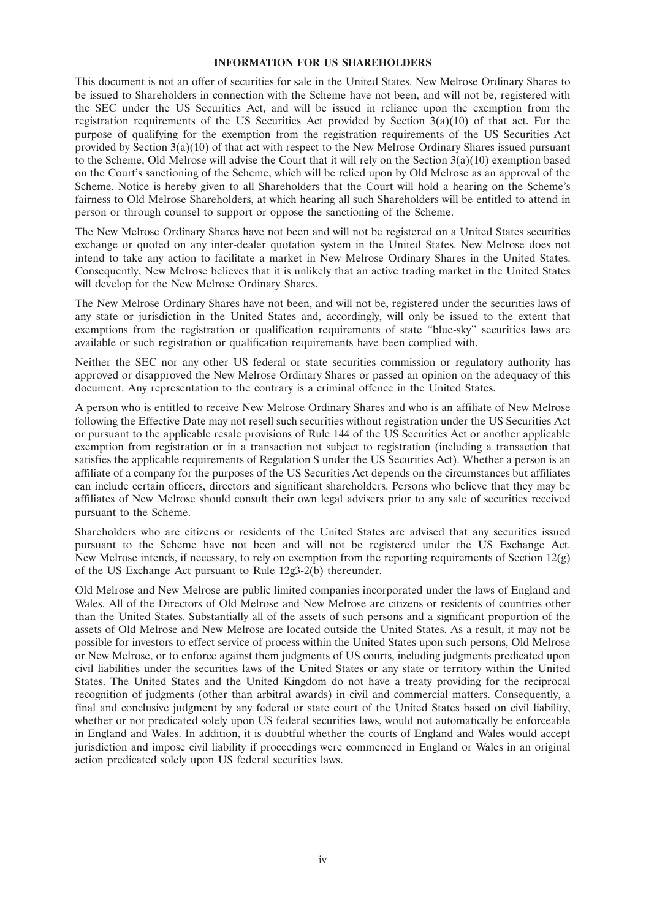## INFORMATION FOR US SHAREHOLDERS

This document is not an offer of securities for sale in the United States. New Melrose Ordinary Shares to be issued to Shareholders in connection with the Scheme have not been, and will not be, registered with the SEC under the US Securities Act, and will be issued in reliance upon the exemption from the registration requirements of the US Securities Act provided by Section 3(a)(10) of that act. For the purpose of qualifying for the exemption from the registration requirements of the US Securities Act provided by Section 3(a)(10) of that act with respect to the New Melrose Ordinary Shares issued pursuant to the Scheme, Old Melrose will advise the Court that it will rely on the Section 3(a)(10) exemption based on the Court's sanctioning of the Scheme, which will be relied upon by Old Melrose as an approval of the Scheme. Notice is hereby given to all Shareholders that the Court will hold a hearing on the Scheme's fairness to Old Melrose Shareholders, at which hearing all such Shareholders will be entitled to attend in person or through counsel to support or oppose the sanctioning of the Scheme.

The New Melrose Ordinary Shares have not been and will not be registered on a United States securities exchange or quoted on any inter-dealer quotation system in the United States. New Melrose does not intend to take any action to facilitate a market in New Melrose Ordinary Shares in the United States. Consequently, New Melrose believes that it is unlikely that an active trading market in the United States will develop for the New Melrose Ordinary Shares.

The New Melrose Ordinary Shares have not been, and will not be, registered under the securities laws of any state or jurisdiction in the United States and, accordingly, will only be issued to the extent that exemptions from the registration or qualification requirements of state ''blue-sky'' securities laws are available or such registration or qualification requirements have been complied with.

Neither the SEC nor any other US federal or state securities commission or regulatory authority has approved or disapproved the New Melrose Ordinary Shares or passed an opinion on the adequacy of this document. Any representation to the contrary is a criminal offence in the United States.

A person who is entitled to receive New Melrose Ordinary Shares and who is an affiliate of New Melrose following the Effective Date may not resell such securities without registration under the US Securities Act or pursuant to the applicable resale provisions of Rule 144 of the US Securities Act or another applicable exemption from registration or in a transaction not subject to registration (including a transaction that satisfies the applicable requirements of Regulation S under the US Securities Act). Whether a person is an affiliate of a company for the purposes of the US Securities Act depends on the circumstances but affiliates can include certain officers, directors and significant shareholders. Persons who believe that they may be affiliates of New Melrose should consult their own legal advisers prior to any sale of securities received pursuant to the Scheme.

Shareholders who are citizens or residents of the United States are advised that any securities issued pursuant to the Scheme have not been and will not be registered under the US Exchange Act. New Melrose intends, if necessary, to rely on exemption from the reporting requirements of Section 12(g) of the US Exchange Act pursuant to Rule 12g3-2(b) thereunder.

Old Melrose and New Melrose are public limited companies incorporated under the laws of England and Wales. All of the Directors of Old Melrose and New Melrose are citizens or residents of countries other than the United States. Substantially all of the assets of such persons and a significant proportion of the assets of Old Melrose and New Melrose are located outside the United States. As a result, it may not be possible for investors to effect service of process within the United States upon such persons, Old Melrose or New Melrose, or to enforce against them judgments of US courts, including judgments predicated upon civil liabilities under the securities laws of the United States or any state or territory within the United States. The United States and the United Kingdom do not have a treaty providing for the reciprocal recognition of judgments (other than arbitral awards) in civil and commercial matters. Consequently, a final and conclusive judgment by any federal or state court of the United States based on civil liability, whether or not predicated solely upon US federal securities laws, would not automatically be enforceable in England and Wales. In addition, it is doubtful whether the courts of England and Wales would accept jurisdiction and impose civil liability if proceedings were commenced in England or Wales in an original action predicated solely upon US federal securities laws.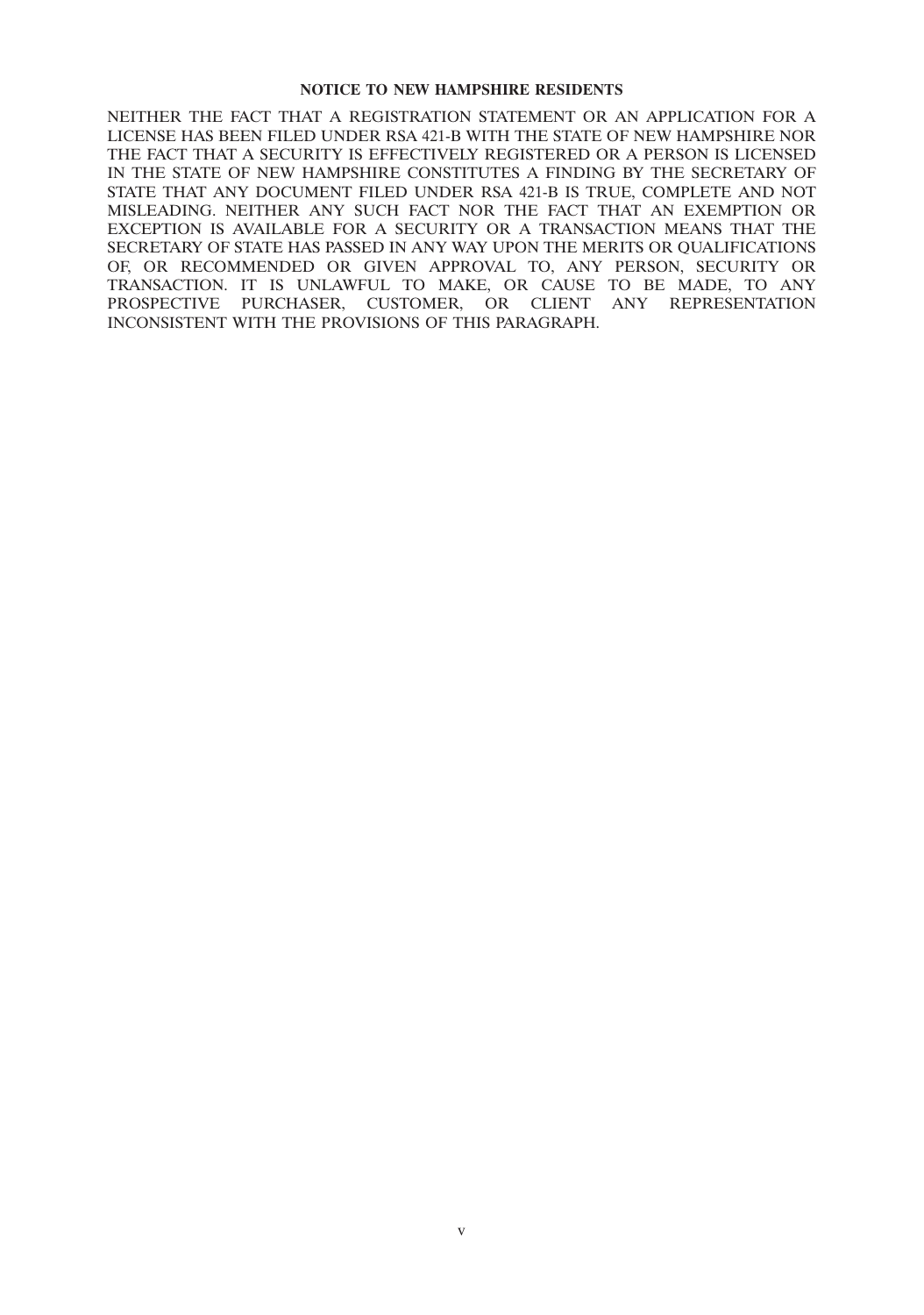## NOTICE TO NEW HAMPSHIRE RESIDENTS

NEITHER THE FACT THAT A REGISTRATION STATEMENT OR AN APPLICATION FOR A LICENSE HAS BEEN FILED UNDER RSA 421-B WITH THE STATE OF NEW HAMPSHIRE NOR THE FACT THAT A SECURITY IS EFFECTIVELY REGISTERED OR A PERSON IS LICENSED IN THE STATE OF NEW HAMPSHIRE CONSTITUTES A FINDING BY THE SECRETARY OF STATE THAT ANY DOCUMENT FILED UNDER RSA 421-B IS TRUE, COMPLETE AND NOT MISLEADING. NEITHER ANY SUCH FACT NOR THE FACT THAT AN EXEMPTION OR EXCEPTION IS AVAILABLE FOR A SECURITY OR A TRANSACTION MEANS THAT THE SECRETARY OF STATE HAS PASSED IN ANY WAY UPON THE MERITS OR QUALIFICATIONS OF, OR RECOMMENDED OR GIVEN APPROVAL TO, ANY PERSON, SECURITY OR TRANSACTION. IT IS UNLAWFUL TO MAKE, OR CAUSE TO BE MADE, TO ANY PROSPECTIVE PURCHASER, CUSTOMER, OR CLIENT ANY REPRESENTATION INCONSISTENT WITH THE PROVISIONS OF THIS PARAGRAPH.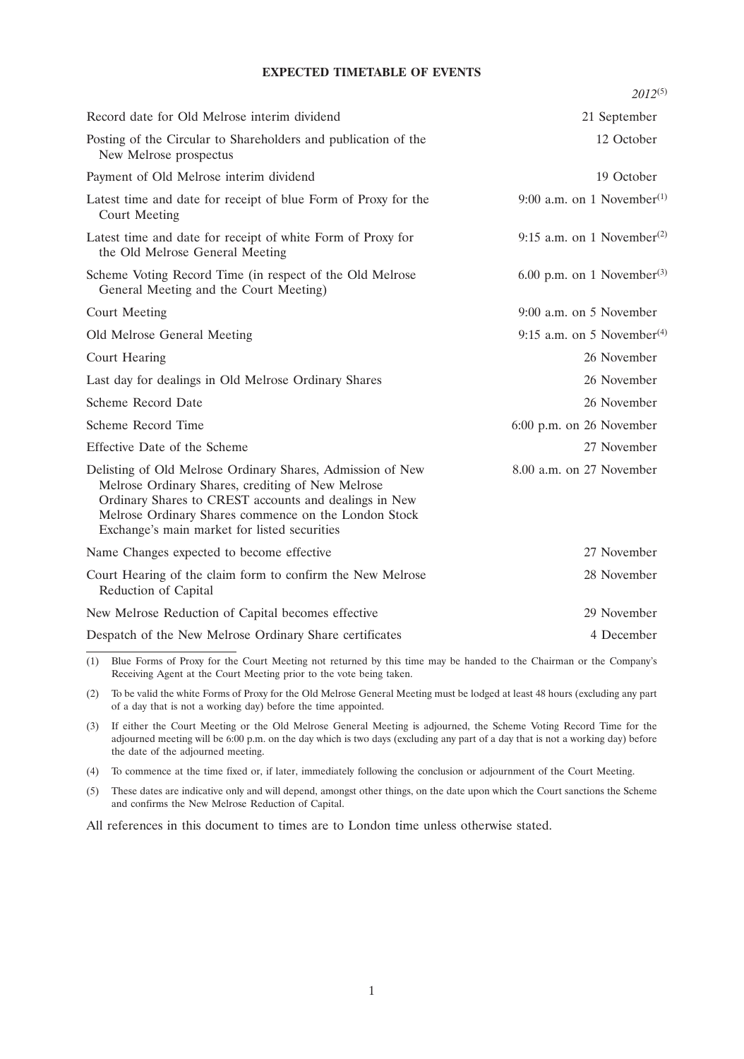**EXPECTED TIMETABLE OF EVENTS**

| | *2012*[5] |
|---|---|
| Record date for Old Melrose interim dividend | 21 September |
| Posting of the Circular to Shareholders and publication of the New Melrose prospectus | 12 October |
| Payment of Old Melrose interim dividend | 19 October |
| Latest time and date for receipt of blue Form of Proxy for the Court Meeting | 9:00 a.m. on 1 November[1] |
| Latest time and date for receipt of white Form of Proxy for the Old Melrose General Meeting | 9:15 a.m. on 1 November[2] |
| Scheme Voting Record Time (in respect of the Old Melrose General Meeting and the Court Meeting) | 6.00 p.m. on 1 November[3] |
| Court Meeting | 9:00 a.m. on 5 November |
| Old Melrose General Meeting | 9:15 a.m. on 5 November[4] |
| Court Hearing | 26 November |
| Last day for dealings in Old Melrose Ordinary Shares | 26 November |
| Scheme Record Date | 26 November |
| Scheme Record Time | 6:00 p.m. on 26 November |
| Effective Date of the Scheme | 27 November |
| Delisting of Old Melrose Ordinary Shares, Admission of New Melrose Ordinary Shares, crediting of New Melrose Ordinary Shares to CREST accounts and dealings in New Melrose Ordinary Shares commence on the London Stock Exchange's main market for listed securities | 8.00 a.m. on 27 November |
| Name Changes expected to become effective | 27 November |
| Court Hearing of the claim form to confirm the New Melrose Reduction of Capital | 28 November |
| New Melrose Reduction of Capital becomes effective | 29 November |
| Despatch of the New Melrose Ordinary Share certificates | 4 December |

(1) Blue Forms of Proxy for the Court Meeting not returned by this time may be handed to the Chairman or the Company's Receiving Agent at the Court Meeting prior to the vote being taken.

(2) To be valid the white Forms of Proxy for the Old Melrose General Meeting must be lodged at least 48 hours (excluding any part of a day that is not a working day) before the time appointed.

(3) If either the Court Meeting or the Old Melrose General Meeting is adjourned, the Scheme Voting Record Time for the adjourned meeting will be 6:00 p.m. on the day which is two days (excluding any part of a day that is not a working day) before the date of the adjourned meeting.

(4) To commence at the time fixed or, if later, immediately following the conclusion or adjournment of the Court Meeting.

(5) These dates are indicative only and will depend, amongst other things, on the date upon which the Court sanctions the Scheme and confirms the New Melrose Reduction of Capital.

All references in this document to times are to London time unless otherwise stated.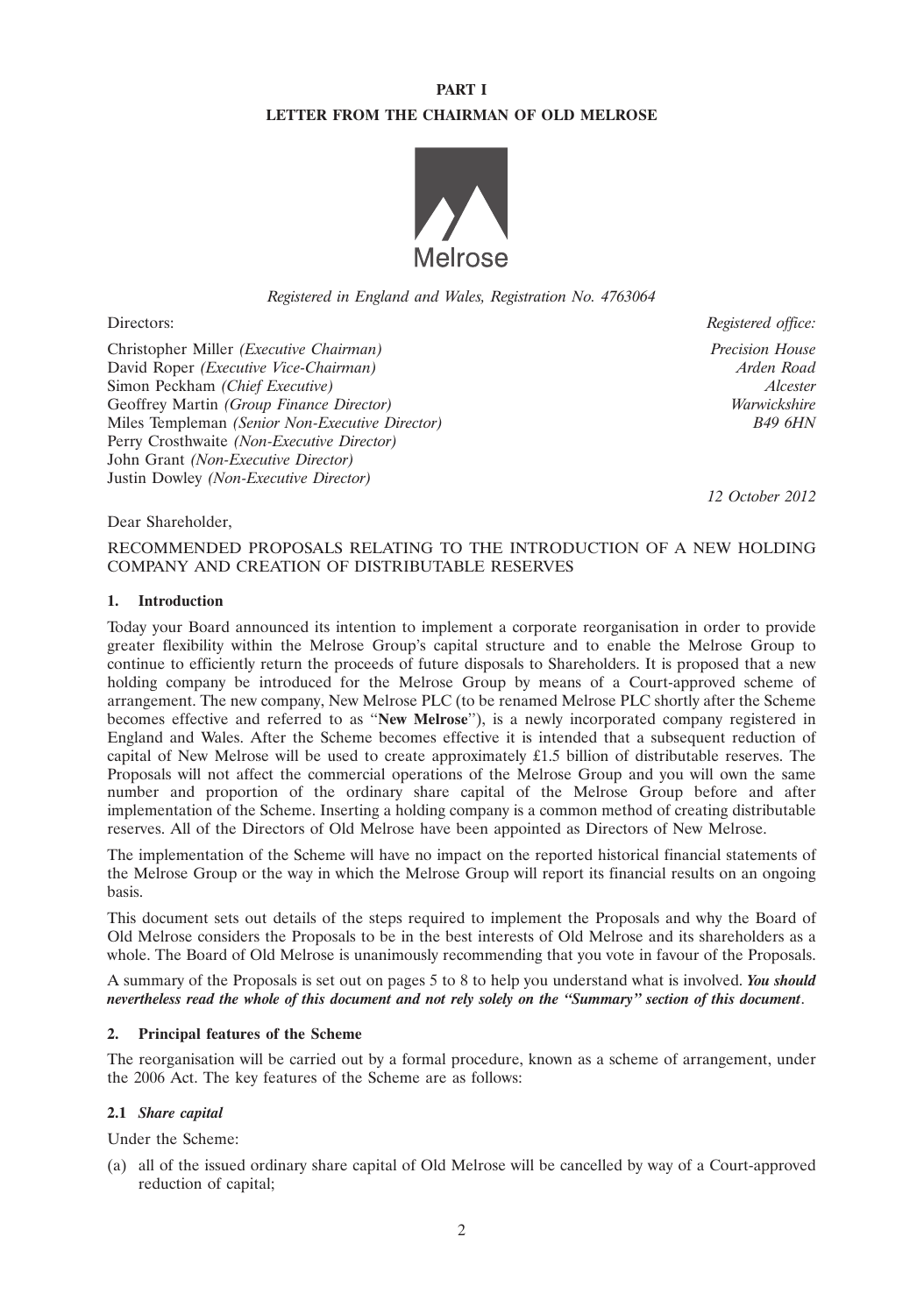# PART I

## LETTER FROM THE CHAIRMAN OF OLD MELROSE

Melrose

*Registered in England and Wales, Registration No. 4763064*

Directors:

Christopher Miller *(Executive Chairman)*
David Roper *(Executive Vice-Chairman)*
Simon Peckham *(Chief Executive)*
Geoffrey Martin *(Group Finance Director)*
Miles Templeman *(Senior Non-Executive Director)*
Perry Crosthwaite *(Non-Executive Director)*
John Grant *(Non-Executive Director)*
Justin Dowley *(Non-Executive Director)*

*Registered office:*

*Precision House*
*Arden Road*
*Alcester*
*Warwickshire*
*B49 6HN*

*12 October 2012*

Dear Shareholder,

RECOMMENDED PROPOSALS RELATING TO THE INTRODUCTION OF A NEW HOLDING COMPANY AND CREATION OF DISTRIBUTABLE RESERVES

### 1. Introduction

Today your Board announced its intention to implement a corporate reorganisation in order to provide greater flexibility within the Melrose Group's capital structure and to enable the Melrose Group to continue to efficiently return the proceeds of future disposals to Shareholders. It is proposed that a new holding company be introduced for the Melrose Group by means of a Court-approved scheme of arrangement. The new company, New Melrose PLC (to be renamed Melrose PLC shortly after the Scheme becomes effective and referred to as "**New Melrose**"), is a newly incorporated company registered in England and Wales. After the Scheme becomes effective it is intended that a subsequent reduction of capital of New Melrose will be used to create approximately £1.5 billion of distributable reserves. The Proposals will not affect the commercial operations of the Melrose Group and you will own the same number and proportion of the ordinary share capital of the Melrose Group before and after implementation of the Scheme. Inserting a holding company is a common method of creating distributable reserves. All of the Directors of Old Melrose have been appointed as Directors of New Melrose.

The implementation of the Scheme will have no impact on the reported historical financial statements of the Melrose Group or the way in which the Melrose Group will report its financial results on an ongoing basis.

This document sets out details of the steps required to implement the Proposals and why the Board of Old Melrose considers the Proposals to be in the best interests of Old Melrose and its shareholders as a whole. The Board of Old Melrose is unanimously recommending that you vote in favour of the Proposals.

A summary of the Proposals is set out on pages 5 to 8 to help you understand what is involved. ***You should nevertheless read the whole of this document and not rely solely on the "Summary" section of this document*.**

### 2. Principal features of the Scheme

The reorganisation will be carried out by a formal procedure, known as a scheme of arrangement, under the 2006 Act. The key features of the Scheme are as follows:

#### 2.1 *Share capital*

Under the Scheme:

(a) all of the issued ordinary share capital of Old Melrose will be cancelled by way of a Court-approved reduction of capital;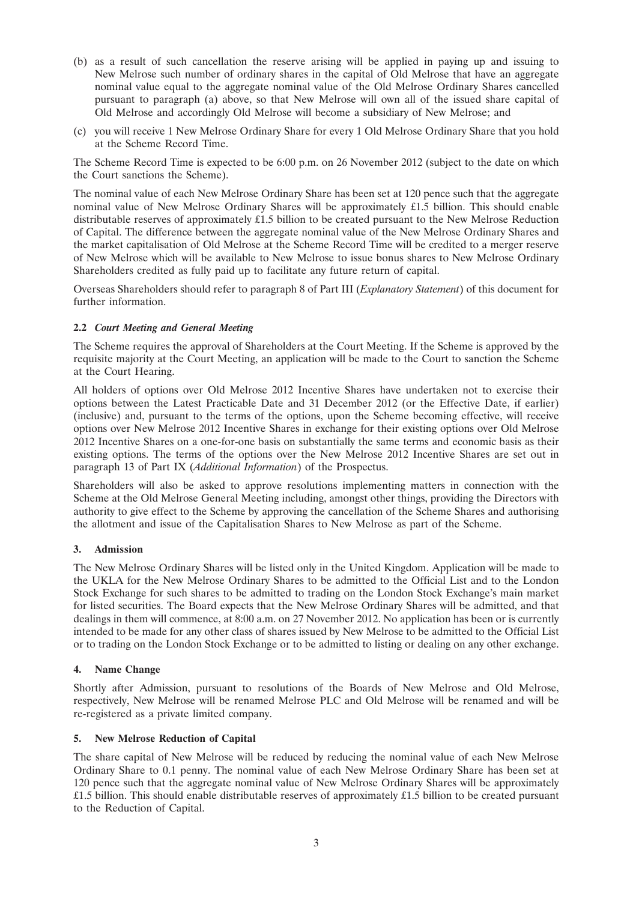(b) as a result of such cancellation the reserve arising will be applied in paying up and issuing to New Melrose such number of ordinary shares in the capital of Old Melrose that have an aggregate nominal value equal to the aggregate nominal value of the Old Melrose Ordinary Shares cancelled pursuant to paragraph (a) above, so that New Melrose will own all of the issued share capital of Old Melrose and accordingly Old Melrose will become a subsidiary of New Melrose; and

(c) you will receive 1 New Melrose Ordinary Share for every 1 Old Melrose Ordinary Share that you hold at the Scheme Record Time.

The Scheme Record Time is expected to be 6:00 p.m. on 26 November 2012 (subject to the date on which the Court sanctions the Scheme).

The nominal value of each New Melrose Ordinary Share has been set at 120 pence such that the aggregate nominal value of New Melrose Ordinary Shares will be approximately £1.5 billion. This should enable distributable reserves of approximately £1.5 billion to be created pursuant to the New Melrose Reduction of Capital. The difference between the aggregate nominal value of the New Melrose Ordinary Shares and the market capitalisation of Old Melrose at the Scheme Record Time will be credited to a merger reserve of New Melrose which will be available to New Melrose to issue bonus shares to New Melrose Ordinary Shareholders credited as fully paid up to facilitate any future return of capital.

Overseas Shareholders should refer to paragraph 8 of Part III (*Explanatory Statement*) of this document for further information.

### 2.2 *Court Meeting and General Meeting*

The Scheme requires the approval of Shareholders at the Court Meeting. If the Scheme is approved by the requisite majority at the Court Meeting, an application will be made to the Court to sanction the Scheme at the Court Hearing.

All holders of options over Old Melrose 2012 Incentive Shares have undertaken not to exercise their options between the Latest Practicable Date and 31 December 2012 (or the Effective Date, if earlier) (inclusive) and, pursuant to the terms of the options, upon the Scheme becoming effective, will receive options over New Melrose 2012 Incentive Shares in exchange for their existing options over Old Melrose 2012 Incentive Shares on a one-for-one basis on substantially the same terms and economic basis as their existing options. The terms of the options over the New Melrose 2012 Incentive Shares are set out in paragraph 13 of Part IX (*Additional Information*) of the Prospectus.

Shareholders will also be asked to approve resolutions implementing matters in connection with the Scheme at the Old Melrose General Meeting including, amongst other things, providing the Directors with authority to give effect to the Scheme by approving the cancellation of the Scheme Shares and authorising the allotment and issue of the Capitalisation Shares to New Melrose as part of the Scheme.

## 3. Admission

The New Melrose Ordinary Shares will be listed only in the United Kingdom. Application will be made to the UKLA for the New Melrose Ordinary Shares to be admitted to the Official List and to the London Stock Exchange for such shares to be admitted to trading on the London Stock Exchange's main market for listed securities. The Board expects that the New Melrose Ordinary Shares will be admitted, and that dealings in them will commence, at 8:00 a.m. on 27 November 2012. No application has been or is currently intended to be made for any other class of shares issued by New Melrose to be admitted to the Official List or to trading on the London Stock Exchange or to be admitted to listing or dealing on any other exchange.

## 4. Name Change

Shortly after Admission, pursuant to resolutions of the Boards of New Melrose and Old Melrose, respectively, New Melrose will be renamed Melrose PLC and Old Melrose will be renamed and will be re-registered as a private limited company.

## 5. New Melrose Reduction of Capital

The share capital of New Melrose will be reduced by reducing the nominal value of each New Melrose Ordinary Share to 0.1 penny. The nominal value of each New Melrose Ordinary Share has been set at 120 pence such that the aggregate nominal value of New Melrose Ordinary Shares will be approximately £1.5 billion. This should enable distributable reserves of approximately £1.5 billion to be created pursuant to the Reduction of Capital.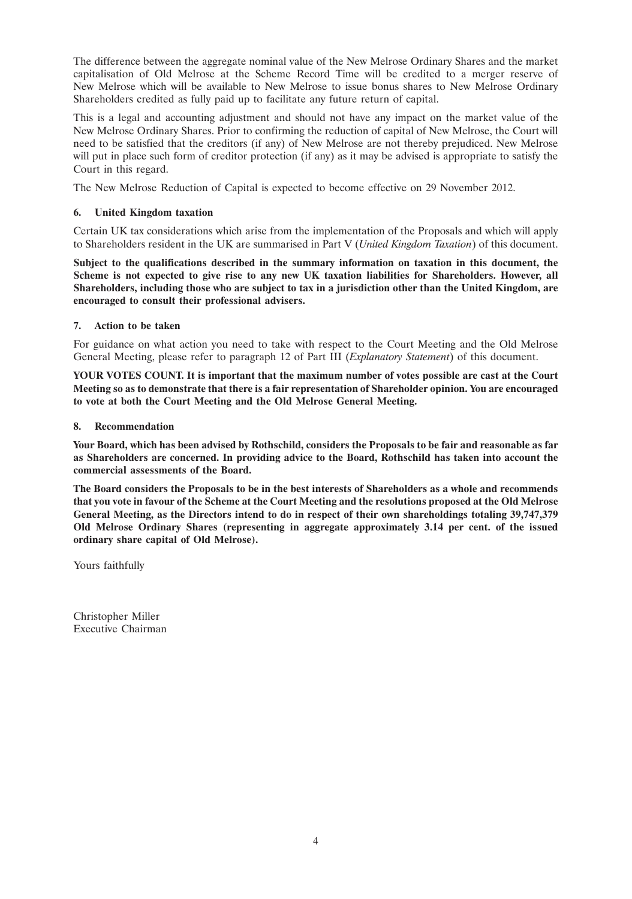The difference between the aggregate nominal value of the New Melrose Ordinary Shares and the market capitalisation of Old Melrose at the Scheme Record Time will be credited to a merger reserve of New Melrose which will be available to New Melrose to issue bonus shares to New Melrose Ordinary Shareholders credited as fully paid up to facilitate any future return of capital.

This is a legal and accounting adjustment and should not have any impact on the market value of the New Melrose Ordinary Shares. Prior to confirming the reduction of capital of New Melrose, the Court will need to be satisfied that the creditors (if any) of New Melrose are not thereby prejudiced. New Melrose will put in place such form of creditor protection (if any) as it may be advised is appropriate to satisfy the Court in this regard.

The New Melrose Reduction of Capital is expected to become effective on 29 November 2012.

### 6. United Kingdom taxation

Certain UK tax considerations which arise from the implementation of the Proposals and which will apply to Shareholders resident in the UK are summarised in Part V (*United Kingdom Taxation*) of this document.

**Subject to the qualifications described in the summary information on taxation in this document, the Scheme is not expected to give rise to any new UK taxation liabilities for Shareholders. However, all Shareholders, including those who are subject to tax in a jurisdiction other than the United Kingdom, are encouraged to consult their professional advisers.**

### 7. Action to be taken

For guidance on what action you need to take with respect to the Court Meeting and the Old Melrose General Meeting, please refer to paragraph 12 of Part III (*Explanatory Statement*) of this document.

**YOUR VOTES COUNT. It is important that the maximum number of votes possible are cast at the Court Meeting so as to demonstrate that there is a fair representation of Shareholder opinion. You are encouraged to vote at both the Court Meeting and the Old Melrose General Meeting.**

### 8. Recommendation

**Your Board, which has been advised by Rothschild, considers the Proposals to be fair and reasonable as far as Shareholders are concerned. In providing advice to the Board, Rothschild has taken into account the commercial assessments of the Board.**

**The Board considers the Proposals to be in the best interests of Shareholders as a whole and recommends that you vote in favour of the Scheme at the Court Meeting and the resolutions proposed at the Old Melrose General Meeting, as the Directors intend to do in respect of their own shareholdings totaling 39,747,379 Old Melrose Ordinary Shares (representing in aggregate approximately 3.14 per cent. of the issued ordinary share capital of Old Melrose).**

Yours faithfully

Christopher Miller
Executive Chairman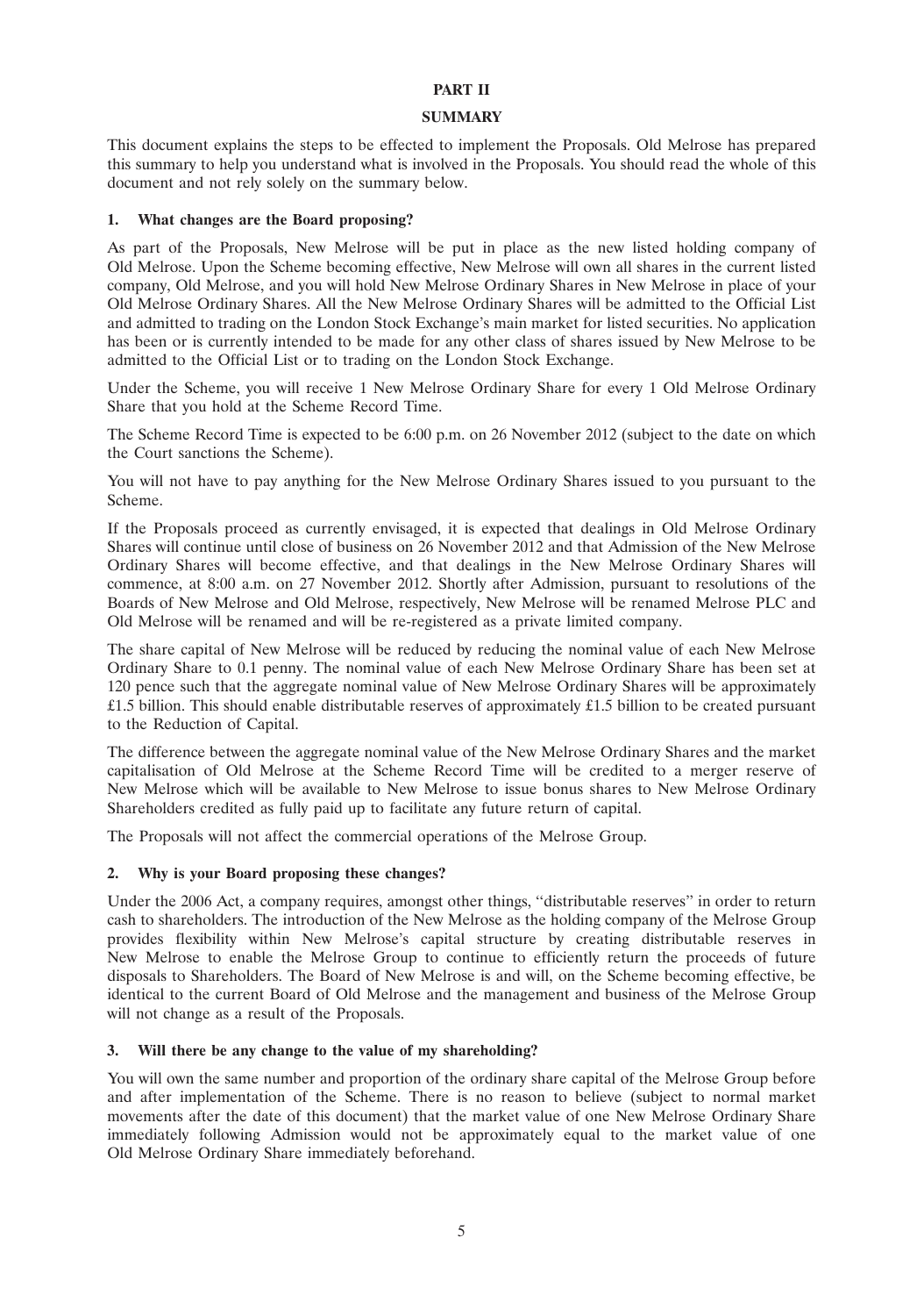# PART II

## SUMMARY

This document explains the steps to be effected to implement the Proposals. Old Melrose has prepared this summary to help you understand what is involved in the Proposals. You should read the whole of this document and not rely solely on the summary below.

### 1. What changes are the Board proposing?

As part of the Proposals, New Melrose will be put in place as the new listed holding company of Old Melrose. Upon the Scheme becoming effective, New Melrose will own all shares in the current listed company, Old Melrose, and you will hold New Melrose Ordinary Shares in New Melrose in place of your Old Melrose Ordinary Shares. All the New Melrose Ordinary Shares will be admitted to the Official List and admitted to trading on the London Stock Exchange's main market for listed securities. No application has been or is currently intended to be made for any other class of shares issued by New Melrose to be admitted to the Official List or to trading on the London Stock Exchange.

Under the Scheme, you will receive 1 New Melrose Ordinary Share for every 1 Old Melrose Ordinary Share that you hold at the Scheme Record Time.

The Scheme Record Time is expected to be 6:00 p.m. on 26 November 2012 (subject to the date on which the Court sanctions the Scheme).

You will not have to pay anything for the New Melrose Ordinary Shares issued to you pursuant to the Scheme.

If the Proposals proceed as currently envisaged, it is expected that dealings in Old Melrose Ordinary Shares will continue until close of business on 26 November 2012 and that Admission of the New Melrose Ordinary Shares will become effective, and that dealings in the New Melrose Ordinary Shares will commence, at 8:00 a.m. on 27 November 2012. Shortly after Admission, pursuant to resolutions of the Boards of New Melrose and Old Melrose, respectively, New Melrose will be renamed Melrose PLC and Old Melrose will be renamed and will be re-registered as a private limited company.

The share capital of New Melrose will be reduced by reducing the nominal value of each New Melrose Ordinary Share to 0.1 penny. The nominal value of each New Melrose Ordinary Share has been set at 120 pence such that the aggregate nominal value of New Melrose Ordinary Shares will be approximately £1.5 billion. This should enable distributable reserves of approximately £1.5 billion to be created pursuant to the Reduction of Capital.

The difference between the aggregate nominal value of the New Melrose Ordinary Shares and the market capitalisation of Old Melrose at the Scheme Record Time will be credited to a merger reserve of New Melrose which will be available to New Melrose to issue bonus shares to New Melrose Ordinary Shareholders credited as fully paid up to facilitate any future return of capital.

The Proposals will not affect the commercial operations of the Melrose Group.

### 2. Why is your Board proposing these changes?

Under the 2006 Act, a company requires, amongst other things, "distributable reserves" in order to return cash to shareholders. The introduction of the New Melrose as the holding company of the Melrose Group provides flexibility within New Melrose's capital structure by creating distributable reserves in New Melrose to enable the Melrose Group to continue to efficiently return the proceeds of future disposals to Shareholders. The Board of New Melrose is and will, on the Scheme becoming effective, be identical to the current Board of Old Melrose and the management and business of the Melrose Group will not change as a result of the Proposals.

### 3. Will there be any change to the value of my shareholding?

You will own the same number and proportion of the ordinary share capital of the Melrose Group before and after implementation of the Scheme. There is no reason to believe (subject to normal market movements after the date of this document) that the market value of one New Melrose Ordinary Share immediately following Admission would not be approximately equal to the market value of one Old Melrose Ordinary Share immediately beforehand.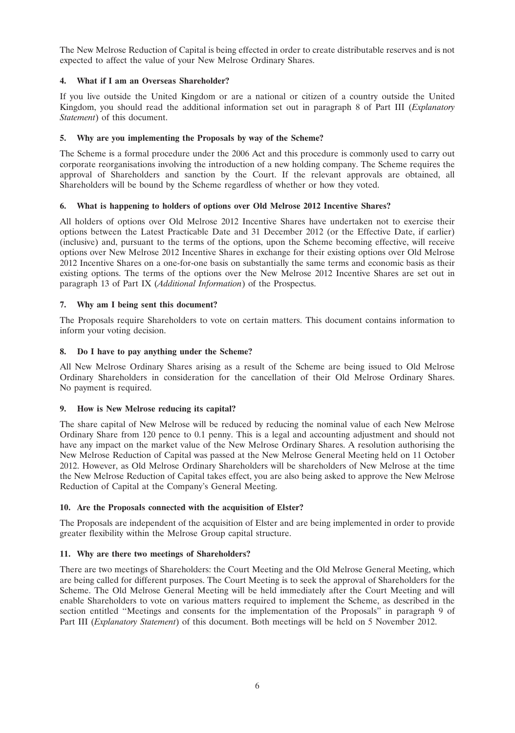The New Melrose Reduction of Capital is being effected in order to create distributable reserves and is not expected to affect the value of your New Melrose Ordinary Shares.

### 4. What if I am an Overseas Shareholder?

If you live outside the United Kingdom or are a national or citizen of a country outside the United Kingdom, you should read the additional information set out in paragraph 8 of Part III (*Explanatory Statement*) of this document.

### 5. Why are you implementing the Proposals by way of the Scheme?

The Scheme is a formal procedure under the 2006 Act and this procedure is commonly used to carry out corporate reorganisations involving the introduction of a new holding company. The Scheme requires the approval of Shareholders and sanction by the Court. If the relevant approvals are obtained, all Shareholders will be bound by the Scheme regardless of whether or how they voted.

### 6. What is happening to holders of options over Old Melrose 2012 Incentive Shares?

All holders of options over Old Melrose 2012 Incentive Shares have undertaken not to exercise their options between the Latest Practicable Date and 31 December 2012 (or the Effective Date, if earlier) (inclusive) and, pursuant to the terms of the options, upon the Scheme becoming effective, will receive options over New Melrose 2012 Incentive Shares in exchange for their existing options over Old Melrose 2012 Incentive Shares on a one-for-one basis on substantially the same terms and economic basis as their existing options. The terms of the options over the New Melrose 2012 Incentive Shares are set out in paragraph 13 of Part IX (*Additional Information*) of the Prospectus.

### 7. Why am I being sent this document?

The Proposals require Shareholders to vote on certain matters. This document contains information to inform your voting decision.

### 8. Do I have to pay anything under the Scheme?

All New Melrose Ordinary Shares arising as a result of the Scheme are being issued to Old Melrose Ordinary Shareholders in consideration for the cancellation of their Old Melrose Ordinary Shares. No payment is required.

### 9. How is New Melrose reducing its capital?

The share capital of New Melrose will be reduced by reducing the nominal value of each New Melrose Ordinary Share from 120 pence to 0.1 penny. This is a legal and accounting adjustment and should not have any impact on the market value of the New Melrose Ordinary Shares. A resolution authorising the New Melrose Reduction of Capital was passed at the New Melrose General Meeting held on 11 October 2012. However, as Old Melrose Ordinary Shareholders will be shareholders of New Melrose at the time the New Melrose Reduction of Capital takes effect, you are also being asked to approve the New Melrose Reduction of Capital at the Company's General Meeting.

### 10. Are the Proposals connected with the acquisition of Elster?

The Proposals are independent of the acquisition of Elster and are being implemented in order to provide greater flexibility within the Melrose Group capital structure.

### 11. Why are there two meetings of Shareholders?

There are two meetings of Shareholders: the Court Meeting and the Old Melrose General Meeting, which are being called for different purposes. The Court Meeting is to seek the approval of Shareholders for the Scheme. The Old Melrose General Meeting will be held immediately after the Court Meeting and will enable Shareholders to vote on various matters required to implement the Scheme, as described in the section entitled "Meetings and consents for the implementation of the Proposals" in paragraph 9 of Part III (*Explanatory Statement*) of this document. Both meetings will be held on 5 November 2012.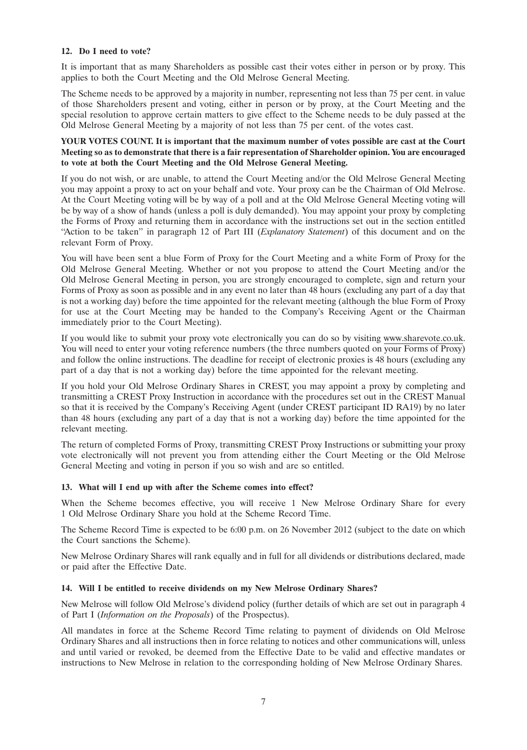### 12. Do I need to vote?

It is important that as many Shareholders as possible cast their votes either in person or by proxy. This applies to both the Court Meeting and the Old Melrose General Meeting.

The Scheme needs to be approved by a majority in number, representing not less than 75 per cent. in value of those Shareholders present and voting, either in person or by proxy, at the Court Meeting and the special resolution to approve certain matters to give effect to the Scheme needs to be duly passed at the Old Melrose General Meeting by a majority of not less than 75 per cent. of the votes cast.

**YOUR VOTES COUNT. It is important that the maximum number of votes possible are cast at the Court Meeting so as to demonstrate that there is a fair representation of Shareholder opinion. You are encouraged to vote at both the Court Meeting and the Old Melrose General Meeting.**

If you do not wish, or are unable, to attend the Court Meeting and/or the Old Melrose General Meeting you may appoint a proxy to act on your behalf and vote. Your proxy can be the Chairman of Old Melrose. At the Court Meeting voting will be by way of a poll and at the Old Melrose General Meeting voting will be by way of a show of hands (unless a poll is duly demanded). You may appoint your proxy by completing the Forms of Proxy and returning them in accordance with the instructions set out in the section entitled "Action to be taken" in paragraph 12 of Part III (*Explanatory Statement*) of this document and on the relevant Form of Proxy.

You will have been sent a blue Form of Proxy for the Court Meeting and a white Form of Proxy for the Old Melrose General Meeting. Whether or not you propose to attend the Court Meeting and/or the Old Melrose General Meeting in person, you are strongly encouraged to complete, sign and return your Forms of Proxy as soon as possible and in any event no later than 48 hours (excluding any part of a day that is not a working day) before the time appointed for the relevant meeting (although the blue Form of Proxy for use at the Court Meeting may be handed to the Company's Receiving Agent or the Chairman immediately prior to the Court Meeting).

If you would like to submit your proxy vote electronically you can do so by visiting www.sharevote.co.uk. You will need to enter your voting reference numbers (the three numbers quoted on your Forms of Proxy) and follow the online instructions. The deadline for receipt of electronic proxies is 48 hours (excluding any part of a day that is not a working day) before the time appointed for the relevant meeting.

If you hold your Old Melrose Ordinary Shares in CREST, you may appoint a proxy by completing and transmitting a CREST Proxy Instruction in accordance with the procedures set out in the CREST Manual so that it is received by the Company's Receiving Agent (under CREST participant ID RA19) by no later than 48 hours (excluding any part of a day that is not a working day) before the time appointed for the relevant meeting.

The return of completed Forms of Proxy, transmitting CREST Proxy Instructions or submitting your proxy vote electronically will not prevent you from attending either the Court Meeting or the Old Melrose General Meeting and voting in person if you so wish and are so entitled.

### 13. What will I end up with after the Scheme comes into effect?

When the Scheme becomes effective, you will receive 1 New Melrose Ordinary Share for every 1 Old Melrose Ordinary Share you hold at the Scheme Record Time.

The Scheme Record Time is expected to be 6:00 p.m. on 26 November 2012 (subject to the date on which the Court sanctions the Scheme).

New Melrose Ordinary Shares will rank equally and in full for all dividends or distributions declared, made or paid after the Effective Date.

### 14. Will I be entitled to receive dividends on my New Melrose Ordinary Shares?

New Melrose will follow Old Melrose's dividend policy (further details of which are set out in paragraph 4 of Part I (*Information on the Proposals*) of the Prospectus).

All mandates in force at the Scheme Record Time relating to payment of dividends on Old Melrose Ordinary Shares and all instructions then in force relating to notices and other communications will, unless and until varied or revoked, be deemed from the Effective Date to be valid and effective mandates or instructions to New Melrose in relation to the corresponding holding of New Melrose Ordinary Shares.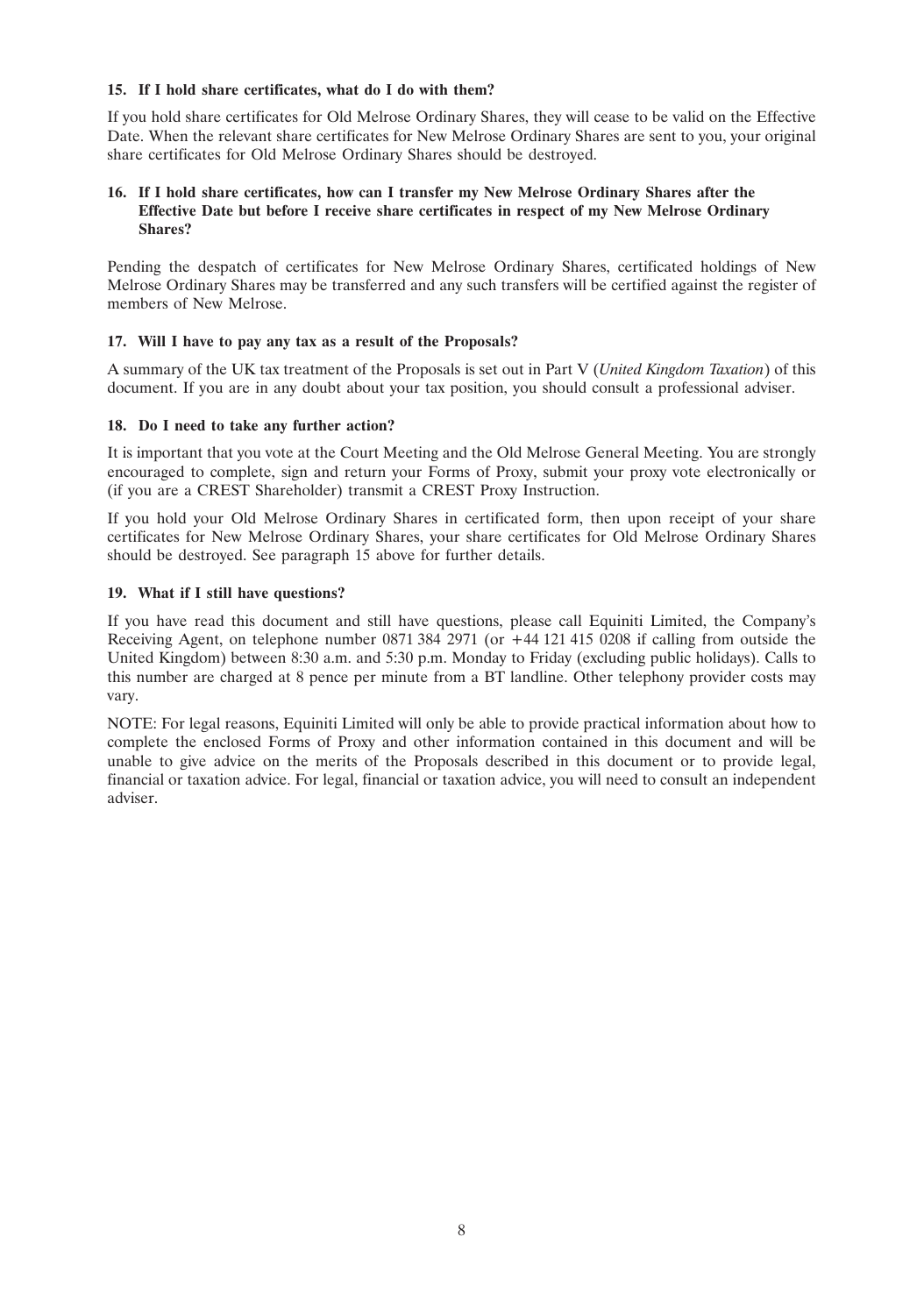**15. If I hold share certificates, what do I do with them?**

If you hold share certificates for Old Melrose Ordinary Shares, they will cease to be valid on the Effective Date. When the relevant share certificates for New Melrose Ordinary Shares are sent to you, your original share certificates for Old Melrose Ordinary Shares should be destroyed.

**16. If I hold share certificates, how can I transfer my New Melrose Ordinary Shares after the Effective Date but before I receive share certificates in respect of my New Melrose Ordinary Shares?**

Pending the despatch of certificates for New Melrose Ordinary Shares, certificated holdings of New Melrose Ordinary Shares may be transferred and any such transfers will be certified against the register of members of New Melrose.

**17. Will I have to pay any tax as a result of the Proposals?**

A summary of the UK tax treatment of the Proposals is set out in Part V (*United Kingdom Taxation*) of this document. If you are in any doubt about your tax position, you should consult a professional adviser.

**18. Do I need to take any further action?**

It is important that you vote at the Court Meeting and the Old Melrose General Meeting. You are strongly encouraged to complete, sign and return your Forms of Proxy, submit your proxy vote electronically or (if you are a CREST Shareholder) transmit a CREST Proxy Instruction.

If you hold your Old Melrose Ordinary Shares in certificated form, then upon receipt of your share certificates for New Melrose Ordinary Shares, your share certificates for Old Melrose Ordinary Shares should be destroyed. See paragraph 15 above for further details.

**19. What if I still have questions?**

If you have read this document and still have questions, please call Equiniti Limited, the Company's Receiving Agent, on telephone number 0871 384 2971 (or +44 121 415 0208 if calling from outside the United Kingdom) between 8:30 a.m. and 5:30 p.m. Monday to Friday (excluding public holidays). Calls to this number are charged at 8 pence per minute from a BT landline. Other telephony provider costs may vary.

NOTE: For legal reasons, Equiniti Limited will only be able to provide practical information about how to complete the enclosed Forms of Proxy and other information contained in this document and will be unable to give advice on the merits of the Proposals described in this document or to provide legal, financial or taxation advice. For legal, financial or taxation advice, you will need to consult an independent adviser.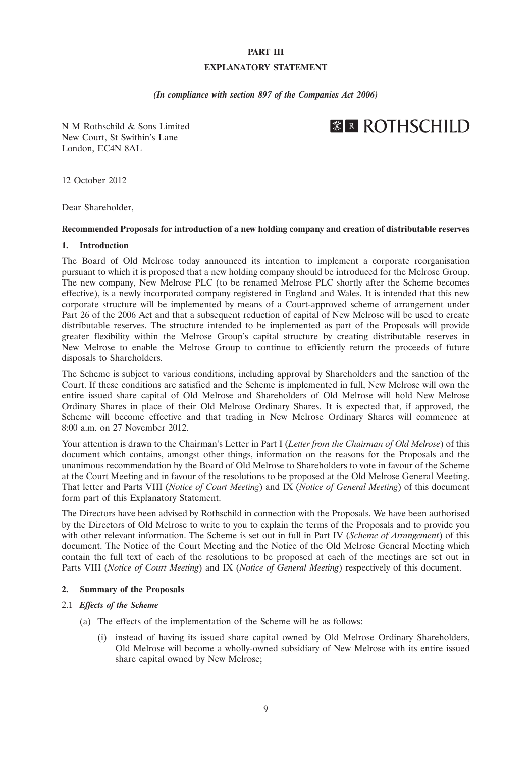# PART III

## EXPLANATORY STATEMENT

*(In compliance with section 897 of the Companies Act 2006)*

N M Rothschild & Sons Limited
New Court, St Swithin's Lane
London, EC4N 8AL

ROTHSCHILD

12 October 2012

Dear Shareholder,

**Recommended Proposals for introduction of a new holding company and creation of distributable reserves**

### 1. Introduction

The Board of Old Melrose today announced its intention to implement a corporate reorganisation pursuant to which it is proposed that a new holding company should be introduced for the Melrose Group. The new company, New Melrose PLC (to be renamed Melrose PLC shortly after the Scheme becomes effective), is a newly incorporated company registered in England and Wales. It is intended that this new corporate structure will be implemented by means of a Court-approved scheme of arrangement under Part 26 of the 2006 Act and that a subsequent reduction of capital of New Melrose will be used to create distributable reserves. The structure intended to be implemented as part of the Proposals will provide greater flexibility within the Melrose Group's capital structure by creating distributable reserves in New Melrose to enable the Melrose Group to continue to efficiently return the proceeds of future disposals to Shareholders.

The Scheme is subject to various conditions, including approval by Shareholders and the sanction of the Court. If these conditions are satisfied and the Scheme is implemented in full, New Melrose will own the entire issued share capital of Old Melrose and Shareholders of Old Melrose will hold New Melrose Ordinary Shares in place of their Old Melrose Ordinary Shares. It is expected that, if approved, the Scheme will become effective and that trading in New Melrose Ordinary Shares will commence at 8:00 a.m. on 27 November 2012.

Your attention is drawn to the Chairman's Letter in Part I (*Letter from the Chairman of Old Melrose*) of this document which contains, amongst other things, information on the reasons for the Proposals and the unanimous recommendation by the Board of Old Melrose to Shareholders to vote in favour of the Scheme at the Court Meeting and in favour of the resolutions to be proposed at the Old Melrose General Meeting. That letter and Parts VIII (*Notice of Court Meeting*) and IX (*Notice of General Meeting*) of this document form part of this Explanatory Statement.

The Directors have been advised by Rothschild in connection with the Proposals. We have been authorised by the Directors of Old Melrose to write to you to explain the terms of the Proposals and to provide you with other relevant information. The Scheme is set out in full in Part IV (*Scheme of Arrangement*) of this document. The Notice of the Court Meeting and the Notice of the Old Melrose General Meeting which contain the full text of each of the resolutions to be proposed at each of the meetings are set out in Parts VIII (*Notice of Court Meeting*) and IX (*Notice of General Meeting*) respectively of this document.

### 2. Summary of the Proposals

2.1 ***Effects of the Scheme***

(a) The effects of the implementation of the Scheme will be as follows:

(i) instead of having its issued share capital owned by Old Melrose Ordinary Shareholders, Old Melrose will become a wholly-owned subsidiary of New Melrose with its entire issued share capital owned by New Melrose;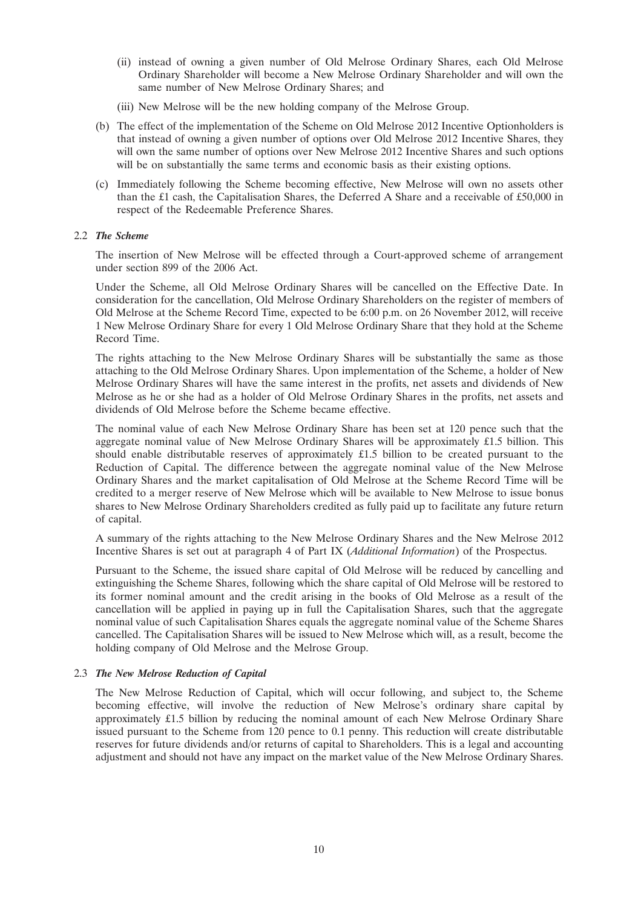(ii) instead of owning a given number of Old Melrose Ordinary Shares, each Old Melrose Ordinary Shareholder will become a New Melrose Ordinary Shareholder and will own the same number of New Melrose Ordinary Shares; and

(iii) New Melrose will be the new holding company of the Melrose Group.

(b) The effect of the implementation of the Scheme on Old Melrose 2012 Incentive Optionholders is that instead of owning a given number of options over Old Melrose 2012 Incentive Shares, they will own the same number of options over New Melrose 2012 Incentive Shares and such options will be on substantially the same terms and economic basis as their existing options.

(c) Immediately following the Scheme becoming effective, New Melrose will own no assets other than the £1 cash, the Capitalisation Shares, the Deferred A Share and a receivable of £50,000 in respect of the Redeemable Preference Shares.

### 2.2 *The Scheme*

The insertion of New Melrose will be effected through a Court-approved scheme of arrangement under section 899 of the 2006 Act.

Under the Scheme, all Old Melrose Ordinary Shares will be cancelled on the Effective Date. In consideration for the cancellation, Old Melrose Ordinary Shareholders on the register of members of Old Melrose at the Scheme Record Time, expected to be 6:00 p.m. on 26 November 2012, will receive 1 New Melrose Ordinary Share for every 1 Old Melrose Ordinary Share that they hold at the Scheme Record Time.

The rights attaching to the New Melrose Ordinary Shares will be substantially the same as those attaching to the Old Melrose Ordinary Shares. Upon implementation of the Scheme, a holder of New Melrose Ordinary Shares will have the same interest in the profits, net assets and dividends of New Melrose as he or she had as a holder of Old Melrose Ordinary Shares in the profits, net assets and dividends of Old Melrose before the Scheme became effective.

The nominal value of each New Melrose Ordinary Share has been set at 120 pence such that the aggregate nominal value of New Melrose Ordinary Shares will be approximately £1.5 billion. This should enable distributable reserves of approximately £1.5 billion to be created pursuant to the Reduction of Capital. The difference between the aggregate nominal value of the New Melrose Ordinary Shares and the market capitalisation of Old Melrose at the Scheme Record Time will be credited to a merger reserve of New Melrose which will be available to New Melrose to issue bonus shares to New Melrose Ordinary Shareholders credited as fully paid up to facilitate any future return of capital.

A summary of the rights attaching to the New Melrose Ordinary Shares and the New Melrose 2012 Incentive Shares is set out at paragraph 4 of Part IX (*Additional Information*) of the Prospectus.

Pursuant to the Scheme, the issued share capital of Old Melrose will be reduced by cancelling and extinguishing the Scheme Shares, following which the share capital of Old Melrose will be restored to its former nominal amount and the credit arising in the books of Old Melrose as a result of the cancellation will be applied in paying up in full the Capitalisation Shares, such that the aggregate nominal value of such Capitalisation Shares equals the aggregate nominal value of the Scheme Shares cancelled. The Capitalisation Shares will be issued to New Melrose which will, as a result, become the holding company of Old Melrose and the Melrose Group.

### 2.3 *The New Melrose Reduction of Capital*

The New Melrose Reduction of Capital, which will occur following, and subject to, the Scheme becoming effective, will involve the reduction of New Melrose's ordinary share capital by approximately £1.5 billion by reducing the nominal amount of each New Melrose Ordinary Share issued pursuant to the Scheme from 120 pence to 0.1 penny. This reduction will create distributable reserves for future dividends and/or returns of capital to Shareholders. This is a legal and accounting adjustment and should not have any impact on the market value of the New Melrose Ordinary Shares.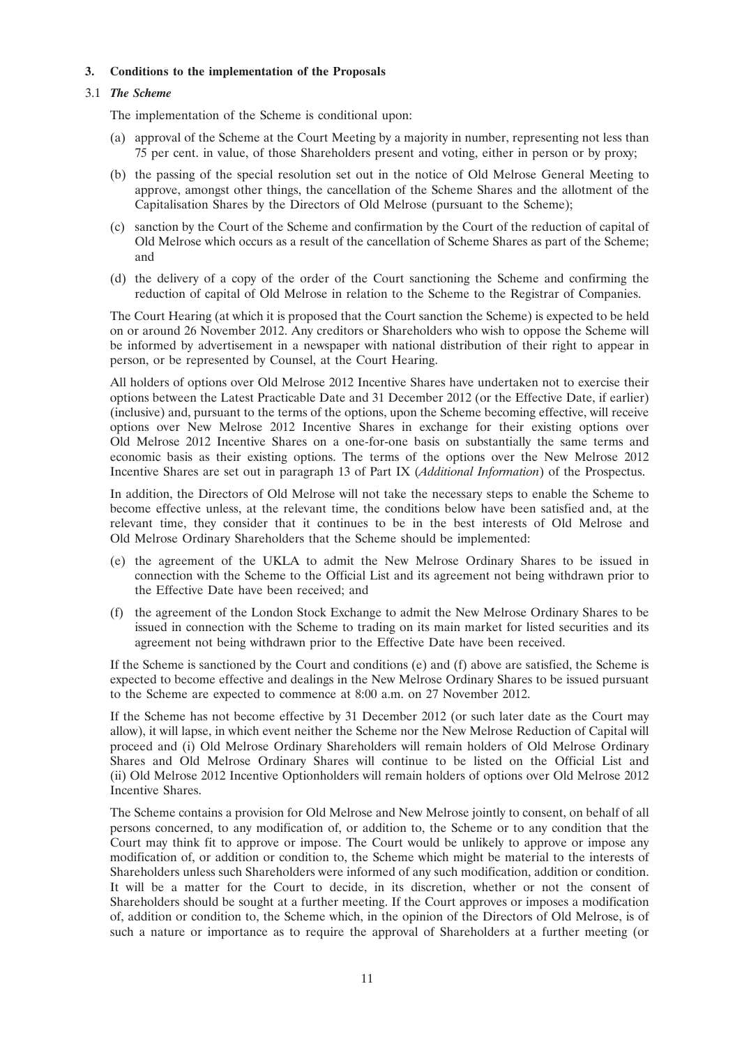### 3. Conditions to the implementation of the Proposals

#### 3.1 *The Scheme*

The implementation of the Scheme is conditional upon:

(a) approval of the Scheme at the Court Meeting by a majority in number, representing not less than 75 per cent. in value, of those Shareholders present and voting, either in person or by proxy;

(b) the passing of the special resolution set out in the notice of Old Melrose General Meeting to approve, amongst other things, the cancellation of the Scheme Shares and the allotment of the Capitalisation Shares by the Directors of Old Melrose (pursuant to the Scheme);

(c) sanction by the Court of the Scheme and confirmation by the Court of the reduction of capital of Old Melrose which occurs as a result of the cancellation of Scheme Shares as part of the Scheme; and

(d) the delivery of a copy of the order of the Court sanctioning the Scheme and confirming the reduction of capital of Old Melrose in relation to the Scheme to the Registrar of Companies.

The Court Hearing (at which it is proposed that the Court sanction the Scheme) is expected to be held on or around 26 November 2012. Any creditors or Shareholders who wish to oppose the Scheme will be informed by advertisement in a newspaper with national distribution of their right to appear in person, or be represented by Counsel, at the Court Hearing.

All holders of options over Old Melrose 2012 Incentive Shares have undertaken not to exercise their options between the Latest Practicable Date and 31 December 2012 (or the Effective Date, if earlier) (inclusive) and, pursuant to the terms of the options, upon the Scheme becoming effective, will receive options over New Melrose 2012 Incentive Shares in exchange for their existing options over Old Melrose 2012 Incentive Shares on a one-for-one basis on substantially the same terms and economic basis as their existing options. The terms of the options over the New Melrose 2012 Incentive Shares are set out in paragraph 13 of Part IX (*Additional Information*) of the Prospectus.

In addition, the Directors of Old Melrose will not take the necessary steps to enable the Scheme to become effective unless, at the relevant time, the conditions below have been satisfied and, at the relevant time, they consider that it continues to be in the best interests of Old Melrose and Old Melrose Ordinary Shareholders that the Scheme should be implemented:

(e) the agreement of the UKLA to admit the New Melrose Ordinary Shares to be issued in connection with the Scheme to the Official List and its agreement not being withdrawn prior to the Effective Date have been received; and

(f) the agreement of the London Stock Exchange to admit the New Melrose Ordinary Shares to be issued in connection with the Scheme to trading on its main market for listed securities and its agreement not being withdrawn prior to the Effective Date have been received.

If the Scheme is sanctioned by the Court and conditions (e) and (f) above are satisfied, the Scheme is expected to become effective and dealings in the New Melrose Ordinary Shares to be issued pursuant to the Scheme are expected to commence at 8:00 a.m. on 27 November 2012.

If the Scheme has not become effective by 31 December 2012 (or such later date as the Court may allow), it will lapse, in which event neither the Scheme nor the New Melrose Reduction of Capital will proceed and (i) Old Melrose Ordinary Shareholders will remain holders of Old Melrose Ordinary Shares and Old Melrose Ordinary Shares will continue to be listed on the Official List and (ii) Old Melrose 2012 Incentive Optionholders will remain holders of options over Old Melrose 2012 Incentive Shares.

The Scheme contains a provision for Old Melrose and New Melrose jointly to consent, on behalf of all persons concerned, to any modification of, or addition to, the Scheme or to any condition that the Court may think fit to approve or impose. The Court would be unlikely to approve or impose any modification of, or addition or condition to, the Scheme which might be material to the interests of Shareholders unless such Shareholders were informed of any such modification, addition or condition. It will be a matter for the Court to decide, in its discretion, whether or not the consent of Shareholders should be sought at a further meeting. If the Court approves or imposes a modification of, addition or condition to, the Scheme which, in the opinion of the Directors of Old Melrose, is of such a nature or importance as to require the approval of Shareholders at a further meeting (or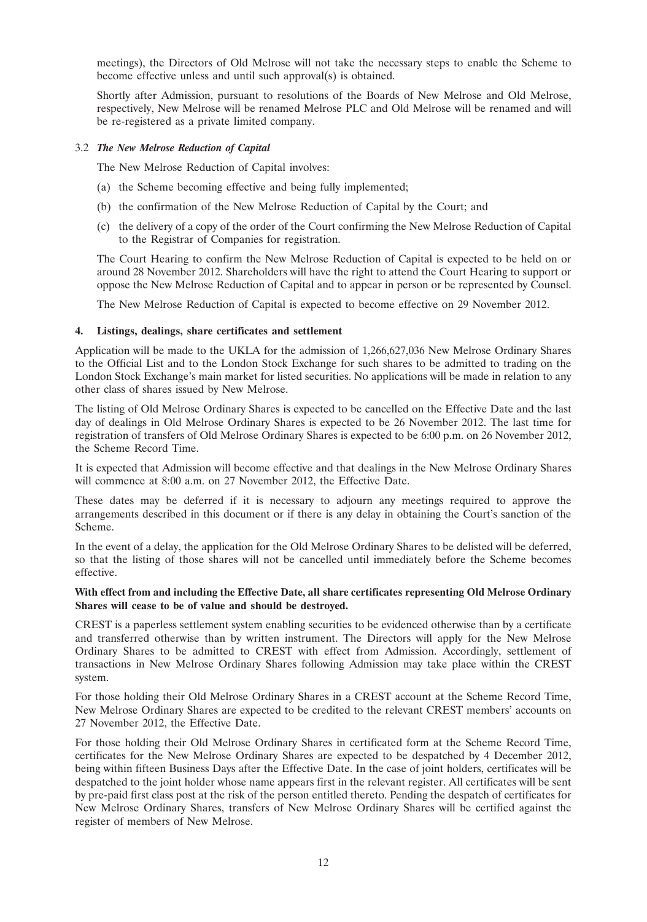meetings), the Directors of Old Melrose will not take the necessary steps to enable the Scheme to become effective unless and until such approval(s) is obtained.

Shortly after Admission, pursuant to resolutions of the Boards of New Melrose and Old Melrose, respectively, New Melrose will be renamed Melrose PLC and Old Melrose will be renamed and will be re-registered as a private limited company.

### 3.2 *The New Melrose Reduction of Capital*

The New Melrose Reduction of Capital involves:

(a) the Scheme becoming effective and being fully implemented;

(b) the confirmation of the New Melrose Reduction of Capital by the Court; and

(c) the delivery of a copy of the order of the Court confirming the New Melrose Reduction of Capital to the Registrar of Companies for registration.

The Court Hearing to confirm the New Melrose Reduction of Capital is expected to be held on or around 28 November 2012. Shareholders will have the right to attend the Court Hearing to support or oppose the New Melrose Reduction of Capital and to appear in person or be represented by Counsel.

The New Melrose Reduction of Capital is expected to become effective on 29 November 2012.

## 4. Listings, dealings, share certificates and settlement

Application will be made to the UKLA for the admission of 1,266,627,036 New Melrose Ordinary Shares to the Official List and to the London Stock Exchange for such shares to be admitted to trading on the London Stock Exchange's main market for listed securities. No applications will be made in relation to any other class of shares issued by New Melrose.

The listing of Old Melrose Ordinary Shares is expected to be cancelled on the Effective Date and the last day of dealings in Old Melrose Ordinary Shares is expected to be 26 November 2012. The last time for registration of transfers of Old Melrose Ordinary Shares is expected to be 6:00 p.m. on 26 November 2012, the Scheme Record Time.

It is expected that Admission will become effective and that dealings in the New Melrose Ordinary Shares will commence at 8:00 a.m. on 27 November 2012, the Effective Date.

These dates may be deferred if it is necessary to adjourn any meetings required to approve the arrangements described in this document or if there is any delay in obtaining the Court's sanction of the Scheme.

In the event of a delay, the application for the Old Melrose Ordinary Shares to be delisted will be deferred, so that the listing of those shares will not be cancelled until immediately before the Scheme becomes effective.

**With effect from and including the Effective Date, all share certificates representing Old Melrose Ordinary Shares will cease to be of value and should be destroyed.**

CREST is a paperless settlement system enabling securities to be evidenced otherwise than by a certificate and transferred otherwise than by written instrument. The Directors will apply for the New Melrose Ordinary Shares to be admitted to CREST with effect from Admission. Accordingly, settlement of transactions in New Melrose Ordinary Shares following Admission may take place within the CREST system.

For those holding their Old Melrose Ordinary Shares in a CREST account at the Scheme Record Time, New Melrose Ordinary Shares are expected to be credited to the relevant CREST members' accounts on 27 November 2012, the Effective Date.

For those holding their Old Melrose Ordinary Shares in certificated form at the Scheme Record Time, certificates for the New Melrose Ordinary Shares are expected to be despatched by 4 December 2012, being within fifteen Business Days after the Effective Date. In the case of joint holders, certificates will be despatched to the joint holder whose name appears first in the relevant register. All certificates will be sent by pre-paid first class post at the risk of the person entitled thereto. Pending the despatch of certificates for New Melrose Ordinary Shares, transfers of New Melrose Ordinary Shares will be certified against the register of members of New Melrose.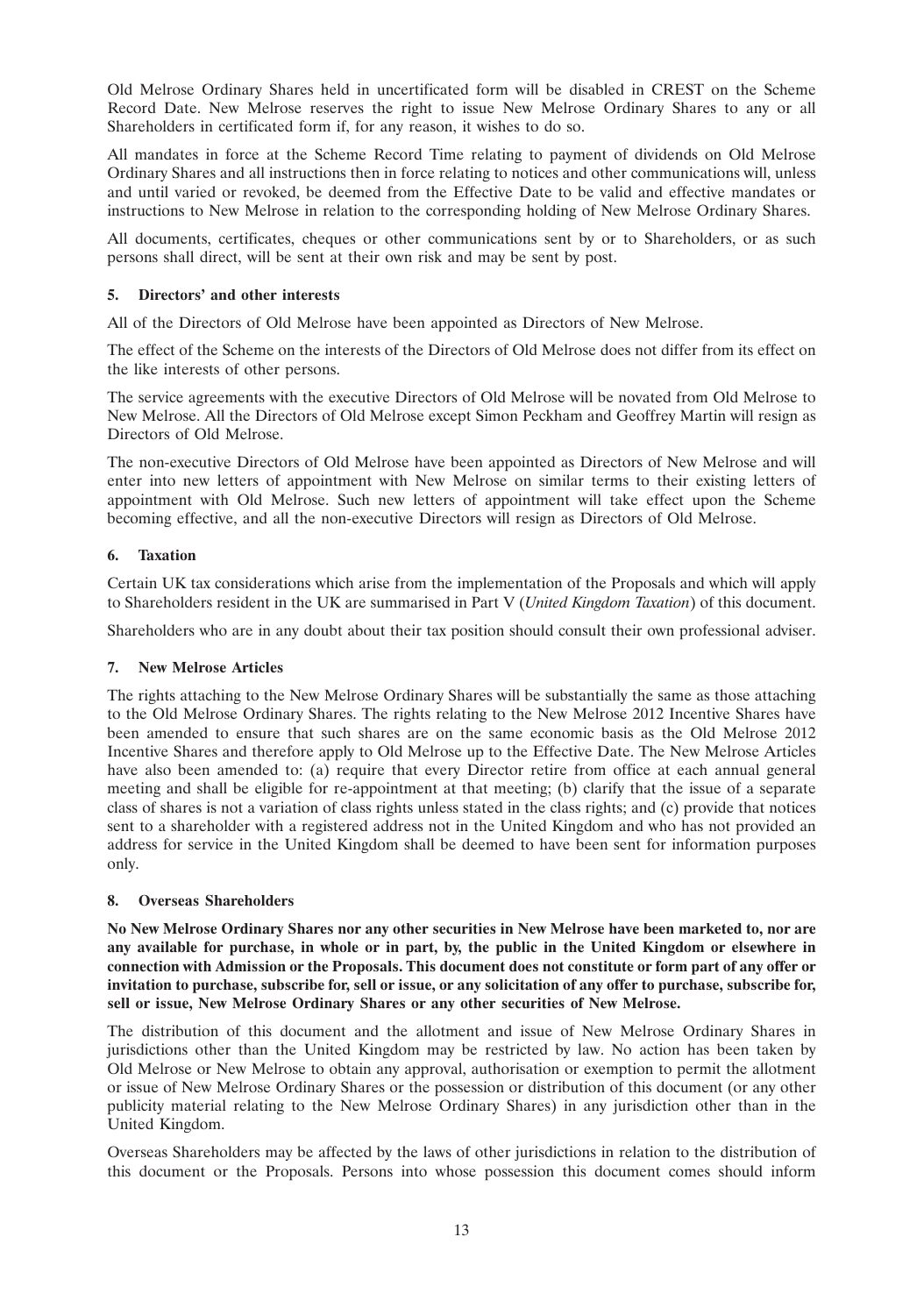Old Melrose Ordinary Shares held in uncertificated form will be disabled in CREST on the Scheme Record Date. New Melrose reserves the right to issue New Melrose Ordinary Shares to any or all Shareholders in certificated form if, for any reason, it wishes to do so.

All mandates in force at the Scheme Record Time relating to payment of dividends on Old Melrose Ordinary Shares and all instructions then in force relating to notices and other communications will, unless and until varied or revoked, be deemed from the Effective Date to be valid and effective mandates or instructions to New Melrose in relation to the corresponding holding of New Melrose Ordinary Shares.

All documents, certificates, cheques or other communications sent by or to Shareholders, or as such persons shall direct, will be sent at their own risk and may be sent by post.

### 5. Directors' and other interests

All of the Directors of Old Melrose have been appointed as Directors of New Melrose.

The effect of the Scheme on the interests of the Directors of Old Melrose does not differ from its effect on the like interests of other persons.

The service agreements with the executive Directors of Old Melrose will be novated from Old Melrose to New Melrose. All the Directors of Old Melrose except Simon Peckham and Geoffrey Martin will resign as Directors of Old Melrose.

The non-executive Directors of Old Melrose have been appointed as Directors of New Melrose and will enter into new letters of appointment with New Melrose on similar terms to their existing letters of appointment with Old Melrose. Such new letters of appointment will take effect upon the Scheme becoming effective, and all the non-executive Directors will resign as Directors of Old Melrose.

### 6. Taxation

Certain UK tax considerations which arise from the implementation of the Proposals and which will apply to Shareholders resident in the UK are summarised in Part V (*United Kingdom Taxation*) of this document.

Shareholders who are in any doubt about their tax position should consult their own professional adviser.

### 7. New Melrose Articles

The rights attaching to the New Melrose Ordinary Shares will be substantially the same as those attaching to the Old Melrose Ordinary Shares. The rights relating to the New Melrose 2012 Incentive Shares have been amended to ensure that such shares are on the same economic basis as the Old Melrose 2012 Incentive Shares and therefore apply to Old Melrose up to the Effective Date. The New Melrose Articles have also been amended to: (a) require that every Director retire from office at each annual general meeting and shall be eligible for re-appointment at that meeting; (b) clarify that the issue of a separate class of shares is not a variation of class rights unless stated in the class rights; and (c) provide that notices sent to a shareholder with a registered address not in the United Kingdom and who has not provided an address for service in the United Kingdom shall be deemed to have been sent for information purposes only.

### 8. Overseas Shareholders

**No New Melrose Ordinary Shares nor any other securities in New Melrose have been marketed to, nor are any available for purchase, in whole or in part, by, the public in the United Kingdom or elsewhere in connection with Admission or the Proposals. This document does not constitute or form part of any offer or invitation to purchase, subscribe for, sell or issue, or any solicitation of any offer to purchase, subscribe for, sell or issue, New Melrose Ordinary Shares or any other securities of New Melrose.**

The distribution of this document and the allotment and issue of New Melrose Ordinary Shares in jurisdictions other than the United Kingdom may be restricted by law. No action has been taken by Old Melrose or New Melrose to obtain any approval, authorisation or exemption to permit the allotment or issue of New Melrose Ordinary Shares or the possession or distribution of this document (or any other publicity material relating to the New Melrose Ordinary Shares) in any jurisdiction other than in the United Kingdom.

Overseas Shareholders may be affected by the laws of other jurisdictions in relation to the distribution of this document or the Proposals. Persons into whose possession this document comes should inform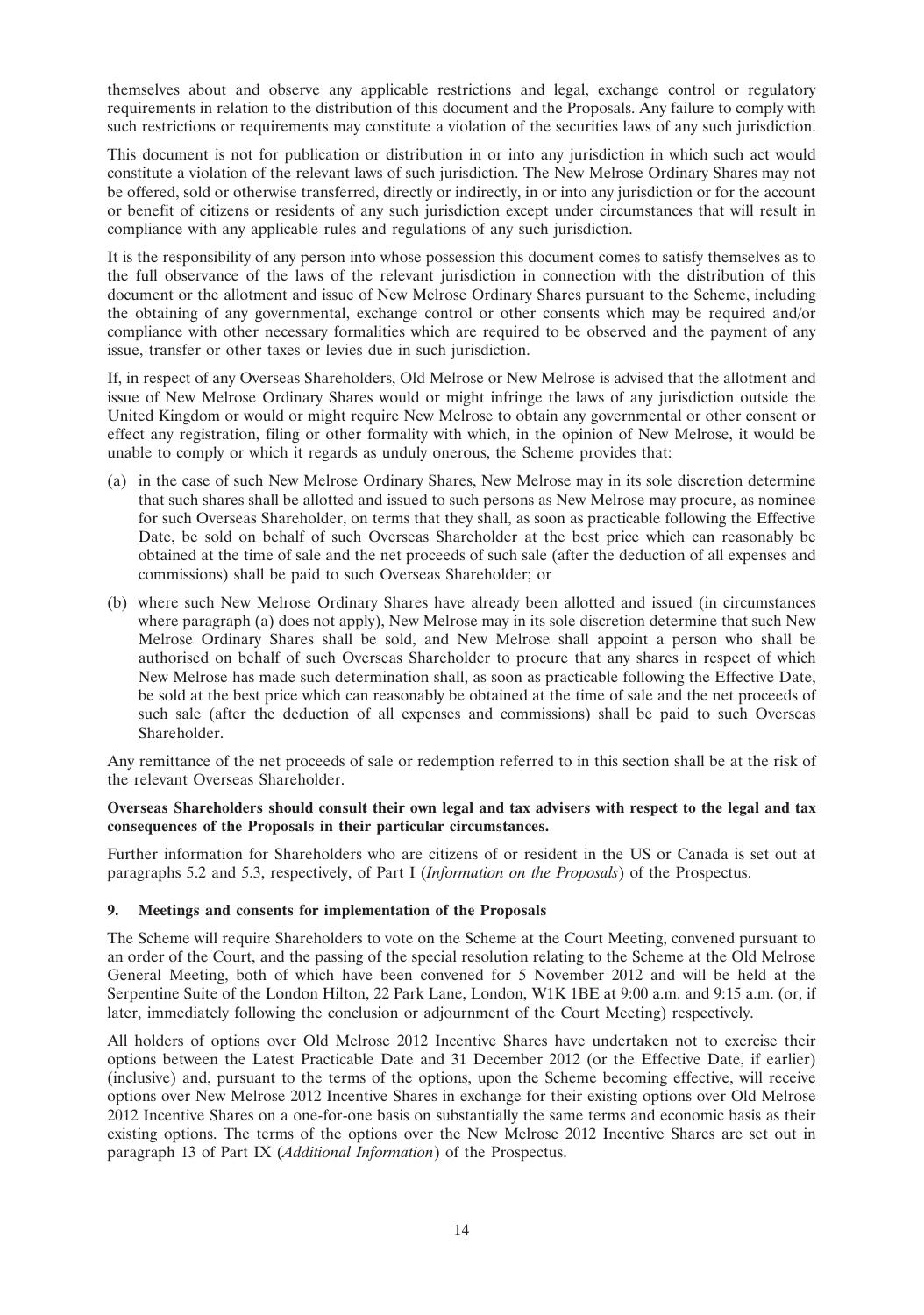themselves about and observe any applicable restrictions and legal, exchange control or regulatory requirements in relation to the distribution of this document and the Proposals. Any failure to comply with such restrictions or requirements may constitute a violation of the securities laws of any such jurisdiction.

This document is not for publication or distribution in or into any jurisdiction in which such act would constitute a violation of the relevant laws of such jurisdiction. The New Melrose Ordinary Shares may not be offered, sold or otherwise transferred, directly or indirectly, in or into any jurisdiction or for the account or benefit of citizens or residents of any such jurisdiction except under circumstances that will result in compliance with any applicable rules and regulations of any such jurisdiction.

It is the responsibility of any person into whose possession this document comes to satisfy themselves as to the full observance of the laws of the relevant jurisdiction in connection with the distribution of this document or the allotment and issue of New Melrose Ordinary Shares pursuant to the Scheme, including the obtaining of any governmental, exchange control or other consents which may be required and/or compliance with other necessary formalities which are required to be observed and the payment of any issue, transfer or other taxes or levies due in such jurisdiction.

If, in respect of any Overseas Shareholders, Old Melrose or New Melrose is advised that the allotment and issue of New Melrose Ordinary Shares would or might infringe the laws of any jurisdiction outside the United Kingdom or would or might require New Melrose to obtain any governmental or other consent or effect any registration, filing or other formality with which, in the opinion of New Melrose, it would be unable to comply or which it regards as unduly onerous, the Scheme provides that:

(a) in the case of such New Melrose Ordinary Shares, New Melrose may in its sole discretion determine that such shares shall be allotted and issued to such persons as New Melrose may procure, as nominee for such Overseas Shareholder, on terms that they shall, as soon as practicable following the Effective Date, be sold on behalf of such Overseas Shareholder at the best price which can reasonably be obtained at the time of sale and the net proceeds of such sale (after the deduction of all expenses and commissions) shall be paid to such Overseas Shareholder; or

(b) where such New Melrose Ordinary Shares have already been allotted and issued (in circumstances where paragraph (a) does not apply), New Melrose may in its sole discretion determine that such New Melrose Ordinary Shares shall be sold, and New Melrose shall appoint a person who shall be authorised on behalf of such Overseas Shareholder to procure that any shares in respect of which New Melrose has made such determination shall, as soon as practicable following the Effective Date, be sold at the best price which can reasonably be obtained at the time of sale and the net proceeds of such sale (after the deduction of all expenses and commissions) shall be paid to such Overseas Shareholder.

Any remittance of the net proceeds of sale or redemption referred to in this section shall be at the risk of the relevant Overseas Shareholder.

**Overseas Shareholders should consult their own legal and tax advisers with respect to the legal and tax consequences of the Proposals in their particular circumstances.**

Further information for Shareholders who are citizens of or resident in the US or Canada is set out at paragraphs 5.2 and 5.3, respectively, of Part I (*Information on the Proposals*) of the Prospectus.

## 9. Meetings and consents for implementation of the Proposals

The Scheme will require Shareholders to vote on the Scheme at the Court Meeting, convened pursuant to an order of the Court, and the passing of the special resolution relating to the Scheme at the Old Melrose General Meeting, both of which have been convened for 5 November 2012 and will be held at the Serpentine Suite of the London Hilton, 22 Park Lane, London, W1K 1BE at 9:00 a.m. and 9:15 a.m. (or, if later, immediately following the conclusion or adjournment of the Court Meeting) respectively.

All holders of options over Old Melrose 2012 Incentive Shares have undertaken not to exercise their options between the Latest Practicable Date and 31 December 2012 (or the Effective Date, if earlier) (inclusive) and, pursuant to the terms of the options, upon the Scheme becoming effective, will receive options over New Melrose 2012 Incentive Shares in exchange for their existing options over Old Melrose 2012 Incentive Shares on a one-for-one basis on substantially the same terms and economic basis as their existing options. The terms of the options over the New Melrose 2012 Incentive Shares are set out in paragraph 13 of Part IX (*Additional Information*) of the Prospectus.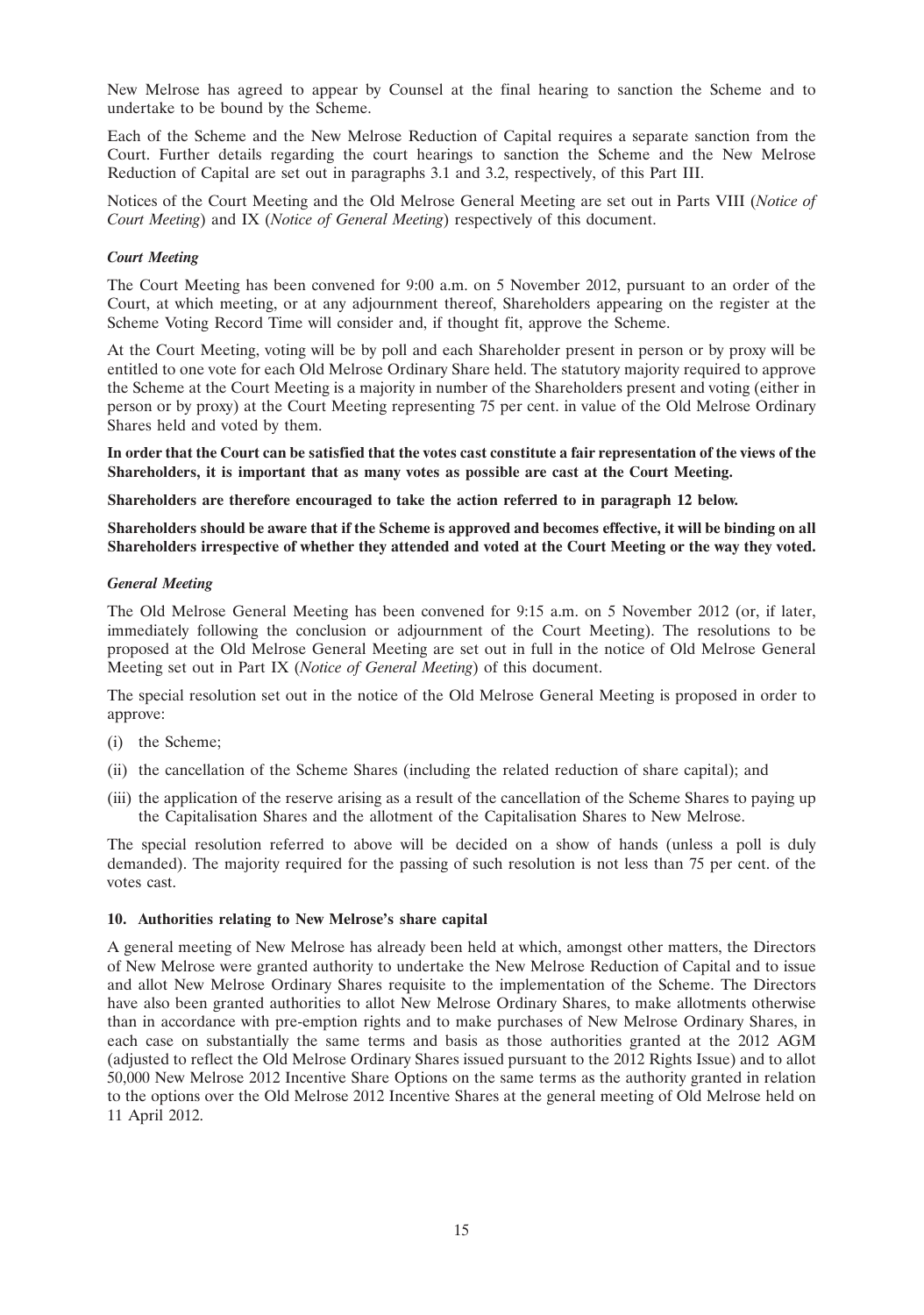New Melrose has agreed to appear by Counsel at the final hearing to sanction the Scheme and to undertake to be bound by the Scheme.

Each of the Scheme and the New Melrose Reduction of Capital requires a separate sanction from the Court. Further details regarding the court hearings to sanction the Scheme and the New Melrose Reduction of Capital are set out in paragraphs 3.1 and 3.2, respectively, of this Part III.

Notices of the Court Meeting and the Old Melrose General Meeting are set out in Parts VIII (*Notice of Court Meeting*) and IX (*Notice of General Meeting*) respectively of this document.

***Court Meeting***

The Court Meeting has been convened for 9:00 a.m. on 5 November 2012, pursuant to an order of the Court, at which meeting, or at any adjournment thereof, Shareholders appearing on the register at the Scheme Voting Record Time will consider and, if thought fit, approve the Scheme.

At the Court Meeting, voting will be by poll and each Shareholder present in person or by proxy will be entitled to one vote for each Old Melrose Ordinary Share held. The statutory majority required to approve the Scheme at the Court Meeting is a majority in number of the Shareholders present and voting (either in person or by proxy) at the Court Meeting representing 75 per cent. in value of the Old Melrose Ordinary Shares held and voted by them.

**In order that the Court can be satisfied that the votes cast constitute a fair representation of the views of the Shareholders, it is important that as many votes as possible are cast at the Court Meeting.**

**Shareholders are therefore encouraged to take the action referred to in paragraph 12 below.**

**Shareholders should be aware that if the Scheme is approved and becomes effective, it will be binding on all Shareholders irrespective of whether they attended and voted at the Court Meeting or the way they voted.**

***General Meeting***

The Old Melrose General Meeting has been convened for 9:15 a.m. on 5 November 2012 (or, if later, immediately following the conclusion or adjournment of the Court Meeting). The resolutions to be proposed at the Old Melrose General Meeting are set out in full in the notice of Old Melrose General Meeting set out in Part IX (*Notice of General Meeting*) of this document.

The special resolution set out in the notice of the Old Melrose General Meeting is proposed in order to approve:

(i) the Scheme;

(ii) the cancellation of the Scheme Shares (including the related reduction of share capital); and

(iii) the application of the reserve arising as a result of the cancellation of the Scheme Shares to paying up the Capitalisation Shares and the allotment of the Capitalisation Shares to New Melrose.

The special resolution referred to above will be decided on a show of hands (unless a poll is duly demanded). The majority required for the passing of such resolution is not less than 75 per cent. of the votes cast.

**10. Authorities relating to New Melrose's share capital**

A general meeting of New Melrose has already been held at which, amongst other matters, the Directors of New Melrose were granted authority to undertake the New Melrose Reduction of Capital and to issue and allot New Melrose Ordinary Shares requisite to the implementation of the Scheme. The Directors have also been granted authorities to allot New Melrose Ordinary Shares, to make allotments otherwise than in accordance with pre-emption rights and to make purchases of New Melrose Ordinary Shares, in each case on substantially the same terms and basis as those authorities granted at the 2012 AGM (adjusted to reflect the Old Melrose Ordinary Shares issued pursuant to the 2012 Rights Issue) and to allot 50,000 New Melrose 2012 Incentive Share Options on the same terms as the authority granted in relation to the options over the Old Melrose 2012 Incentive Shares at the general meeting of Old Melrose held on 11 April 2012.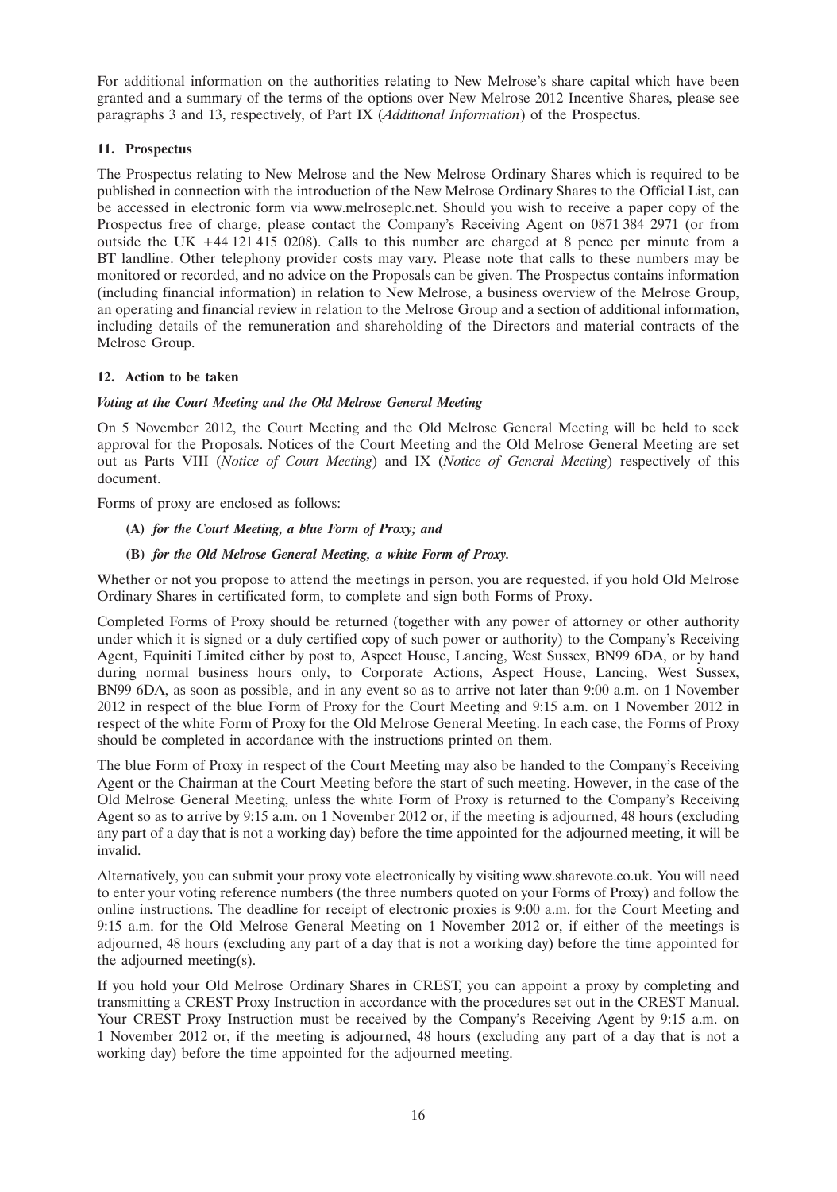For additional information on the authorities relating to New Melrose's share capital which have been granted and a summary of the terms of the options over New Melrose 2012 Incentive Shares, please see paragraphs 3 and 13, respectively, of Part IX (*Additional Information*) of the Prospectus.

## 11. Prospectus

The Prospectus relating to New Melrose and the New Melrose Ordinary Shares which is required to be published in connection with the introduction of the New Melrose Ordinary Shares to the Official List, can be accessed in electronic form via www.melroseplc.net. Should you wish to receive a paper copy of the Prospectus free of charge, please contact the Company's Receiving Agent on 0871 384 2971 (or from outside the UK +44 121 415 0208). Calls to this number are charged at 8 pence per minute from a BT landline. Other telephony provider costs may vary. Please note that calls to these numbers may be monitored or recorded, and no advice on the Proposals can be given. The Prospectus contains information (including financial information) in relation to New Melrose, a business overview of the Melrose Group, an operating and financial review in relation to the Melrose Group and a section of additional information, including details of the remuneration and shareholding of the Directors and material contracts of the Melrose Group.

## 12. Action to be taken

***Voting at the Court Meeting and the Old Melrose General Meeting***

On 5 November 2012, the Court Meeting and the Old Melrose General Meeting will be held to seek approval for the Proposals. Notices of the Court Meeting and the Old Melrose General Meeting are set out as Parts VIII (*Notice of Court Meeting*) and IX (*Notice of General Meeting*) respectively of this document.

Forms of proxy are enclosed as follows:

**(A)** ***for the Court Meeting, a blue Form of Proxy; and***

**(B)** ***for the Old Melrose General Meeting, a white Form of Proxy.***

Whether or not you propose to attend the meetings in person, you are requested, if you hold Old Melrose Ordinary Shares in certificated form, to complete and sign both Forms of Proxy.

Completed Forms of Proxy should be returned (together with any power of attorney or other authority under which it is signed or a duly certified copy of such power or authority) to the Company's Receiving Agent, Equiniti Limited either by post to, Aspect House, Lancing, West Sussex, BN99 6DA, or by hand during normal business hours only, to Corporate Actions, Aspect House, Lancing, West Sussex, BN99 6DA, as soon as possible, and in any event so as to arrive not later than 9:00 a.m. on 1 November 2012 in respect of the blue Form of Proxy for the Court Meeting and 9:15 a.m. on 1 November 2012 in respect of the white Form of Proxy for the Old Melrose General Meeting. In each case, the Forms of Proxy should be completed in accordance with the instructions printed on them.

The blue Form of Proxy in respect of the Court Meeting may also be handed to the Company's Receiving Agent or the Chairman at the Court Meeting before the start of such meeting. However, in the case of the Old Melrose General Meeting, unless the white Form of Proxy is returned to the Company's Receiving Agent so as to arrive by 9:15 a.m. on 1 November 2012 or, if the meeting is adjourned, 48 hours (excluding any part of a day that is not a working day) before the time appointed for the adjourned meeting, it will be invalid.

Alternatively, you can submit your proxy vote electronically by visiting www.sharevote.co.uk. You will need to enter your voting reference numbers (the three numbers quoted on your Forms of Proxy) and follow the online instructions. The deadline for receipt of electronic proxies is 9:00 a.m. for the Court Meeting and 9:15 a.m. for the Old Melrose General Meeting on 1 November 2012 or, if either of the meetings is adjourned, 48 hours (excluding any part of a day that is not a working day) before the time appointed for the adjourned meeting(s).

If you hold your Old Melrose Ordinary Shares in CREST, you can appoint a proxy by completing and transmitting a CREST Proxy Instruction in accordance with the procedures set out in the CREST Manual. Your CREST Proxy Instruction must be received by the Company's Receiving Agent by 9:15 a.m. on 1 November 2012 or, if the meeting is adjourned, 48 hours (excluding any part of a day that is not a working day) before the time appointed for the adjourned meeting.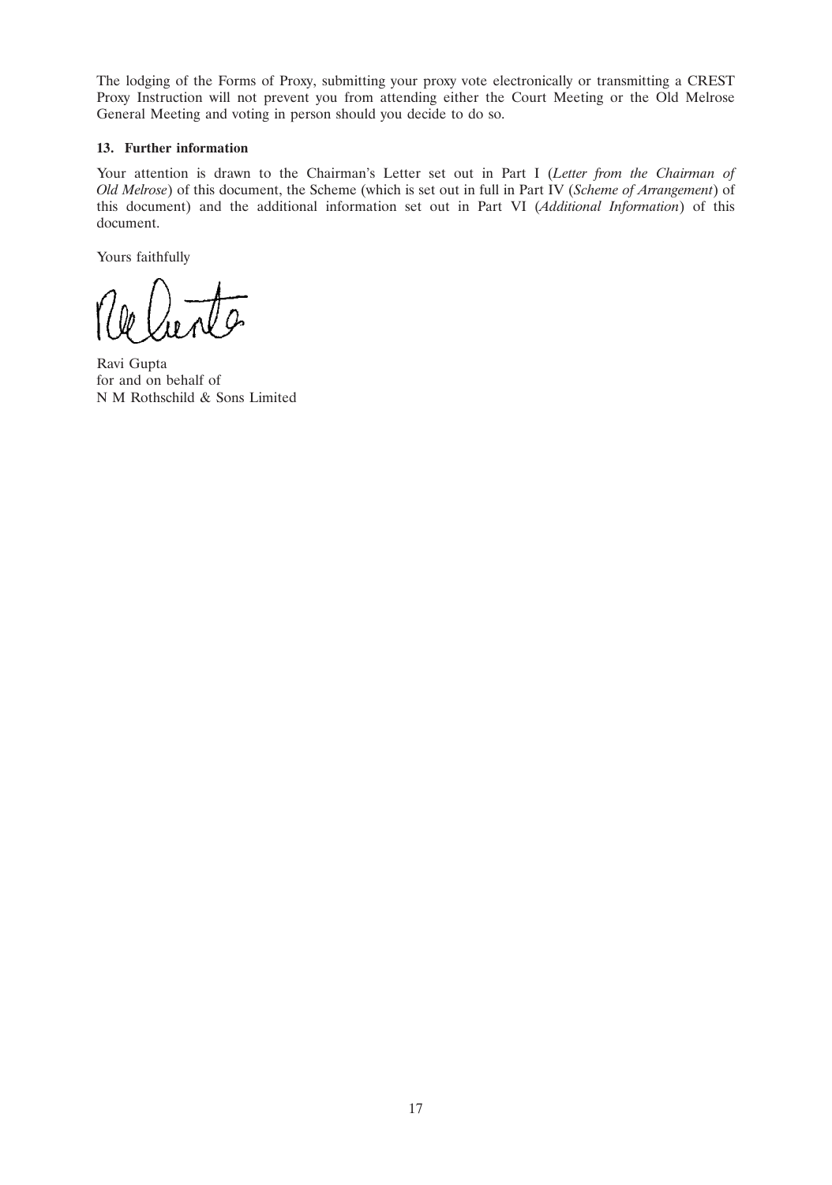The lodging of the Forms of Proxy, submitting your proxy vote electronically or transmitting a CREST Proxy Instruction will not prevent you from attending either the Court Meeting or the Old Melrose General Meeting and voting in person should you decide to do so.

### 13. Further information

Your attention is drawn to the Chairman's Letter set out in Part I (*Letter from the Chairman of Old Melrose*) of this document, the Scheme (which is set out in full in Part IV (*Scheme of Arrangement*) of this document) and the additional information set out in Part VI (*Additional Information*) of this document.

Yours faithfully

Ravi Gupta
for and on behalf of
N M Rothschild & Sons Limited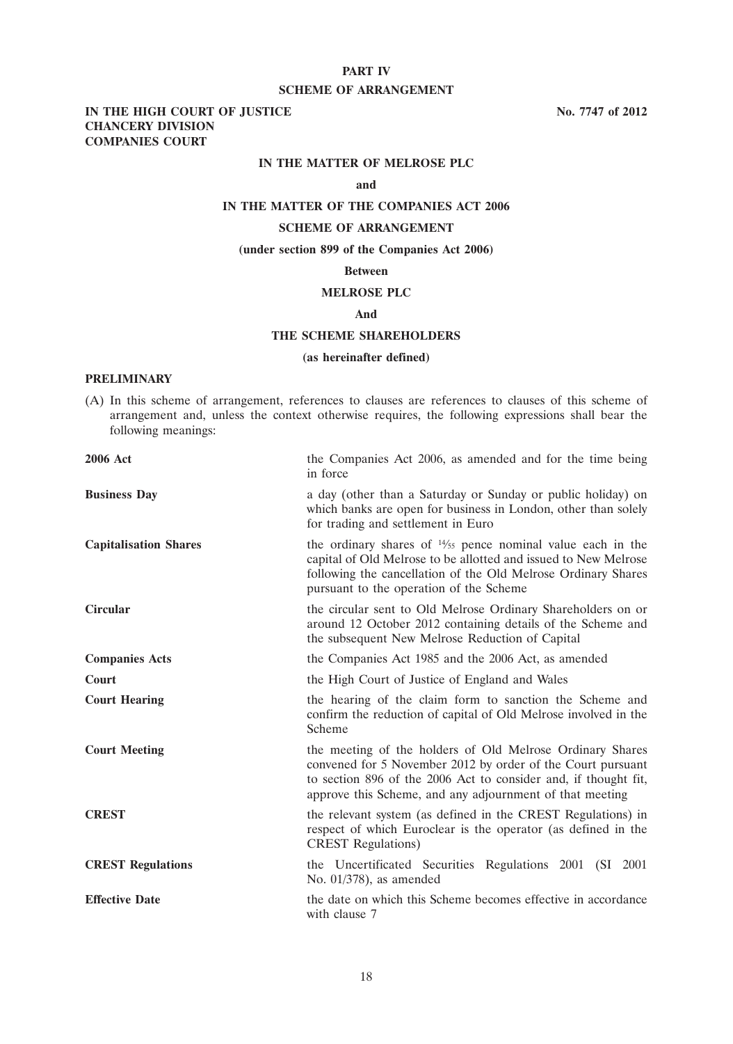# PART IV

## SCHEME OF ARRANGEMENT

**IN THE HIGH COURT OF JUSTICE**
**CHANCERY DIVISION**
**COMPANIES COURT**

**No. 7747 of 2012**

**IN THE MATTER OF MELROSE PLC**

**and**

**IN THE MATTER OF THE COMPANIES ACT 2006**

**SCHEME OF ARRANGEMENT**

**(under section 899 of the Companies Act 2006)**

**Between**

**MELROSE PLC**

**And**

**THE SCHEME SHAREHOLDERS**

**(as hereinafter defined)**

### PRELIMINARY

(A) In this scheme of arrangement, references to clauses are references to clauses of this scheme of arrangement and, unless the context otherwise requires, the following expressions shall bear the following meanings:

| | |
|---|---|
| **2006 Act** | the Companies Act 2006, as amended and for the time being in force |
| **Business Day** | a day (other than a Saturday or Sunday or public holiday) on which banks are open for business in London, other than solely for trading and settlement in Euro |
| **Capitalisation Shares** | the ordinary shares of $^{14}/_{55}$ pence nominal value each in the capital of Old Melrose to be allotted and issued to New Melrose following the cancellation of the Old Melrose Ordinary Shares pursuant to the operation of the Scheme |
| **Circular** | the circular sent to Old Melrose Ordinary Shareholders on or around 12 October 2012 containing details of the Scheme and the subsequent New Melrose Reduction of Capital |
| **Companies Acts** | the Companies Act 1985 and the 2006 Act, as amended |
| **Court** | the High Court of Justice of England and Wales |
| **Court Hearing** | the hearing of the claim form to sanction the Scheme and confirm the reduction of capital of Old Melrose involved in the Scheme |
| **Court Meeting** | the meeting of the holders of Old Melrose Ordinary Shares convened for 5 November 2012 by order of the Court pursuant to section 896 of the 2006 Act to consider and, if thought fit, approve this Scheme, and any adjournment of that meeting |
| **CREST** | the relevant system (as defined in the CREST Regulations) in respect of which Euroclear is the operator (as defined in the CREST Regulations) |
| **CREST Regulations** | the Uncertificated Securities Regulations 2001 (SI 2001 No. 01/378), as amended |
| **Effective Date** | the date on which this Scheme becomes effective in accordance with clause 7 |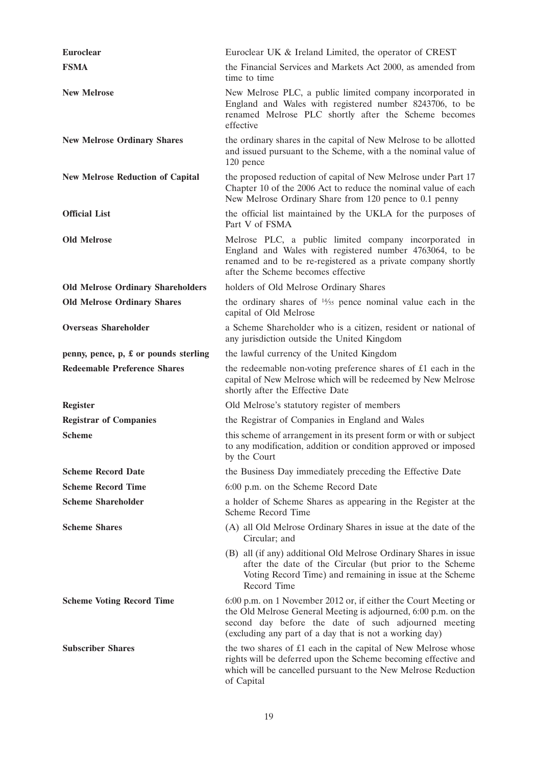| | |
|---|---|
| **Euroclear** | Euroclear UK & Ireland Limited, the operator of CREST |
| **FSMA** | the Financial Services and Markets Act 2000, as amended from time to time |
| **New Melrose** | New Melrose PLC, a public limited company incorporated in England and Wales with registered number 8243706, to be renamed Melrose PLC shortly after the Scheme becomes effective |
| **New Melrose Ordinary Shares** | the ordinary shares in the capital of New Melrose to be allotted and issued pursuant to the Scheme, with a the nominal value of 120 pence |
| **New Melrose Reduction of Capital** | the proposed reduction of capital of New Melrose under Part 17 Chapter 10 of the 2006 Act to reduce the nominal value of each New Melrose Ordinary Share from 120 pence to 0.1 penny |
| **Official List** | the official list maintained by the UKLA for the purposes of Part V of FSMA |
| **Old Melrose** | Melrose PLC, a public limited company incorporated in England and Wales with registered number 4763064, to be renamed and to be re-registered as a private company shortly after the Scheme becomes effective |
| **Old Melrose Ordinary Shareholders** | holders of Old Melrose Ordinary Shares |
| **Old Melrose Ordinary Shares** | the ordinary shares of 14⁄55 pence nominal value each in the capital of Old Melrose |
| **Overseas Shareholder** | a Scheme Shareholder who is a citizen, resident or national of any jurisdiction outside the United Kingdom |
| **penny, pence, p, £ or pounds sterling** | the lawful currency of the United Kingdom |
| **Redeemable Preference Shares** | the redeemable non-voting preference shares of £1 each in the capital of New Melrose which will be redeemed by New Melrose shortly after the Effective Date |
| **Register** | Old Melrose's statutory register of members |
| **Registrar of Companies** | the Registrar of Companies in England and Wales |
| **Scheme** | this scheme of arrangement in its present form or with or subject to any modification, addition or condition approved or imposed by the Court |
| **Scheme Record Date** | the Business Day immediately preceding the Effective Date |
| **Scheme Record Time** | 6:00 p.m. on the Scheme Record Date |
| **Scheme Shareholder** | a holder of Scheme Shares as appearing in the Register at the Scheme Record Time |
| **Scheme Shares** | (A) all Old Melrose Ordinary Shares in issue at the date of the Circular; and<br>(B) all (if any) additional Old Melrose Ordinary Shares in issue after the date of the Circular (but prior to the Scheme Voting Record Time) and remaining in issue at the Scheme Record Time |
| **Scheme Voting Record Time** | 6:00 p.m. on 1 November 2012 or, if either the Court Meeting or the Old Melrose General Meeting is adjourned, 6:00 p.m. on the second day before the date of such adjourned meeting (excluding any part of a day that is not a working day) |
| **Subscriber Shares** | the two shares of £1 each in the capital of New Melrose whose rights will be deferred upon the Scheme becoming effective and which will be cancelled pursuant to the New Melrose Reduction of Capital |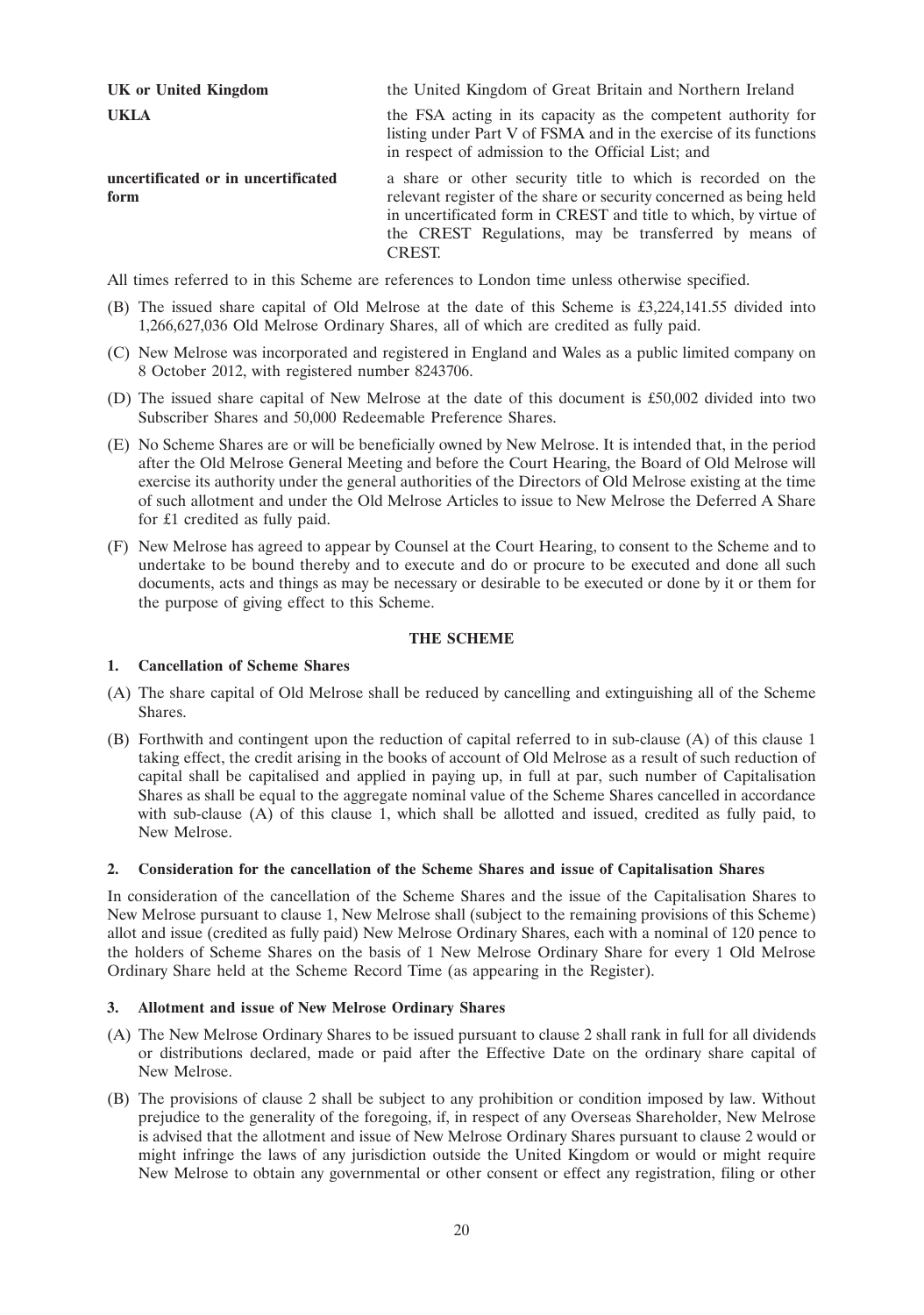| | |
|---|---|
| **UK or United Kingdom** | the United Kingdom of Great Britain and Northern Ireland |
| **UKLA** | the FSA acting in its capacity as the competent authority for listing under Part V of FSMA and in the exercise of its functions in respect of admission to the Official List; and |
| **uncertificated or in uncertificated form** | a share or other security title to which is recorded on the relevant register of the share or security concerned as being held in uncertificated form in CREST and title to which, by virtue of the CREST Regulations, may be transferred by means of CREST. |

All times referred to in this Scheme are references to London time unless otherwise specified.

(B) The issued share capital of Old Melrose at the date of this Scheme is £3,224,141.55 divided into 1,266,627,036 Old Melrose Ordinary Shares, all of which are credited as fully paid.

(C) New Melrose was incorporated and registered in England and Wales as a public limited company on 8 October 2012, with registered number 8243706.

(D) The issued share capital of New Melrose at the date of this document is £50,002 divided into two Subscriber Shares and 50,000 Redeemable Preference Shares.

(E) No Scheme Shares are or will be beneficially owned by New Melrose. It is intended that, in the period after the Old Melrose General Meeting and before the Court Hearing, the Board of Old Melrose will exercise its authority under the general authorities of the Directors of Old Melrose existing at the time of such allotment and under the Old Melrose Articles to issue to New Melrose the Deferred A Share for £1 credited as fully paid.

(F) New Melrose has agreed to appear by Counsel at the Court Hearing, to consent to the Scheme and to undertake to be bound thereby and to execute and do or procure to be executed and done all such documents, acts and things as may be necessary or desirable to be executed or done by it or them for the purpose of giving effect to this Scheme.

## THE SCHEME

### 1. Cancellation of Scheme Shares

(A) The share capital of Old Melrose shall be reduced by cancelling and extinguishing all of the Scheme Shares.

(B) Forthwith and contingent upon the reduction of capital referred to in sub-clause (A) of this clause 1 taking effect, the credit arising in the books of account of Old Melrose as a result of such reduction of capital shall be capitalised and applied in paying up, in full at par, such number of Capitalisation Shares as shall be equal to the aggregate nominal value of the Scheme Shares cancelled in accordance with sub-clause (A) of this clause 1, which shall be allotted and issued, credited as fully paid, to New Melrose.

### 2. Consideration for the cancellation of the Scheme Shares and issue of Capitalisation Shares

In consideration of the cancellation of the Scheme Shares and the issue of the Capitalisation Shares to New Melrose pursuant to clause 1, New Melrose shall (subject to the remaining provisions of this Scheme) allot and issue (credited as fully paid) New Melrose Ordinary Shares, each with a nominal of 120 pence to the holders of Scheme Shares on the basis of 1 New Melrose Ordinary Share for every 1 Old Melrose Ordinary Share held at the Scheme Record Time (as appearing in the Register).

### 3. Allotment and issue of New Melrose Ordinary Shares

(A) The New Melrose Ordinary Shares to be issued pursuant to clause 2 shall rank in full for all dividends or distributions declared, made or paid after the Effective Date on the ordinary share capital of New Melrose.

(B) The provisions of clause 2 shall be subject to any prohibition or condition imposed by law. Without prejudice to the generality of the foregoing, if, in respect of any Overseas Shareholder, New Melrose is advised that the allotment and issue of New Melrose Ordinary Shares pursuant to clause 2 would or might infringe the laws of any jurisdiction outside the United Kingdom or would or might require New Melrose to obtain any governmental or other consent or effect any registration, filing or other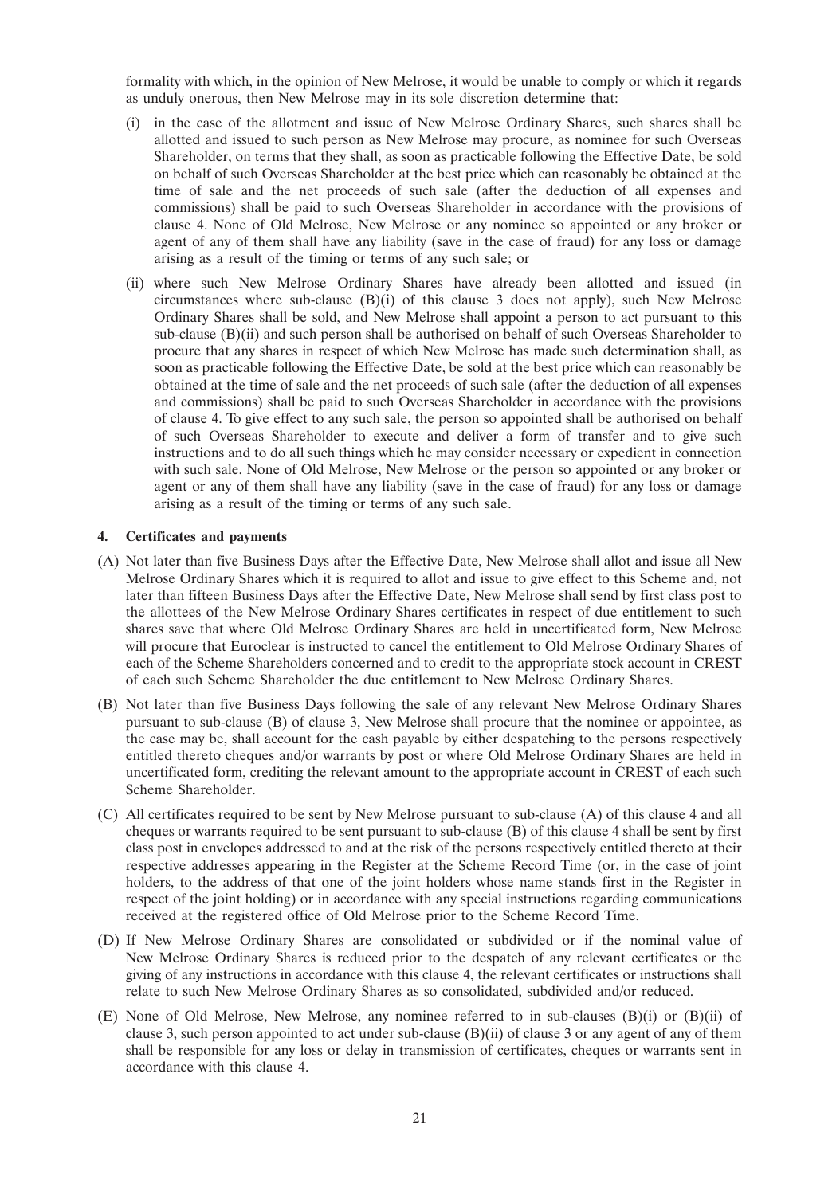formality with which, in the opinion of New Melrose, it would be unable to comply or which it regards as unduly onerous, then New Melrose may in its sole discretion determine that:

(i) in the case of the allotment and issue of New Melrose Ordinary Shares, such shares shall be allotted and issued to such person as New Melrose may procure, as nominee for such Overseas Shareholder, on terms that they shall, as soon as practicable following the Effective Date, be sold on behalf of such Overseas Shareholder at the best price which can reasonably be obtained at the time of sale and the net proceeds of such sale (after the deduction of all expenses and commissions) shall be paid to such Overseas Shareholder in accordance with the provisions of clause 4. None of Old Melrose, New Melrose or any nominee so appointed or any broker or agent of any of them shall have any liability (save in the case of fraud) for any loss or damage arising as a result of the timing or terms of any such sale; or

(ii) where such New Melrose Ordinary Shares have already been allotted and issued (in circumstances where sub-clause (B)(i) of this clause 3 does not apply), such New Melrose Ordinary Shares shall be sold, and New Melrose shall appoint a person to act pursuant to this sub-clause (B)(ii) and such person shall be authorised on behalf of such Overseas Shareholder to procure that any shares in respect of which New Melrose has made such determination shall, as soon as practicable following the Effective Date, be sold at the best price which can reasonably be obtained at the time of sale and the net proceeds of such sale (after the deduction of all expenses and commissions) shall be paid to such Overseas Shareholder in accordance with the provisions of clause 4. To give effect to any such sale, the person so appointed shall be authorised on behalf of such Overseas Shareholder to execute and deliver a form of transfer and to give such instructions and to do all such things which he may consider necessary or expedient in connection with such sale. None of Old Melrose, New Melrose or the person so appointed or any broker or agent or any of them shall have any liability (save in the case of fraud) for any loss or damage arising as a result of the timing or terms of any such sale.

**4. Certificates and payments**

(A) Not later than five Business Days after the Effective Date, New Melrose shall allot and issue all New Melrose Ordinary Shares which it is required to allot and issue to give effect to this Scheme and, not later than fifteen Business Days after the Effective Date, New Melrose shall send by first class post to the allottees of the New Melrose Ordinary Shares certificates in respect of due entitlement to such shares save that where Old Melrose Ordinary Shares are held in uncertificated form, New Melrose will procure that Euroclear is instructed to cancel the entitlement to Old Melrose Ordinary Shares of each of the Scheme Shareholders concerned and to credit to the appropriate stock account in CREST of each such Scheme Shareholder the due entitlement to New Melrose Ordinary Shares.

(B) Not later than five Business Days following the sale of any relevant New Melrose Ordinary Shares pursuant to sub-clause (B) of clause 3, New Melrose shall procure that the nominee or appointee, as the case may be, shall account for the cash payable by either despatching to the persons respectively entitled thereto cheques and/or warrants by post or where Old Melrose Ordinary Shares are held in uncertificated form, crediting the relevant amount to the appropriate account in CREST of each such Scheme Shareholder.

(C) All certificates required to be sent by New Melrose pursuant to sub-clause (A) of this clause 4 and all cheques or warrants required to be sent pursuant to sub-clause (B) of this clause 4 shall be sent by first class post in envelopes addressed to and at the risk of the persons respectively entitled thereto at their respective addresses appearing in the Register at the Scheme Record Time (or, in the case of joint holders, to the address of that one of the joint holders whose name stands first in the Register in respect of the joint holding) or in accordance with any special instructions regarding communications received at the registered office of Old Melrose prior to the Scheme Record Time.

(D) If New Melrose Ordinary Shares are consolidated or subdivided or if the nominal value of New Melrose Ordinary Shares is reduced prior to the despatch of any relevant certificates or the giving of any instructions in accordance with this clause 4, the relevant certificates or instructions shall relate to such New Melrose Ordinary Shares as so consolidated, subdivided and/or reduced.

(E) None of Old Melrose, New Melrose, any nominee referred to in sub-clauses (B)(i) or (B)(ii) of clause 3, such person appointed to act under sub-clause (B)(ii) of clause 3 or any agent of any of them shall be responsible for any loss or delay in transmission of certificates, cheques or warrants sent in accordance with this clause 4.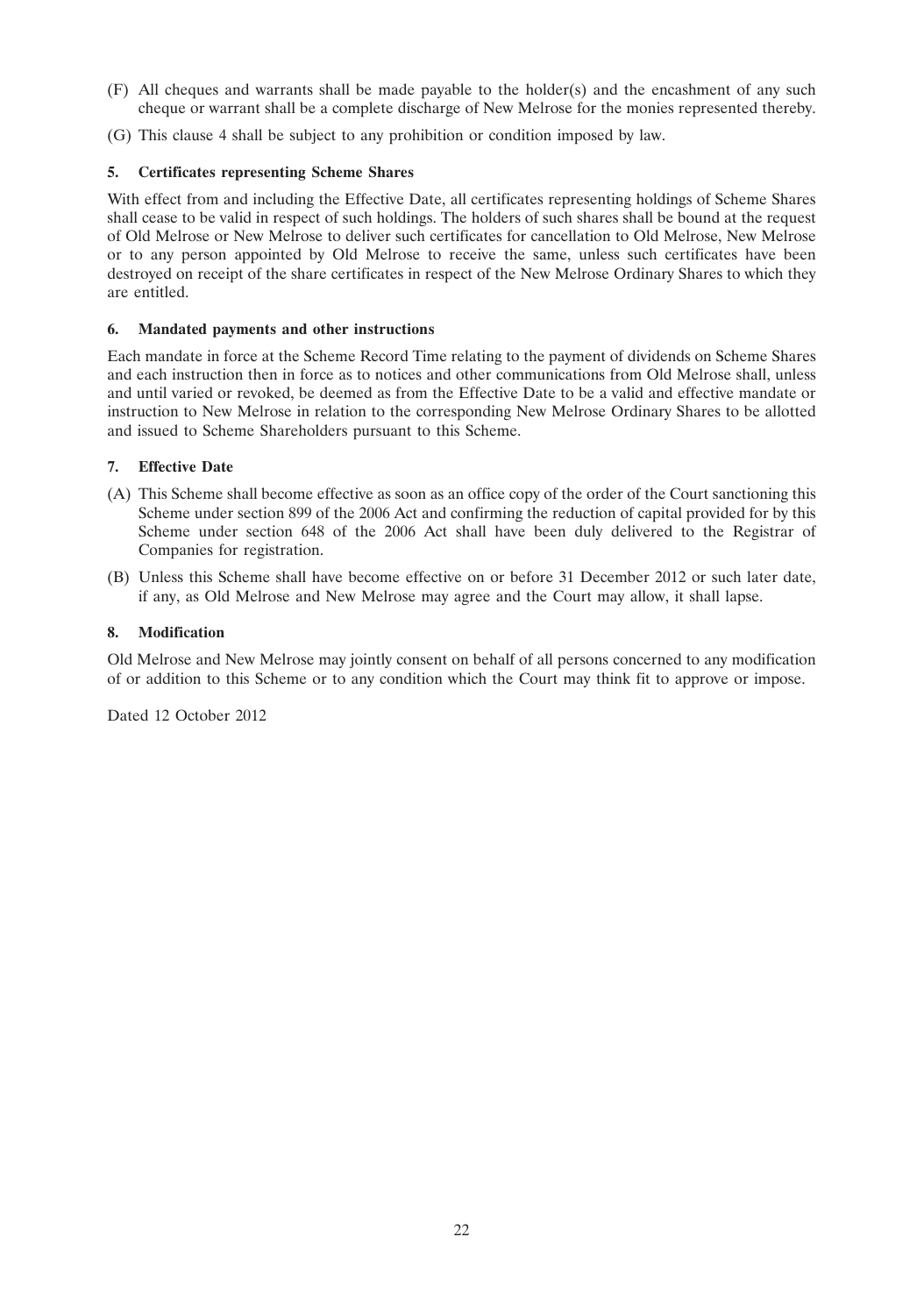(F) All cheques and warrants shall be made payable to the holder(s) and the encashment of any such cheque or warrant shall be a complete discharge of New Melrose for the monies represented thereby.

(G) This clause 4 shall be subject to any prohibition or condition imposed by law.

**5. Certificates representing Scheme Shares**

With effect from and including the Effective Date, all certificates representing holdings of Scheme Shares shall cease to be valid in respect of such holdings. The holders of such shares shall be bound at the request of Old Melrose or New Melrose to deliver such certificates for cancellation to Old Melrose, New Melrose or to any person appointed by Old Melrose to receive the same, unless such certificates have been destroyed on receipt of the share certificates in respect of the New Melrose Ordinary Shares to which they are entitled.

**6. Mandated payments and other instructions**

Each mandate in force at the Scheme Record Time relating to the payment of dividends on Scheme Shares and each instruction then in force as to notices and other communications from Old Melrose shall, unless and until varied or revoked, be deemed as from the Effective Date to be a valid and effective mandate or instruction to New Melrose in relation to the corresponding New Melrose Ordinary Shares to be allotted and issued to Scheme Shareholders pursuant to this Scheme.

**7. Effective Date**

(A) This Scheme shall become effective as soon as an office copy of the order of the Court sanctioning this Scheme under section 899 of the 2006 Act and confirming the reduction of capital provided for by this Scheme under section 648 of the 2006 Act shall have been duly delivered to the Registrar of Companies for registration.

(B) Unless this Scheme shall have become effective on or before 31 December 2012 or such later date, if any, as Old Melrose and New Melrose may agree and the Court may allow, it shall lapse.

**8. Modification**

Old Melrose and New Melrose may jointly consent on behalf of all persons concerned to any modification of or addition to this Scheme or to any condition which the Court may think fit to approve or impose.

Dated 12 October 2012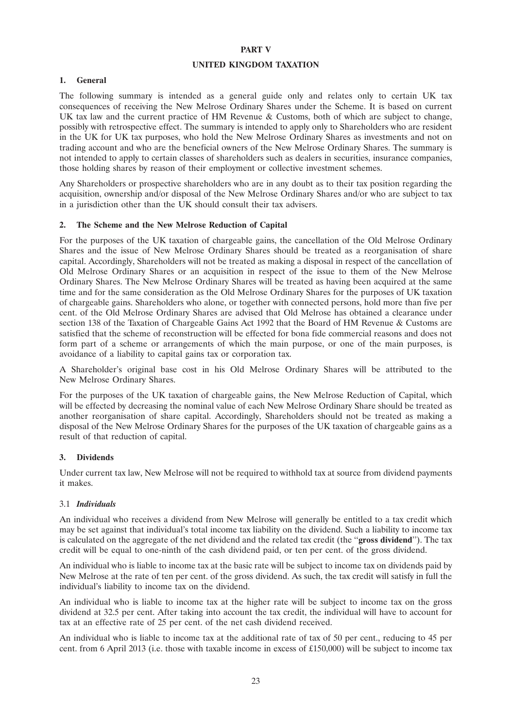# PART V

# UNITED KINGDOM TAXATION

## 1. General

The following summary is intended as a general guide only and relates only to certain UK tax consequences of receiving the New Melrose Ordinary Shares under the Scheme. It is based on current UK tax law and the current practice of HM Revenue & Customs, both of which are subject to change, possibly with retrospective effect. The summary is intended to apply only to Shareholders who are resident in the UK for UK tax purposes, who hold the New Melrose Ordinary Shares as investments and not on trading account and who are the beneficial owners of the New Melrose Ordinary Shares. The summary is not intended to apply to certain classes of shareholders such as dealers in securities, insurance companies, those holding shares by reason of their employment or collective investment schemes.

Any Shareholders or prospective shareholders who are in any doubt as to their tax position regarding the acquisition, ownership and/or disposal of the New Melrose Ordinary Shares and/or who are subject to tax in a jurisdiction other than the UK should consult their tax advisers.

## 2. The Scheme and the New Melrose Reduction of Capital

For the purposes of the UK taxation of chargeable gains, the cancellation of the Old Melrose Ordinary Shares and the issue of New Melrose Ordinary Shares should be treated as a reorganisation of share capital. Accordingly, Shareholders will not be treated as making a disposal in respect of the cancellation of Old Melrose Ordinary Shares or an acquisition in respect of the issue to them of the New Melrose Ordinary Shares. The New Melrose Ordinary Shares will be treated as having been acquired at the same time and for the same consideration as the Old Melrose Ordinary Shares for the purposes of UK taxation of chargeable gains. Shareholders who alone, or together with connected persons, hold more than five per cent. of the Old Melrose Ordinary Shares are advised that Old Melrose has obtained a clearance under section 138 of the Taxation of Chargeable Gains Act 1992 that the Board of HM Revenue & Customs are satisfied that the scheme of reconstruction will be effected for bona fide commercial reasons and does not form part of a scheme or arrangements of which the main purpose, or one of the main purposes, is avoidance of a liability to capital gains tax or corporation tax.

A Shareholder's original base cost in his Old Melrose Ordinary Shares will be attributed to the New Melrose Ordinary Shares.

For the purposes of the UK taxation of chargeable gains, the New Melrose Reduction of Capital, which will be effected by decreasing the nominal value of each New Melrose Ordinary Share should be treated as another reorganisation of share capital. Accordingly, Shareholders should not be treated as making a disposal of the New Melrose Ordinary Shares for the purposes of the UK taxation of chargeable gains as a result of that reduction of capital.

## 3. Dividends

Under current tax law, New Melrose will not be required to withhold tax at source from dividend payments it makes.

### 3.1 *Individuals*

An individual who receives a dividend from New Melrose will generally be entitled to a tax credit which may be set against that individual's total income tax liability on the dividend. Such a liability to income tax is calculated on the aggregate of the net dividend and the related tax credit (the "**gross dividend**"). The tax credit will be equal to one-ninth of the cash dividend paid, or ten per cent. of the gross dividend.

An individual who is liable to income tax at the basic rate will be subject to income tax on dividends paid by New Melrose at the rate of ten per cent. of the gross dividend. As such, the tax credit will satisfy in full the individual's liability to income tax on the dividend.

An individual who is liable to income tax at the higher rate will be subject to income tax on the gross dividend at 32.5 per cent. After taking into account the tax credit, the individual will have to account for tax at an effective rate of 25 per cent. of the net cash dividend received.

An individual who is liable to income tax at the additional rate of tax of 50 per cent., reducing to 45 per cent. from 6 April 2013 (i.e. those with taxable income in excess of £150,000) will be subject to income tax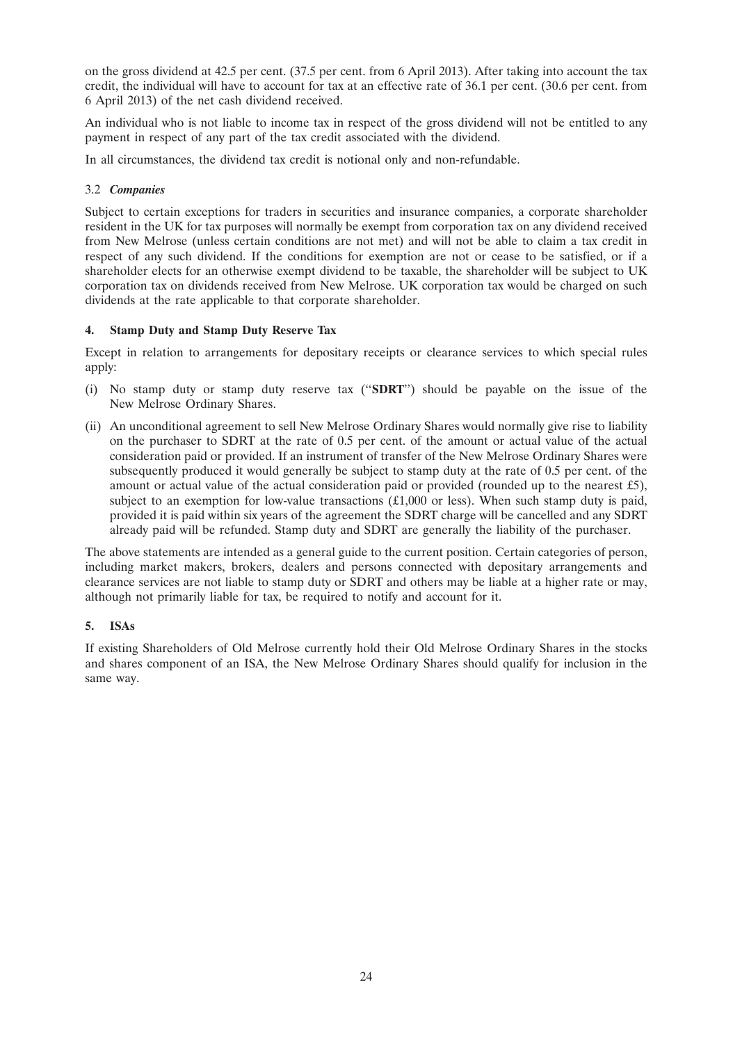on the gross dividend at 42.5 per cent. (37.5 per cent. from 6 April 2013). After taking into account the tax credit, the individual will have to account for tax at an effective rate of 36.1 per cent. (30.6 per cent. from 6 April 2013) of the net cash dividend received.

An individual who is not liable to income tax in respect of the gross dividend will not be entitled to any payment in respect of any part of the tax credit associated with the dividend.

In all circumstances, the dividend tax credit is notional only and non-refundable.

### 3.2 *Companies*

Subject to certain exceptions for traders in securities and insurance companies, a corporate shareholder resident in the UK for tax purposes will normally be exempt from corporation tax on any dividend received from New Melrose (unless certain conditions are not met) and will not be able to claim a tax credit in respect of any such dividend. If the conditions for exemption are not or cease to be satisfied, or if a shareholder elects for an otherwise exempt dividend to be taxable, the shareholder will be subject to UK corporation tax on dividends received from New Melrose. UK corporation tax would be charged on such dividends at the rate applicable to that corporate shareholder.

## 4. Stamp Duty and Stamp Duty Reserve Tax

Except in relation to arrangements for depositary receipts or clearance services to which special rules apply:

(i) No stamp duty or stamp duty reserve tax ("**SDRT**") should be payable on the issue of the New Melrose Ordinary Shares.

(ii) An unconditional agreement to sell New Melrose Ordinary Shares would normally give rise to liability on the purchaser to SDRT at the rate of 0.5 per cent. of the amount or actual value of the actual consideration paid or provided. If an instrument of transfer of the New Melrose Ordinary Shares were subsequently produced it would generally be subject to stamp duty at the rate of 0.5 per cent. of the amount or actual value of the actual consideration paid or provided (rounded up to the nearest £5), subject to an exemption for low-value transactions (£1,000 or less). When such stamp duty is paid, provided it is paid within six years of the agreement the SDRT charge will be cancelled and any SDRT already paid will be refunded. Stamp duty and SDRT are generally the liability of the purchaser.

The above statements are intended as a general guide to the current position. Certain categories of person, including market makers, brokers, dealers and persons connected with depositary arrangements and clearance services are not liable to stamp duty or SDRT and others may be liable at a higher rate or may, although not primarily liable for tax, be required to notify and account for it.

## 5. ISAs

If existing Shareholders of Old Melrose currently hold their Old Melrose Ordinary Shares in the stocks and shares component of an ISA, the New Melrose Ordinary Shares should qualify for inclusion in the same way.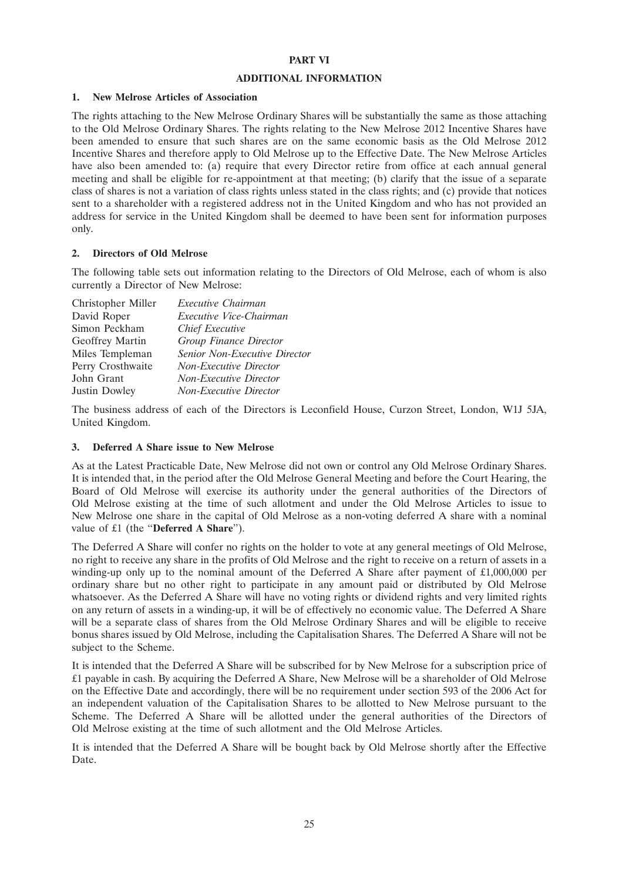# PART VI

## ADDITIONAL INFORMATION

### 1. New Melrose Articles of Association

The rights attaching to the New Melrose Ordinary Shares will be substantially the same as those attaching to the Old Melrose Ordinary Shares. The rights relating to the New Melrose 2012 Incentive Shares have been amended to ensure that such shares are on the same economic basis as the Old Melrose 2012 Incentive Shares and therefore apply to Old Melrose up to the Effective Date. The New Melrose Articles have also been amended to: (a) require that every Director retire from office at each annual general meeting and shall be eligible for re-appointment at that meeting; (b) clarify that the issue of a separate class of shares is not a variation of class rights unless stated in the class rights; and (c) provide that notices sent to a shareholder with a registered address not in the United Kingdom and who has not provided an address for service in the United Kingdom shall be deemed to have been sent for information purposes only.

### 2. Directors of Old Melrose

The following table sets out information relating to the Directors of Old Melrose, each of whom is also currently a Director of New Melrose:

| | |
|---|---|
| Christopher Miller | *Executive Chairman* |
| David Roper | *Executive Vice-Chairman* |
| Simon Peckham | *Chief Executive* |
| Geoffrey Martin | *Group Finance Director* |
| Miles Templeman | *Senior Non-Executive Director* |
| Perry Crosthwaite | *Non-Executive Director* |
| John Grant | *Non-Executive Director* |
| Justin Dowley | *Non-Executive Director* |

The business address of each of the Directors is Leconfield House, Curzon Street, London, W1J 5JA, United Kingdom.

### 3. Deferred A Share issue to New Melrose

As at the Latest Practicable Date, New Melrose did not own or control any Old Melrose Ordinary Shares. It is intended that, in the period after the Old Melrose General Meeting and before the Court Hearing, the Board of Old Melrose will exercise its authority under the general authorities of the Directors of Old Melrose existing at the time of such allotment and under the Old Melrose Articles to issue to New Melrose one share in the capital of Old Melrose as a non-voting deferred A share with a nominal value of £1 (the "**Deferred A Share**").

The Deferred A Share will confer no rights on the holder to vote at any general meetings of Old Melrose, no right to receive any share in the profits of Old Melrose and the right to receive on a return of assets in a winding-up only up to the nominal amount of the Deferred A Share after payment of £1,000,000 per ordinary share but no other right to participate in any amount paid or distributed by Old Melrose whatsoever. As the Deferred A Share will have no voting rights or dividend rights and very limited rights on any return of assets in a winding-up, it will be of effectively no economic value. The Deferred A Share will be a separate class of shares from the Old Melrose Ordinary Shares and will be eligible to receive bonus shares issued by Old Melrose, including the Capitalisation Shares. The Deferred A Share will not be subject to the Scheme.

It is intended that the Deferred A Share will be subscribed for by New Melrose for a subscription price of £1 payable in cash. By acquiring the Deferred A Share, New Melrose will be a shareholder of Old Melrose on the Effective Date and accordingly, there will be no requirement under section 593 of the 2006 Act for an independent valuation of the Capitalisation Shares to be allotted to New Melrose pursuant to the Scheme. The Deferred A Share will be allotted under the general authorities of the Directors of Old Melrose existing at the time of such allotment and the Old Melrose Articles.

It is intended that the Deferred A Share will be bought back by Old Melrose shortly after the Effective Date.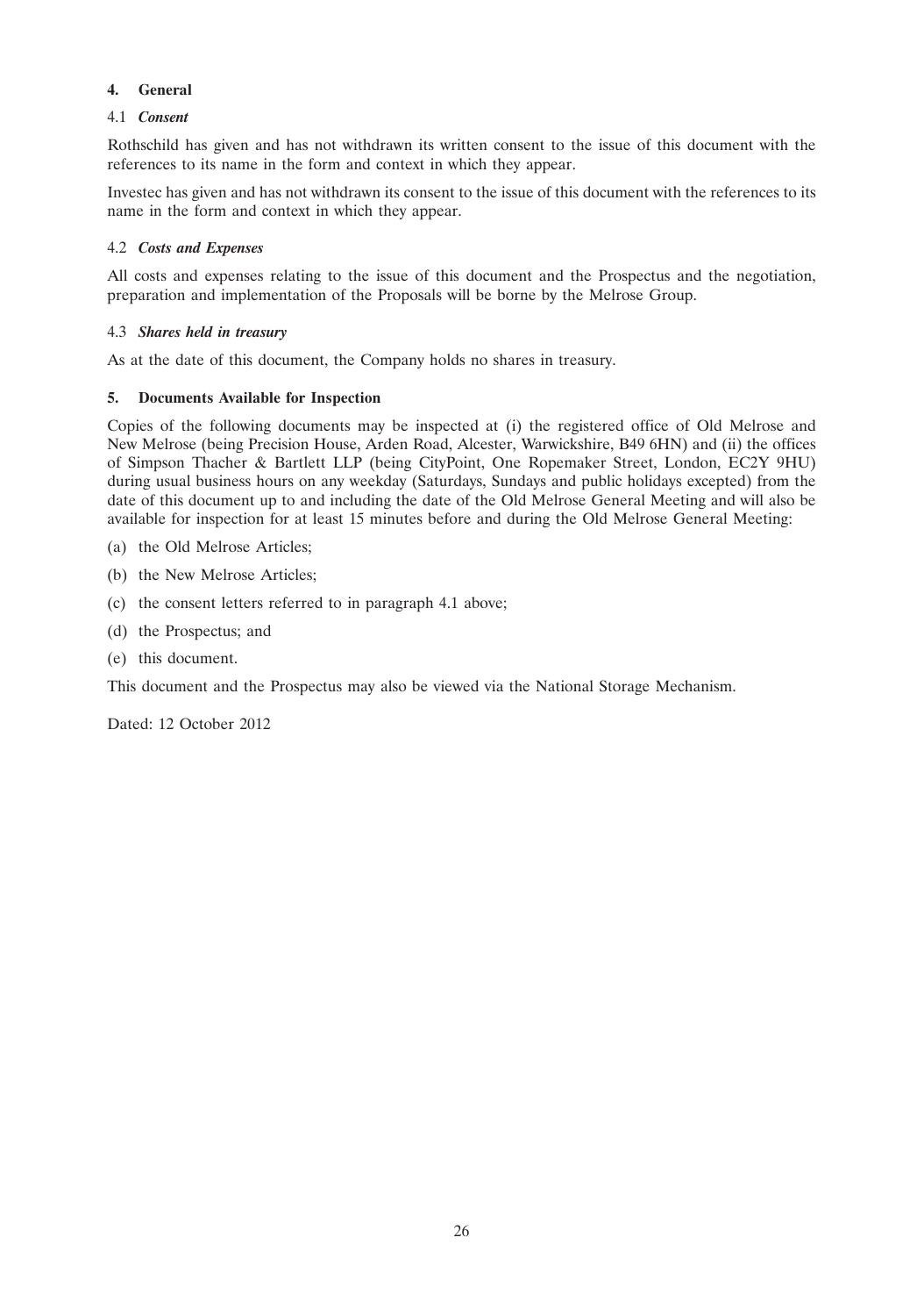## 4. General

### 4.1 *Consent*

Rothschild has given and has not withdrawn its written consent to the issue of this document with the references to its name in the form and context in which they appear.

Investec has given and has not withdrawn its consent to the issue of this document with the references to its name in the form and context in which they appear.

### 4.2 *Costs and Expenses*

All costs and expenses relating to the issue of this document and the Prospectus and the negotiation, preparation and implementation of the Proposals will be borne by the Melrose Group.

### 4.3 *Shares held in treasury*

As at the date of this document, the Company holds no shares in treasury.

## 5. Documents Available for Inspection

Copies of the following documents may be inspected at (i) the registered office of Old Melrose and New Melrose (being Precision House, Arden Road, Alcester, Warwickshire, B49 6HN) and (ii) the offices of Simpson Thacher & Bartlett LLP (being CityPoint, One Ropemaker Street, London, EC2Y 9HU) during usual business hours on any weekday (Saturdays, Sundays and public holidays excepted) from the date of this document up to and including the date of the Old Melrose General Meeting and will also be available for inspection for at least 15 minutes before and during the Old Melrose General Meeting:

(a) the Old Melrose Articles;

(b) the New Melrose Articles;

(c) the consent letters referred to in paragraph 4.1 above;

(d) the Prospectus; and

(e) this document.

This document and the Prospectus may also be viewed via the National Storage Mechanism.

Dated: 12 October 2012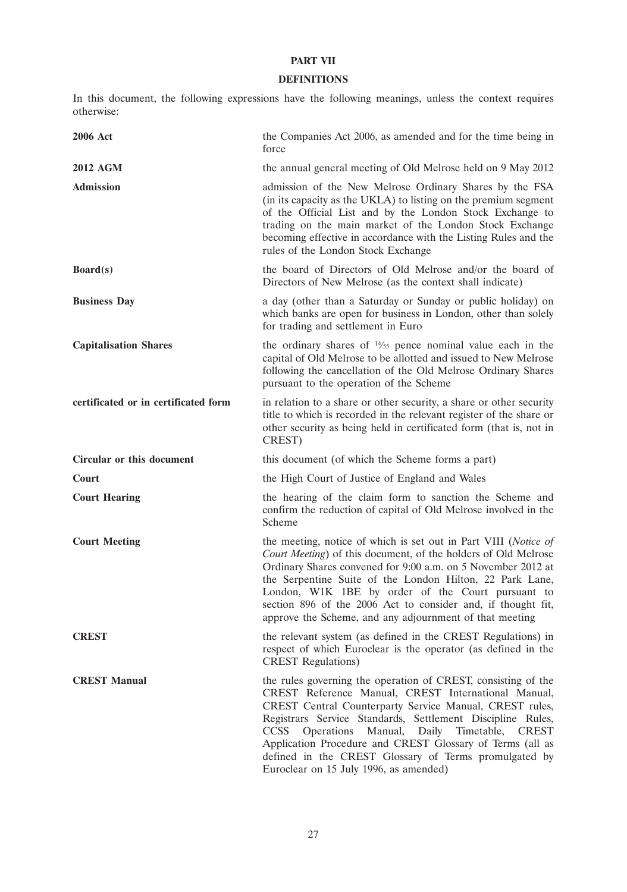# PART VII

## DEFINITIONS

In this document, the following expressions have the following meanings, unless the context requires otherwise:

| | |
|---|---|
| **2006 Act** | the Companies Act 2006, as amended and for the time being in force |
| **2012 AGM** | the annual general meeting of Old Melrose held on 9 May 2012 |
| **Admission** | admission of the New Melrose Ordinary Shares by the FSA (in its capacity as the UKLA) to listing on the premium segment of the Official List and by the London Stock Exchange to trading on the main market of the London Stock Exchange becoming effective in accordance with the Listing Rules and the rules of the London Stock Exchange |
| **Board(s)** | the board of Directors of Old Melrose and/or the board of Directors of New Melrose (as the context shall indicate) |
| **Business Day** | a day (other than a Saturday or Sunday or public holiday) on which banks are open for business in London, other than solely for trading and settlement in Euro |
| **Capitalisation Shares** | the ordinary shares of $\frac{14}{55}$ pence nominal value each in the capital of Old Melrose to be allotted and issued to New Melrose following the cancellation of the Old Melrose Ordinary Shares pursuant to the operation of the Scheme |
| **certificated or in certificated form** | in relation to a share or other security, a share or other security title to which is recorded in the relevant register of the share or other security as being held in certificated form (that is, not in CREST) |
| **Circular or this document** | this document (of which the Scheme forms a part) |
| **Court** | the High Court of Justice of England and Wales |
| **Court Hearing** | the hearing of the claim form to sanction the Scheme and confirm the reduction of capital of Old Melrose involved in the Scheme |
| **Court Meeting** | the meeting, notice of which is set out in Part VIII (*Notice of Court Meeting*) of this document, of the holders of Old Melrose Ordinary Shares convened for 9:00 a.m. on 5 November 2012 at the Serpentine Suite of the London Hilton, 22 Park Lane, London, W1K 1BE by order of the Court pursuant to section 896 of the 2006 Act to consider and, if thought fit, approve the Scheme, and any adjournment of that meeting |
| **CREST** | the relevant system (as defined in the CREST Regulations) in respect of which Euroclear is the operator (as defined in the CREST Regulations) |
| **CREST Manual** | the rules governing the operation of CREST, consisting of the CREST Reference Manual, CREST International Manual, CREST Central Counterparty Service Manual, CREST rules, Registrars Service Standards, Settlement Discipline Rules, CCSS Operations Manual, Daily Timetable, CREST Application Procedure and CREST Glossary of Terms (all as defined in the CREST Glossary of Terms promulgated by Euroclear on 15 July 1996, as amended) |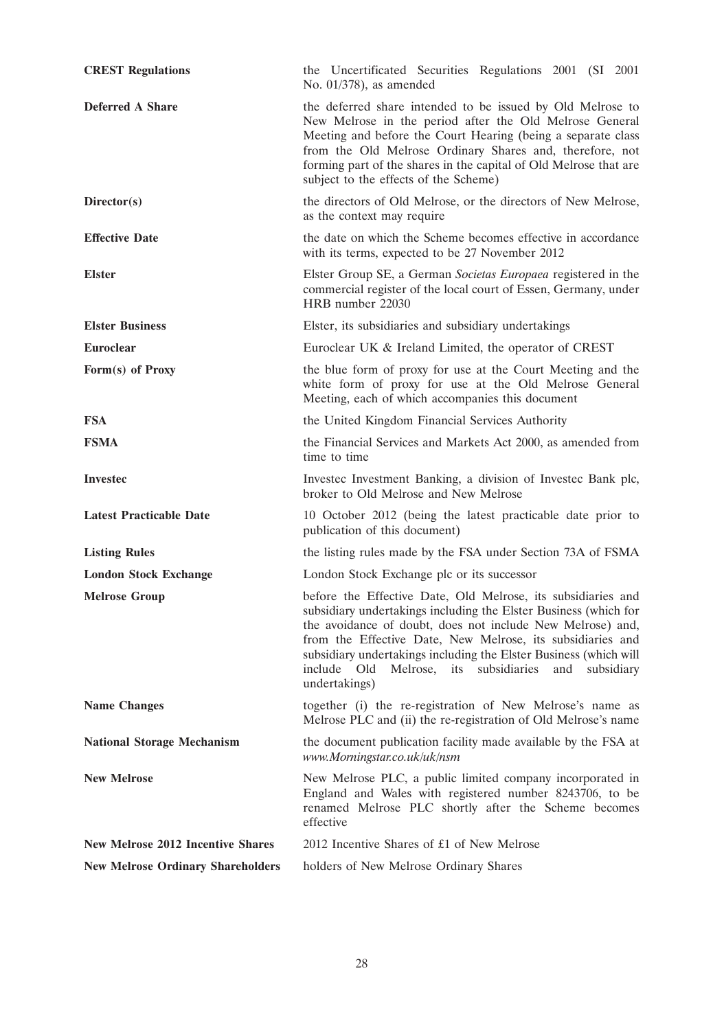| | |
|---|---|
| **CREST Regulations** | the Uncertificated Securities Regulations 2001 (SI 2001 No. 01/378), as amended |
| **Deferred A Share** | the deferred share intended to be issued by Old Melrose to New Melrose in the period after the Old Melrose General Meeting and before the Court Hearing (being a separate class from the Old Melrose Ordinary Shares and, therefore, not forming part of the shares in the capital of Old Melrose that are subject to the effects of the Scheme) |
| **Director(s)** | the directors of Old Melrose, or the directors of New Melrose, as the context may require |
| **Effective Date** | the date on which the Scheme becomes effective in accordance with its terms, expected to be 27 November 2012 |
| **Elster** | Elster Group SE, a German *Societas Europaea* registered in the commercial register of the local court of Essen, Germany, under HRB number 22030 |
| **Elster Business** | Elster, its subsidiaries and subsidiary undertakings |
| **Euroclear** | Euroclear UK & Ireland Limited, the operator of CREST |
| **Form(s) of Proxy** | the blue form of proxy for use at the Court Meeting and the white form of proxy for use at the Old Melrose General Meeting, each of which accompanies this document |
| **FSA** | the United Kingdom Financial Services Authority |
| **FSMA** | the Financial Services and Markets Act 2000, as amended from time to time |
| **Investec** | Investec Investment Banking, a division of Investec Bank plc, broker to Old Melrose and New Melrose |
| **Latest Practicable Date** | 10 October 2012 (being the latest practicable date prior to publication of this document) |
| **Listing Rules** | the listing rules made by the FSA under Section 73A of FSMA |
| **London Stock Exchange** | London Stock Exchange plc or its successor |
| **Melrose Group** | before the Effective Date, Old Melrose, its subsidiaries and subsidiary undertakings including the Elster Business (which for the avoidance of doubt, does not include New Melrose) and, from the Effective Date, New Melrose, its subsidiaries and subsidiary undertakings including the Elster Business (which will include Old Melrose, its subsidiaries and subsidiary undertakings) |
| **Name Changes** | together (i) the re-registration of New Melrose's name as Melrose PLC and (ii) the re-registration of Old Melrose's name |
| **National Storage Mechanism** | the document publication facility made available by the FSA at *www.Morningstar.co.uk/uk/nsm* |
| **New Melrose** | New Melrose PLC, a public limited company incorporated in England and Wales with registered number 8243706, to be renamed Melrose PLC shortly after the Scheme becomes effective |
| **New Melrose 2012 Incentive Shares** | 2012 Incentive Shares of £1 of New Melrose |
| **New Melrose Ordinary Shareholders** | holders of New Melrose Ordinary Shares |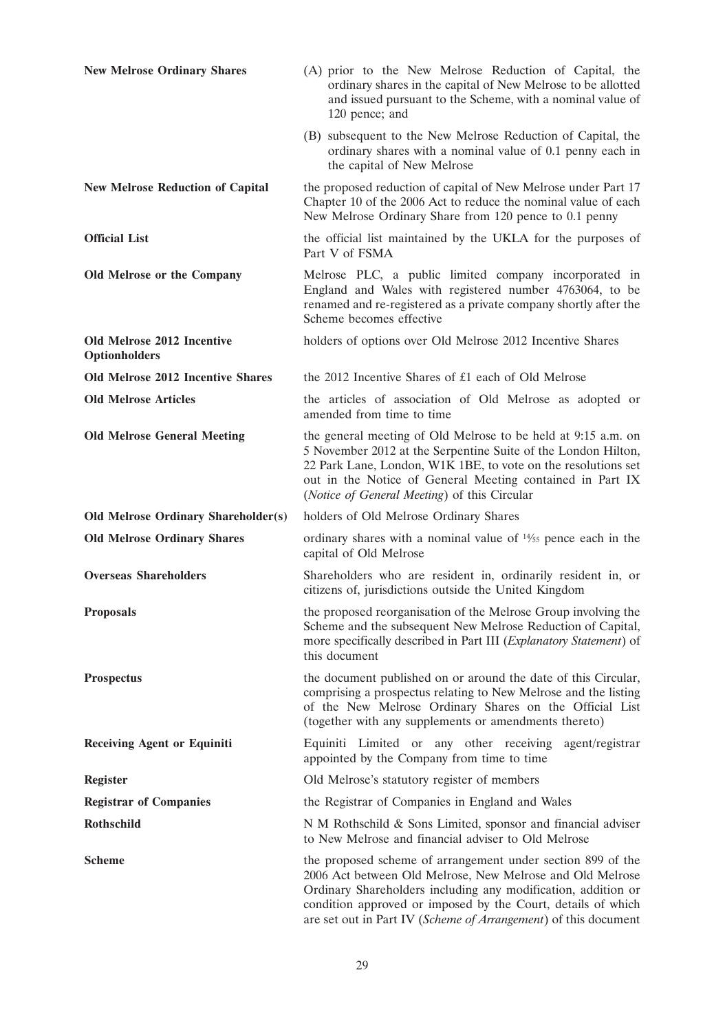| | |
|---|---|
| **New Melrose Ordinary Shares** | (A) prior to the New Melrose Reduction of Capital, the ordinary shares in the capital of New Melrose to be allotted and issued pursuant to the Scheme, with a nominal value of 120 pence; and<br>(B) subsequent to the New Melrose Reduction of Capital, the ordinary shares with a nominal value of 0.1 penny each in the capital of New Melrose |
| **New Melrose Reduction of Capital** | the proposed reduction of capital of New Melrose under Part 17 Chapter 10 of the 2006 Act to reduce the nominal value of each New Melrose Ordinary Share from 120 pence to 0.1 penny |
| **Official List** | the official list maintained by the UKLA for the purposes of Part V of FSMA |
| **Old Melrose or the Company** | Melrose PLC, a public limited company incorporated in England and Wales with registered number 4763064, to be renamed and re-registered as a private company shortly after the Scheme becomes effective |
| **Old Melrose 2012 Incentive Optionholders** | holders of options over Old Melrose 2012 Incentive Shares |
| **Old Melrose 2012 Incentive Shares** | the 2012 Incentive Shares of £1 each of Old Melrose |
| **Old Melrose Articles** | the articles of association of Old Melrose as adopted or amended from time to time |
| **Old Melrose General Meeting** | the general meeting of Old Melrose to be held at 9:15 a.m. on 5 November 2012 at the Serpentine Suite of the London Hilton, 22 Park Lane, London, W1K 1BE, to vote on the resolutions set out in the Notice of General Meeting contained in Part IX (*Notice of General Meeting*) of this Circular |
| **Old Melrose Ordinary Shareholder(s)** | holders of Old Melrose Ordinary Shares |
| **Old Melrose Ordinary Shares** | ordinary shares with a nominal value of $\frac{14}{55}$ pence each in the capital of Old Melrose |
| **Overseas Shareholders** | Shareholders who are resident in, ordinarily resident in, or citizens of, jurisdictions outside the United Kingdom |
| **Proposals** | the proposed reorganisation of the Melrose Group involving the Scheme and the subsequent New Melrose Reduction of Capital, more specifically described in Part III (*Explanatory Statement*) of this document |
| **Prospectus** | the document published on or around the date of this Circular, comprising a prospectus relating to New Melrose and the listing of the New Melrose Ordinary Shares on the Official List (together with any supplements or amendments thereto) |
| **Receiving Agent or Equiniti** | Equiniti Limited or any other receiving agent/registrar appointed by the Company from time to time |
| **Register** | Old Melrose's statutory register of members |
| **Registrar of Companies** | the Registrar of Companies in England and Wales |
| **Rothschild** | N M Rothschild & Sons Limited, sponsor and financial adviser to New Melrose and financial adviser to Old Melrose |
| **Scheme** | the proposed scheme of arrangement under section 899 of the 2006 Act between Old Melrose, New Melrose and Old Melrose Ordinary Shareholders including any modification, addition or condition approved or imposed by the Court, details of which are set out in Part IV (*Scheme of Arrangement*) of this document |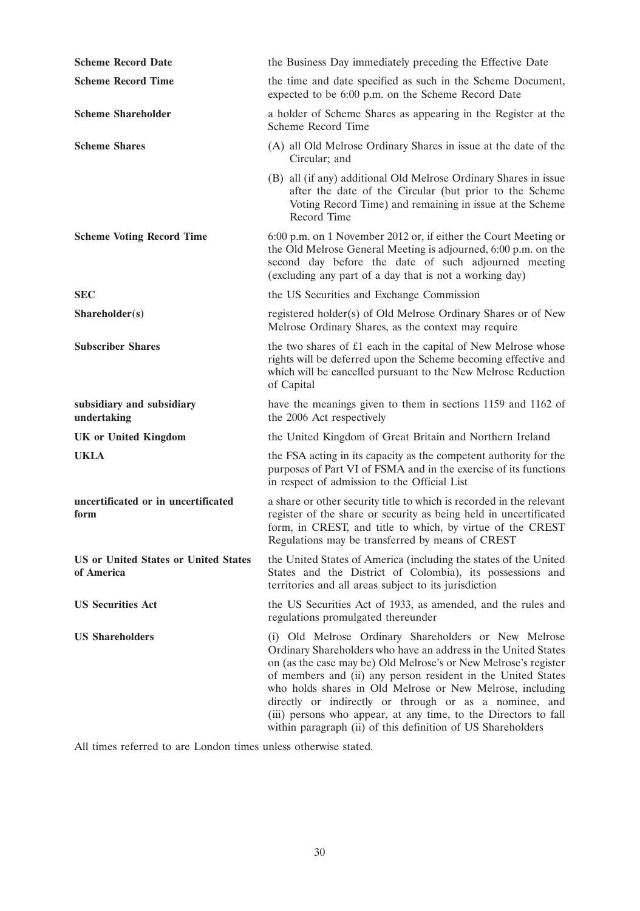| | |
|---|---|
| **Scheme Record Date** | the Business Day immediately preceding the Effective Date |
| **Scheme Record Time** | the time and date specified as such in the Scheme Document, expected to be 6:00 p.m. on the Scheme Record Date |
| **Scheme Shareholder** | a holder of Scheme Shares as appearing in the Register at the Scheme Record Time |
| **Scheme Shares** | (A) all Old Melrose Ordinary Shares in issue at the date of the Circular; and<br>(B) all (if any) additional Old Melrose Ordinary Shares in issue after the date of the Circular (but prior to the Scheme Voting Record Time) and remaining in issue at the Scheme Record Time |
| **Scheme Voting Record Time** | 6:00 p.m. on 1 November 2012 or, if either the Court Meeting or the Old Melrose General Meeting is adjourned, 6:00 p.m. on the second day before the date of such adjourned meeting (excluding any part of a day that is not a working day) |
| **SEC** | the US Securities and Exchange Commission |
| **Shareholder(s)** | registered holder(s) of Old Melrose Ordinary Shares or of New Melrose Ordinary Shares, as the context may require |
| **Subscriber Shares** | the two shares of £1 each in the capital of New Melrose whose rights will be deferred upon the Scheme becoming effective and which will be cancelled pursuant to the New Melrose Reduction of Capital |
| **subsidiary and subsidiary undertaking** | have the meanings given to them in sections 1159 and 1162 of the 2006 Act respectively |
| **UK or United Kingdom** | the United Kingdom of Great Britain and Northern Ireland |
| **UKLA** | the FSA acting in its capacity as the competent authority for the purposes of Part VI of FSMA and in the exercise of its functions in respect of admission to the Official List |
| **uncertificated or in uncertificated form** | a share or other security title to which is recorded in the relevant register of the share or security as being held in uncertificated form, in CREST, and title to which, by virtue of the CREST Regulations may be transferred by means of CREST |
| **US or United States or United States of America** | the United States of America (including the states of the United States and the District of Colombia), its possessions and territories and all areas subject to its jurisdiction |
| **US Securities Act** | the US Securities Act of 1933, as amended, and the rules and regulations promulgated thereunder |
| **US Shareholders** | (i) Old Melrose Ordinary Shareholders or New Melrose Ordinary Shareholders who have an address in the United States on (as the case may be) Old Melrose's or New Melrose's register of members and (ii) any person resident in the United States who holds shares in Old Melrose or New Melrose, including directly or indirectly or through or as a nominee, and (iii) persons who appear, at any time, to the Directors to fall within paragraph (ii) of this definition of US Shareholders |

All times referred to are London times unless otherwise stated.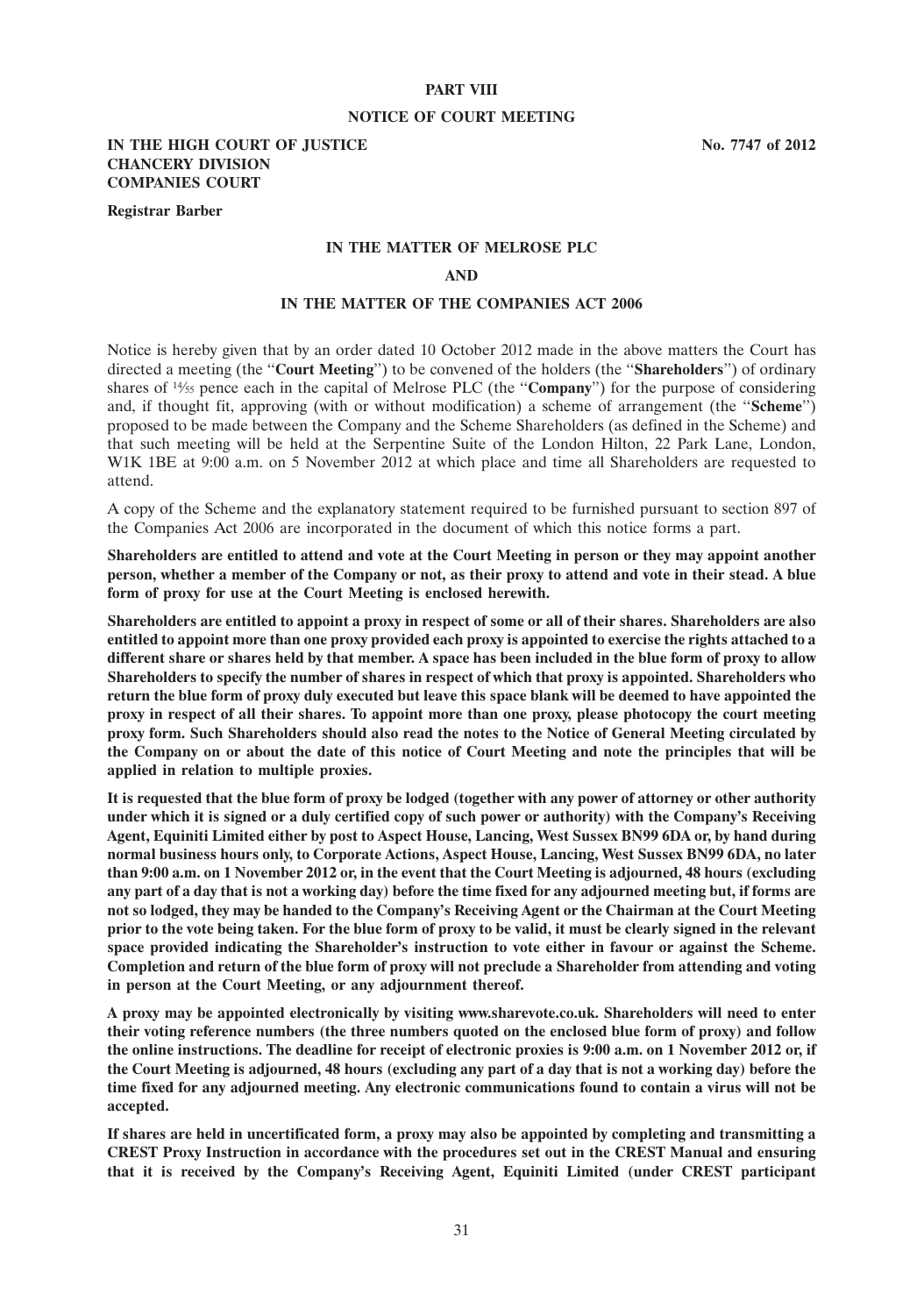## PART VIII

## NOTICE OF COURT MEETING

**IN THE HIGH COURT OF JUSTICE** **No. 7747 of 2012**
**CHANCERY DIVISION**
**COMPANIES COURT**

**Registrar Barber**

**IN THE MATTER OF MELROSE PLC**

**AND**

**IN THE MATTER OF THE COMPANIES ACT 2006**

Notice is hereby given that by an order dated 10 October 2012 made in the above matters the Court has directed a meeting (the "**Court Meeting**") to be convened of the holders (the "**Shareholders**") of ordinary shares of 14⁄55 pence each in the capital of Melrose PLC (the "**Company**") for the purpose of considering and, if thought fit, approving (with or without modification) a scheme of arrangement (the "**Scheme**") proposed to be made between the Company and the Scheme Shareholders (as defined in the Scheme) and that such meeting will be held at the Serpentine Suite of the London Hilton, 22 Park Lane, London, W1K 1BE at 9:00 a.m. on 5 November 2012 at which place and time all Shareholders are requested to attend.

A copy of the Scheme and the explanatory statement required to be furnished pursuant to section 897 of the Companies Act 2006 are incorporated in the document of which this notice forms a part.

**Shareholders are entitled to attend and vote at the Court Meeting in person or they may appoint another person, whether a member of the Company or not, as their proxy to attend and vote in their stead. A blue form of proxy for use at the Court Meeting is enclosed herewith.**

**Shareholders are entitled to appoint a proxy in respect of some or all of their shares. Shareholders are also entitled to appoint more than one proxy provided each proxy is appointed to exercise the rights attached to a different share or shares held by that member. A space has been included in the blue form of proxy to allow Shareholders to specify the number of shares in respect of which that proxy is appointed. Shareholders who return the blue form of proxy duly executed but leave this space blank will be deemed to have appointed the proxy in respect of all their shares. To appoint more than one proxy, please photocopy the court meeting proxy form. Such Shareholders should also read the notes to the Notice of General Meeting circulated by the Company on or about the date of this notice of Court Meeting and note the principles that will be applied in relation to multiple proxies.**

**It is requested that the blue form of proxy be lodged (together with any power of attorney or other authority under which it is signed or a duly certified copy of such power or authority) with the Company's Receiving Agent, Equiniti Limited either by post to Aspect House, Lancing, West Sussex BN99 6DA or, by hand during normal business hours only, to Corporate Actions, Aspect House, Lancing, West Sussex BN99 6DA, no later than 9:00 a.m. on 1 November 2012 or, in the event that the Court Meeting is adjourned, 48 hours (excluding any part of a day that is not a working day) before the time fixed for any adjourned meeting but, if forms are not so lodged, they may be handed to the Company's Receiving Agent or the Chairman at the Court Meeting prior to the vote being taken. For the blue form of proxy to be valid, it must be clearly signed in the relevant space provided indicating the Shareholder's instruction to vote either in favour or against the Scheme. Completion and return of the blue form of proxy will not preclude a Shareholder from attending and voting in person at the Court Meeting, or any adjournment thereof.**

**A proxy may be appointed electronically by visiting www.sharevote.co.uk. Shareholders will need to enter their voting reference numbers (the three numbers quoted on the enclosed blue form of proxy) and follow the online instructions. The deadline for receipt of electronic proxies is 9:00 a.m. on 1 November 2012 or, if the Court Meeting is adjourned, 48 hours (excluding any part of a day that is not a working day) before the time fixed for any adjourned meeting. Any electronic communications found to contain a virus will not be accepted.**

**If shares are held in uncertificated form, a proxy may also be appointed by completing and transmitting a CREST Proxy Instruction in accordance with the procedures set out in the CREST Manual and ensuring that it is received by the Company's Receiving Agent, Equiniti Limited (under CREST participant**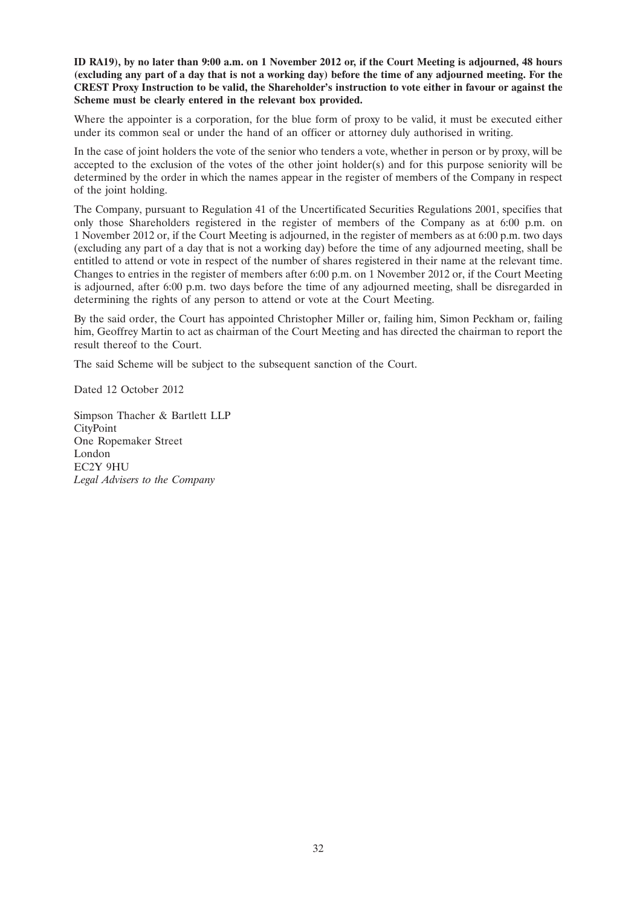**ID RA19), by no later than 9:00 a.m. on 1 November 2012 or, if the Court Meeting is adjourned, 48 hours (excluding any part of a day that is not a working day) before the time of any adjourned meeting. For the CREST Proxy Instruction to be valid, the Shareholder's instruction to vote either in favour or against the Scheme must be clearly entered in the relevant box provided.**

Where the appointer is a corporation, for the blue form of proxy to be valid, it must be executed either under its common seal or under the hand of an officer or attorney duly authorised in writing.

In the case of joint holders the vote of the senior who tenders a vote, whether in person or by proxy, will be accepted to the exclusion of the votes of the other joint holder(s) and for this purpose seniority will be determined by the order in which the names appear in the register of members of the Company in respect of the joint holding.

The Company, pursuant to Regulation 41 of the Uncertificated Securities Regulations 2001, specifies that only those Shareholders registered in the register of members of the Company as at 6:00 p.m. on 1 November 2012 or, if the Court Meeting is adjourned, in the register of members as at 6:00 p.m. two days (excluding any part of a day that is not a working day) before the time of any adjourned meeting, shall be entitled to attend or vote in respect of the number of shares registered in their name at the relevant time. Changes to entries in the register of members after 6:00 p.m. on 1 November 2012 or, if the Court Meeting is adjourned, after 6:00 p.m. two days before the time of any adjourned meeting, shall be disregarded in determining the rights of any person to attend or vote at the Court Meeting.

By the said order, the Court has appointed Christopher Miller or, failing him, Simon Peckham or, failing him, Geoffrey Martin to act as chairman of the Court Meeting and has directed the chairman to report the result thereof to the Court.

The said Scheme will be subject to the subsequent sanction of the Court.

Dated 12 October 2012

Simpson Thacher & Bartlett LLP
CityPoint
One Ropemaker Street
London
EC2Y 9HU
*Legal Advisers to the Company*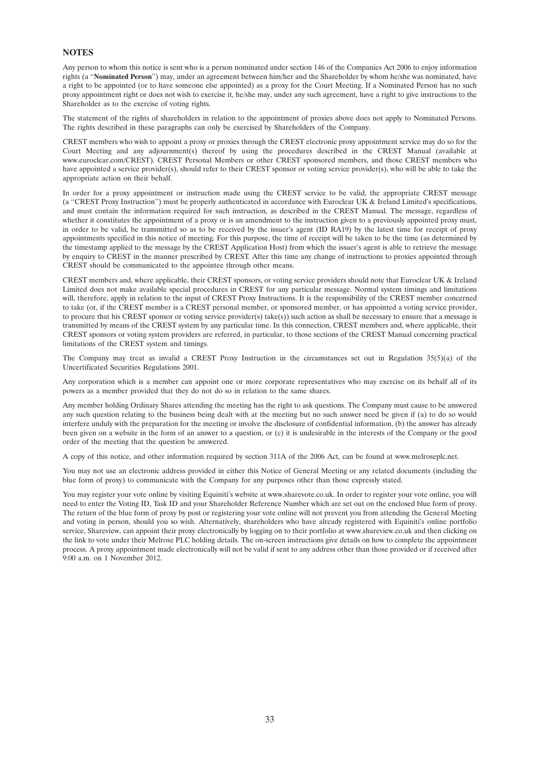## NOTES

Any person to whom this notice is sent who is a person nominated under section 146 of the Companies Act 2006 to enjoy information rights (a ''**Nominated Person**'') may, under an agreement between him/her and the Shareholder by whom he/she was nominated, have a right to be appointed (or to have someone else appointed) as a proxy for the Court Meeting. If a Nominated Person has no such proxy appointment right or does not wish to exercise it, he/she may, under any such agreement, have a right to give instructions to the Shareholder as to the exercise of voting rights.

The statement of the rights of shareholders in relation to the appointment of proxies above does not apply to Nominated Persons. The rights described in these paragraphs can only be exercised by Shareholders of the Company.

CREST members who wish to appoint a proxy or proxies through the CREST electronic proxy appointment service may do so for the Court Meeting and any adjournment(s) thereof by using the procedures described in the CREST Manual (available at www.euroclear.com/CREST). CREST Personal Members or other CREST sponsored members, and those CREST members who have appointed a service provider(s), should refer to their CREST sponsor or voting service provider(s), who will be able to take the appropriate action on their behalf.

In order for a proxy appointment or instruction made using the CREST service to be valid, the appropriate CREST message (a ''CREST Proxy Instruction'') must be properly authenticated in accordance with Euroclear UK & Ireland Limited's specifications, and must contain the information required for such instruction, as described in the CREST Manual. The message, regardless of whether it constitutes the appointment of a proxy or is an amendment to the instruction given to a previously appointed proxy must, in order to be valid, be transmitted so as to be received by the issuer's agent (ID RA19) by the latest time for receipt of proxy appointments specified in this notice of meeting. For this purpose, the time of receipt will be taken to be the time (as determined by the timestamp applied to the message by the CREST Application Host) from which the issuer's agent is able to retrieve the message by enquiry to CREST in the manner prescribed by CREST. After this time any change of instructions to proxies appointed through CREST should be communicated to the appointee through other means.

CREST members and, where applicable, their CREST sponsors, or voting service providers should note that Euroclear UK & Ireland Limited does not make available special procedures in CREST for any particular message. Normal system timings and limitations will, therefore, apply in relation to the input of CREST Proxy Instructions. It is the responsibility of the CREST member concerned to take (or, if the CREST member is a CREST personal member, or sponsored member, or has appointed a voting service provider, to procure that his CREST sponsor or voting service provider(s) take(s)) such action as shall be necessary to ensure that a message is transmitted by means of the CREST system by any particular time. In this connection, CREST members and, where applicable, their CREST sponsors or voting system providers are referred, in particular, to those sections of the CREST Manual concerning practical limitations of the CREST system and timings.

The Company may treat as invalid a CREST Proxy Instruction in the circumstances set out in Regulation 35(5)(a) of the Uncertificated Securities Regulations 2001.

Any corporation which is a member can appoint one or more corporate representatives who may exercise on its behalf all of its powers as a member provided that they do not do so in relation to the same shares.

Any member holding Ordinary Shares attending the meeting has the right to ask questions. The Company must cause to be answered any such question relating to the business being dealt with at the meeting but no such answer need be given if (a) to do so would interfere unduly with the preparation for the meeting or involve the disclosure of confidential information, (b) the answer has already been given on a website in the form of an answer to a question, or (c) it is undesirable in the interests of the Company or the good order of the meeting that the question be answered.

A copy of this notice, and other information required by section 311A of the 2006 Act, can be found at www.melroseplc.net.

You may not use an electronic address provided in either this Notice of General Meeting or any related documents (including the blue form of proxy) to communicate with the Company for any purposes other than those expressly stated.

You may register your vote online by visiting Equiniti's website at www.sharevote.co.uk. In order to register your vote online, you will need to enter the Voting ID, Task ID and your Shareholder Reference Number which are set out on the enclosed blue form of proxy. The return of the blue form of proxy by post or registering your vote online will not prevent you from attending the General Meeting and voting in person, should you so wish. Alternatively, shareholders who have already registered with Equiniti's online portfolio service, Shareview, can appoint their proxy electronically by logging on to their portfolio at www.shareview.co.uk and then clicking on the link to vote under their Melrose PLC holding details. The on-screen instructions give details on how to complete the appointment process. A proxy appointment made electronically will not be valid if sent to any address other than those provided or if received after 9:00 a.m. on 1 November 2012.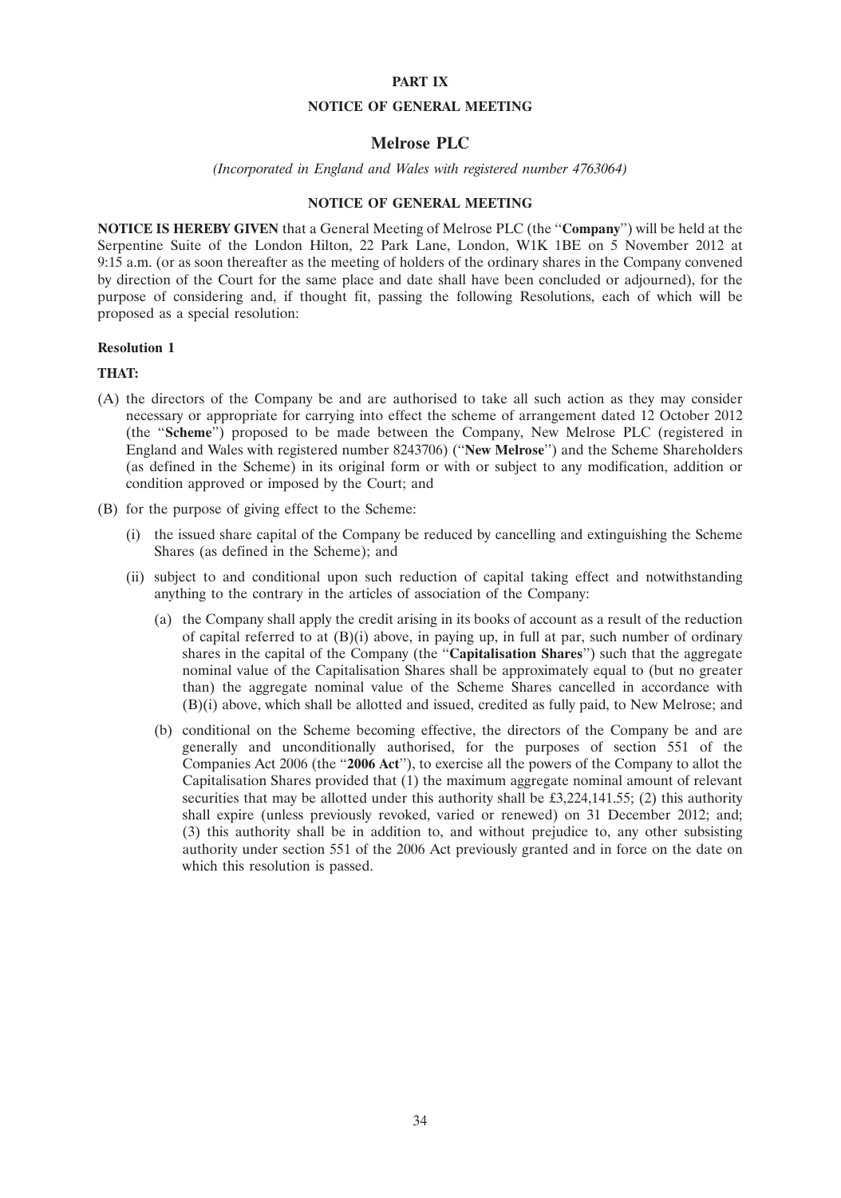## PART IX

## NOTICE OF GENERAL MEETING

# Melrose PLC

*(Incorporated in England and Wales with registered number 4763064)*

## NOTICE OF GENERAL MEETING

**NOTICE IS HEREBY GIVEN** that a General Meeting of Melrose PLC (the "**Company**") will be held at the Serpentine Suite of the London Hilton, 22 Park Lane, London, W1K 1BE on 5 November 2012 at 9:15 a.m. (or as soon thereafter as the meeting of holders of the ordinary shares in the Company convened by direction of the Court for the same place and date shall have been concluded or adjourned), for the purpose of considering and, if thought fit, passing the following Resolutions, each of which will be proposed as a special resolution:

**Resolution 1**

**THAT:**

(A) the directors of the Company be and are authorised to take all such action as they may consider necessary or appropriate for carrying into effect the scheme of arrangement dated 12 October 2012 (the "**Scheme**") proposed to be made between the Company, New Melrose PLC (registered in England and Wales with registered number 8243706) ("**New Melrose**") and the Scheme Shareholders (as defined in the Scheme) in its original form or with or subject to any modification, addition or condition approved or imposed by the Court; and

(B) for the purpose of giving effect to the Scheme:

  (i) the issued share capital of the Company be reduced by cancelling and extinguishing the Scheme Shares (as defined in the Scheme); and

  (ii) subject to and conditional upon such reduction of capital taking effect and notwithstanding anything to the contrary in the articles of association of the Company:

    (a) the Company shall apply the credit arising in its books of account as a result of the reduction of capital referred to at (B)(i) above, in paying up, in full at par, such number of ordinary shares in the capital of the Company (the "**Capitalisation Shares**") such that the aggregate nominal value of the Capitalisation Shares shall be approximately equal to (but no greater than) the aggregate nominal value of the Scheme Shares cancelled in accordance with (B)(i) above, which shall be allotted and issued, credited as fully paid, to New Melrose; and

    (b) conditional on the Scheme becoming effective, the directors of the Company be and are generally and unconditionally authorised, for the purposes of section 551 of the Companies Act 2006 (the "**2006 Act**"), to exercise all the powers of the Company to allot the Capitalisation Shares provided that (1) the maximum aggregate nominal amount of relevant securities that may be allotted under this authority shall be £3,224,141.55; (2) this authority shall expire (unless previously revoked, varied or renewed) on 31 December 2012; and; (3) this authority shall be in addition to, and without prejudice to, any other subsisting authority under section 551 of the 2006 Act previously granted and in force on the date on which this resolution is passed.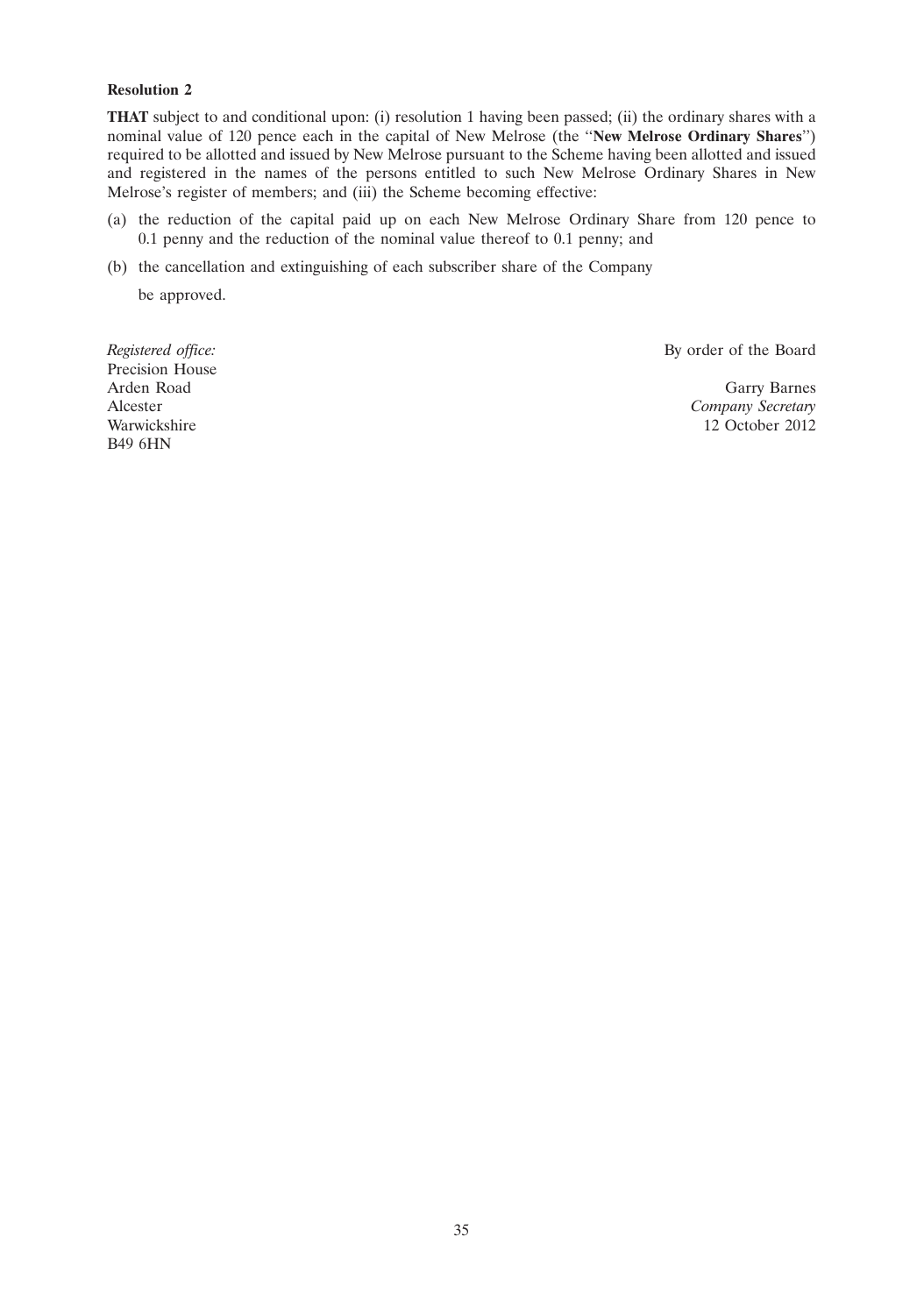**Resolution 2**

**THAT** subject to and conditional upon: (i) resolution 1 having been passed; (ii) the ordinary shares with a nominal value of 120 pence each in the capital of New Melrose (the "**New Melrose Ordinary Shares**") required to be allotted and issued by New Melrose pursuant to the Scheme having been allotted and issued and registered in the names of the persons entitled to such New Melrose Ordinary Shares in New Melrose's register of members; and (iii) the Scheme becoming effective:

(a) the reduction of the capital paid up on each New Melrose Ordinary Share from 120 pence to 0.1 penny and the reduction of the nominal value thereof to 0.1 penny; and

(b) the cancellation and extinguishing of each subscriber share of the Company

be approved.

*Registered office:*
Precision House
Arden Road
Alcester
Warwickshire
B49 6HN

By order of the Board

Garry Barnes
*Company Secretary*
12 October 2012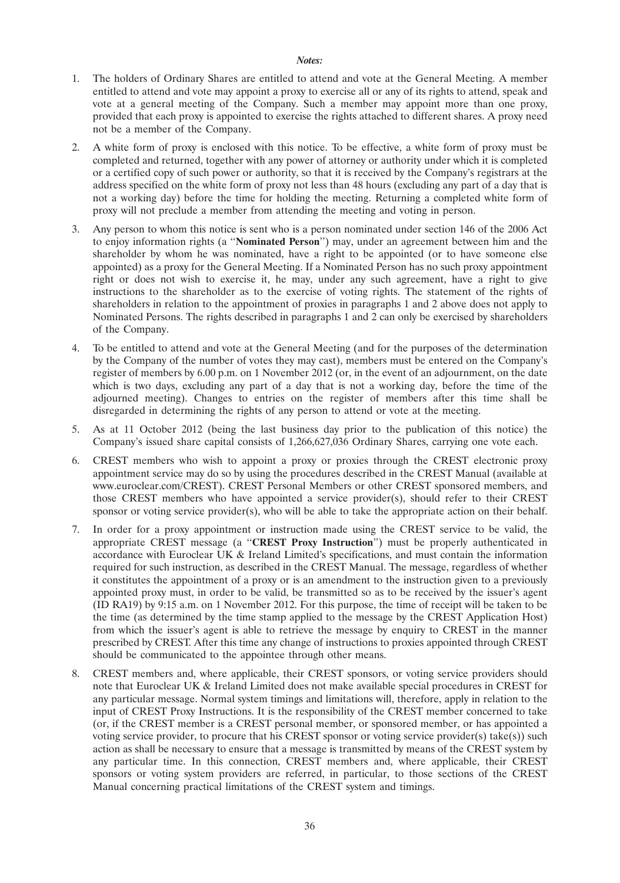*Notes:*

1. The holders of Ordinary Shares are entitled to attend and vote at the General Meeting. A member entitled to attend and vote may appoint a proxy to exercise all or any of its rights to attend, speak and vote at a general meeting of the Company. Such a member may appoint more than one proxy, provided that each proxy is appointed to exercise the rights attached to different shares. A proxy need not be a member of the Company.

2. A white form of proxy is enclosed with this notice. To be effective, a white form of proxy must be completed and returned, together with any power of attorney or authority under which it is completed or a certified copy of such power or authority, so that it is received by the Company's registrars at the address specified on the white form of proxy not less than 48 hours (excluding any part of a day that is not a working day) before the time for holding the meeting. Returning a completed white form of proxy will not preclude a member from attending the meeting and voting in person.

3. Any person to whom this notice is sent who is a person nominated under section 146 of the 2006 Act to enjoy information rights (a "**Nominated Person**") may, under an agreement between him and the shareholder by whom he was nominated, have a right to be appointed (or to have someone else appointed) as a proxy for the General Meeting. If a Nominated Person has no such proxy appointment right or does not wish to exercise it, he may, under any such agreement, have a right to give instructions to the shareholder as to the exercise of voting rights. The statement of the rights of shareholders in relation to the appointment of proxies in paragraphs 1 and 2 above does not apply to Nominated Persons. The rights described in paragraphs 1 and 2 can only be exercised by shareholders of the Company.

4. To be entitled to attend and vote at the General Meeting (and for the purposes of the determination by the Company of the number of votes they may cast), members must be entered on the Company's register of members by 6.00 p.m. on 1 November 2012 (or, in the event of an adjournment, on the date which is two days, excluding any part of a day that is not a working day, before the time of the adjourned meeting). Changes to entries on the register of members after this time shall be disregarded in determining the rights of any person to attend or vote at the meeting.

5. As at 11 October 2012 (being the last business day prior to the publication of this notice) the Company's issued share capital consists of 1,266,627,036 Ordinary Shares, carrying one vote each.

6. CREST members who wish to appoint a proxy or proxies through the CREST electronic proxy appointment service may do so by using the procedures described in the CREST Manual (available at www.euroclear.com/CREST). CREST Personal Members or other CREST sponsored members, and those CREST members who have appointed a service provider(s), should refer to their CREST sponsor or voting service provider(s), who will be able to take the appropriate action on their behalf.

7. In order for a proxy appointment or instruction made using the CREST service to be valid, the appropriate CREST message (a "**CREST Proxy Instruction**") must be properly authenticated in accordance with Euroclear UK & Ireland Limited's specifications, and must contain the information required for such instruction, as described in the CREST Manual. The message, regardless of whether it constitutes the appointment of a proxy or is an amendment to the instruction given to a previously appointed proxy must, in order to be valid, be transmitted so as to be received by the issuer's agent (ID RA19) by 9:15 a.m. on 1 November 2012. For this purpose, the time of receipt will be taken to be the time (as determined by the time stamp applied to the message by the CREST Application Host) from which the issuer's agent is able to retrieve the message by enquiry to CREST in the manner prescribed by CREST. After this time any change of instructions to proxies appointed through CREST should be communicated to the appointee through other means.

8. CREST members and, where applicable, their CREST sponsors, or voting service providers should note that Euroclear UK & Ireland Limited does not make available special procedures in CREST for any particular message. Normal system timings and limitations will, therefore, apply in relation to the input of CREST Proxy Instructions. It is the responsibility of the CREST member concerned to take (or, if the CREST member is a CREST personal member, or sponsored member, or has appointed a voting service provider, to procure that his CREST sponsor or voting service provider(s) take(s)) such action as shall be necessary to ensure that a message is transmitted by means of the CREST system by any particular time. In this connection, CREST members and, where applicable, their CREST sponsors or voting system providers are referred, in particular, to those sections of the CREST Manual concerning practical limitations of the CREST system and timings.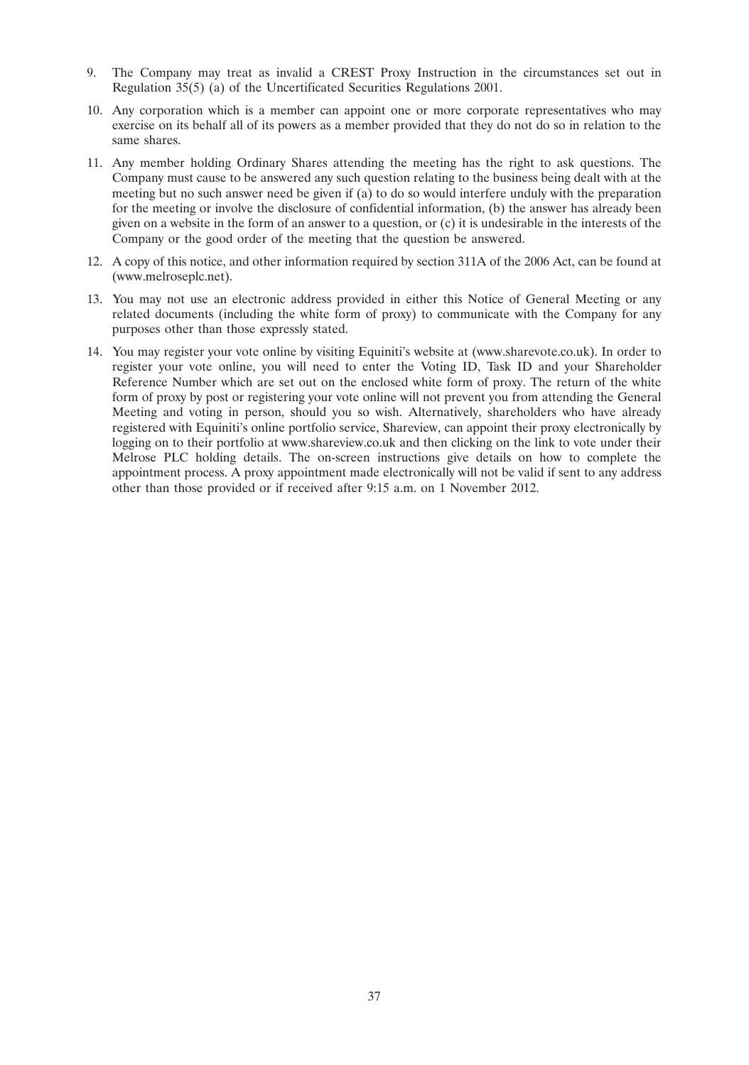9. The Company may treat as invalid a CREST Proxy Instruction in the circumstances set out in Regulation 35(5) (a) of the Uncertificated Securities Regulations 2001.

10. Any corporation which is a member can appoint one or more corporate representatives who may exercise on its behalf all of its powers as a member provided that they do not do so in relation to the same shares.

11. Any member holding Ordinary Shares attending the meeting has the right to ask questions. The Company must cause to be answered any such question relating to the business being dealt with at the meeting but no such answer need be given if (a) to do so would interfere unduly with the preparation for the meeting or involve the disclosure of confidential information, (b) the answer has already been given on a website in the form of an answer to a question, or (c) it is undesirable in the interests of the Company or the good order of the meeting that the question be answered.

12. A copy of this notice, and other information required by section 311A of the 2006 Act, can be found at (www.melroseplc.net).

13. You may not use an electronic address provided in either this Notice of General Meeting or any related documents (including the white form of proxy) to communicate with the Company for any purposes other than those expressly stated.

14. You may register your vote online by visiting Equiniti's website at (www.sharevote.co.uk). In order to register your vote online, you will need to enter the Voting ID, Task ID and your Shareholder Reference Number which are set out on the enclosed white form of proxy. The return of the white form of proxy by post or registering your vote online will not prevent you from attending the General Meeting and voting in person, should you so wish. Alternatively, shareholders who have already registered with Equiniti's online portfolio service, Shareview, can appoint their proxy electronically by logging on to their portfolio at www.shareview.co.uk and then clicking on the link to vote under their Melrose PLC holding details. The on-screen instructions give details on how to complete the appointment process. A proxy appointment made electronically will not be valid if sent to any address other than those provided or if received after 9:15 a.m. on 1 November 2012.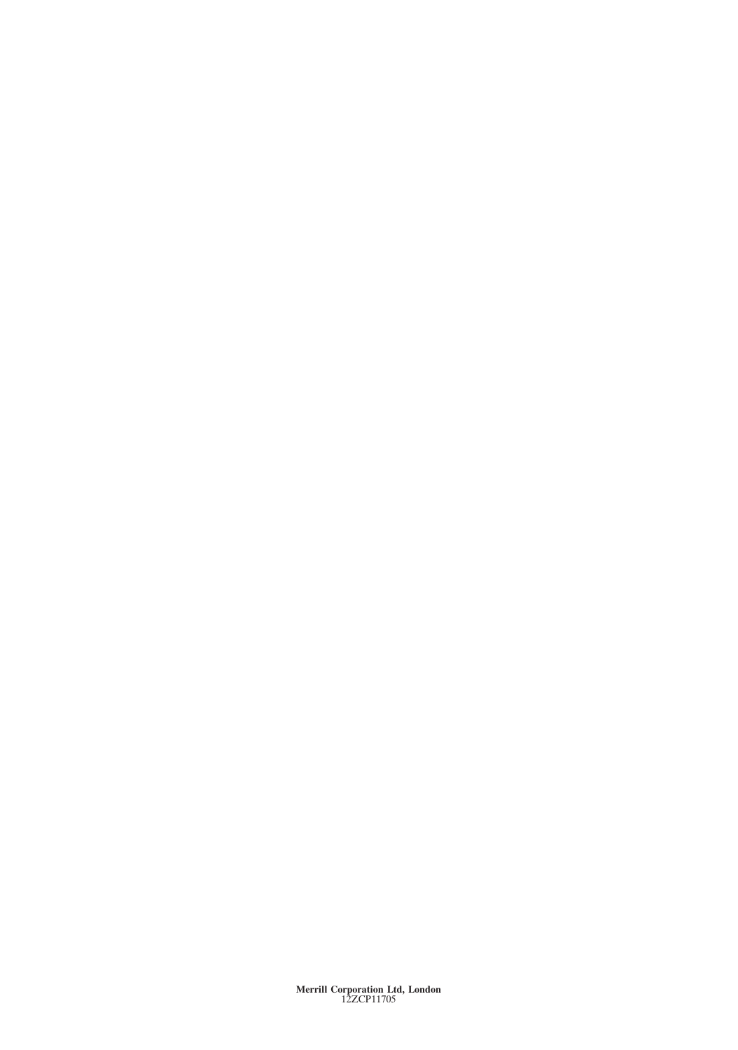**Merrill Corporation Ltd, London**
12ZCP11705